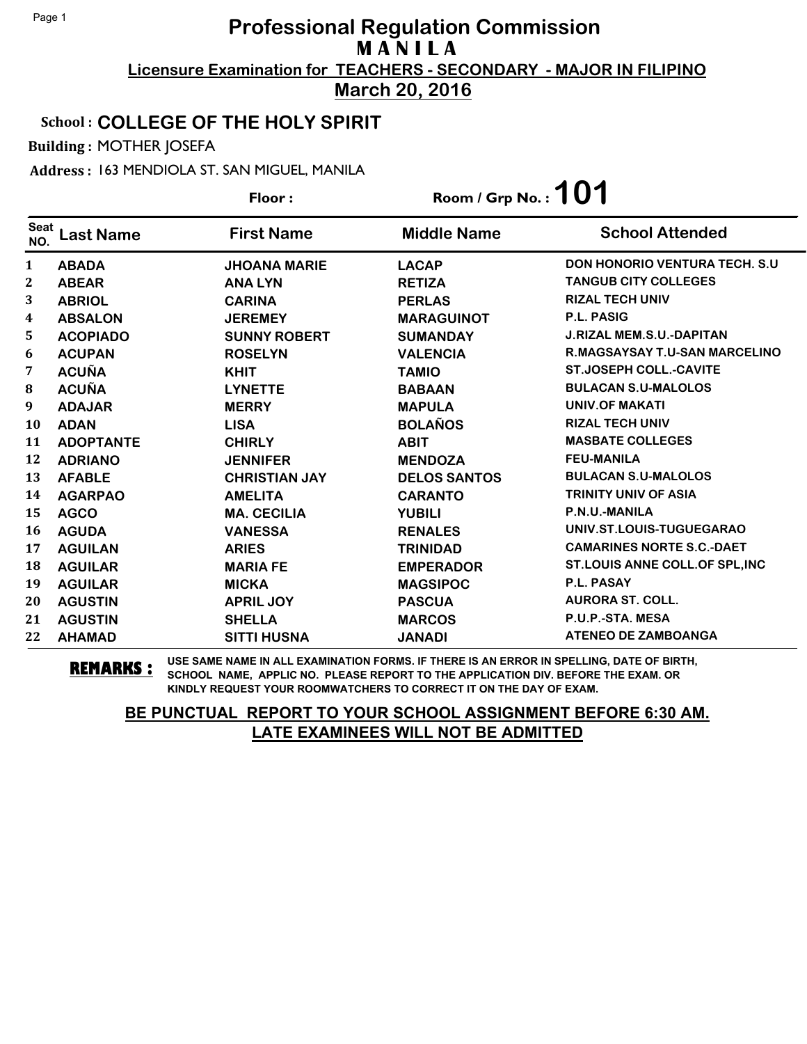# Professional Regulation Commission
## M A N I L A
### Licensure Examination for TEACHERS - SECONDARY - MAJOR IN FILIPINO
### March 20, 2016

**School : COLLEGE OF THE HOLY SPIRIT**

**Building :** MOTHER JOSEFA

**Address :** 163 MENDIOLA ST. SAN MIGUEL, MANILA

**Floor :** **Room / Grp No. : 101**

| Seat NO. | Last Name | First Name | Middle Name | School Attended |
|---|---|---|---|---|
| 1 | ABADA | JHOANA MARIE | LACAP | DON HONORIO VENTURA TECH. S.U |
| 2 | ABEAR | ANA LYN | RETIZA | TANGUB CITY COLLEGES |
| 3 | ABRIOL | CARINA | PERLAS | RIZAL TECH UNIV |
| 4 | ABSALON | JEREMEY | MARAGUINOT | P.L. PASIG |
| 5 | ACOPIADO | SUNNY ROBERT | SUMANDAY | J.RIZAL MEM.S.U.-DAPITAN |
| 6 | ACUPAN | ROSELYN | VALENCIA | R.MAGSAYSAY T.U-SAN MARCELINO |
| 7 | ACUÑA | KHIT | TAMIO | ST.JOSEPH COLL.-CAVITE |
| 8 | ACUÑA | LYNETTE | BABAAN | BULACAN S.U-MALOLOS |
| 9 | ADAJAR | MERRY | MAPULA | UNIV.OF MAKATI |
| 10 | ADAN | LISA | BOLAÑOS | RIZAL TECH UNIV |
| 11 | ADOPTANTE | CHIRLY | ABIT | MASBATE COLLEGES |
| 12 | ADRIANO | JENNIFER | MENDOZA | FEU-MANILA |
| 13 | AFABLE | CHRISTIAN JAY | DELOS SANTOS | BULACAN S.U-MALOLOS |
| 14 | AGARPAO | AMELITA | CARANTO | TRINITY UNIV OF ASIA |
| 15 | AGCO | MA. CECILIA | YUBILI | P.N.U.-MANILA |
| 16 | AGUDA | VANESSA | RENALES | UNIV.ST.LOUIS-TUGUEGARAO |
| 17 | AGUILAN | ARIES | TRINIDAD | CAMARINES NORTE S.C.-DAET |
| 18 | AGUILAR | MARIA FE | EMPERADOR | ST.LOUIS ANNE COLL.OF SPL,INC |
| 19 | AGUILAR | MICKA | MAGSIPOC | P.L. PASAY |
| 20 | AGUSTIN | APRIL JOY | PASCUA | AURORA ST. COLL. |
| 21 | AGUSTIN | SHELLA | MARCOS | P.U.P.-STA. MESA |
| 22 | AHAMAD | SITTI HUSNA | JANADI | ATENEO DE ZAMBOANGA |

**REMARKS :** USE SAME NAME IN ALL EXAMINATION FORMS. IF THERE IS AN ERROR IN SPELLING, DATE OF BIRTH, SCHOOL NAME, APPLIC NO. PLEASE REPORT TO THE APPLICATION DIV. BEFORE THE EXAM. OR KINDLY REQUEST YOUR ROOMWATCHERS TO CORRECT IT ON THE DAY OF EXAM.

**BE PUNCTUAL REPORT TO YOUR SCHOOL ASSIGNMENT BEFORE 6:30 AM.**
**LATE EXAMINEES WILL NOT BE ADMITTED**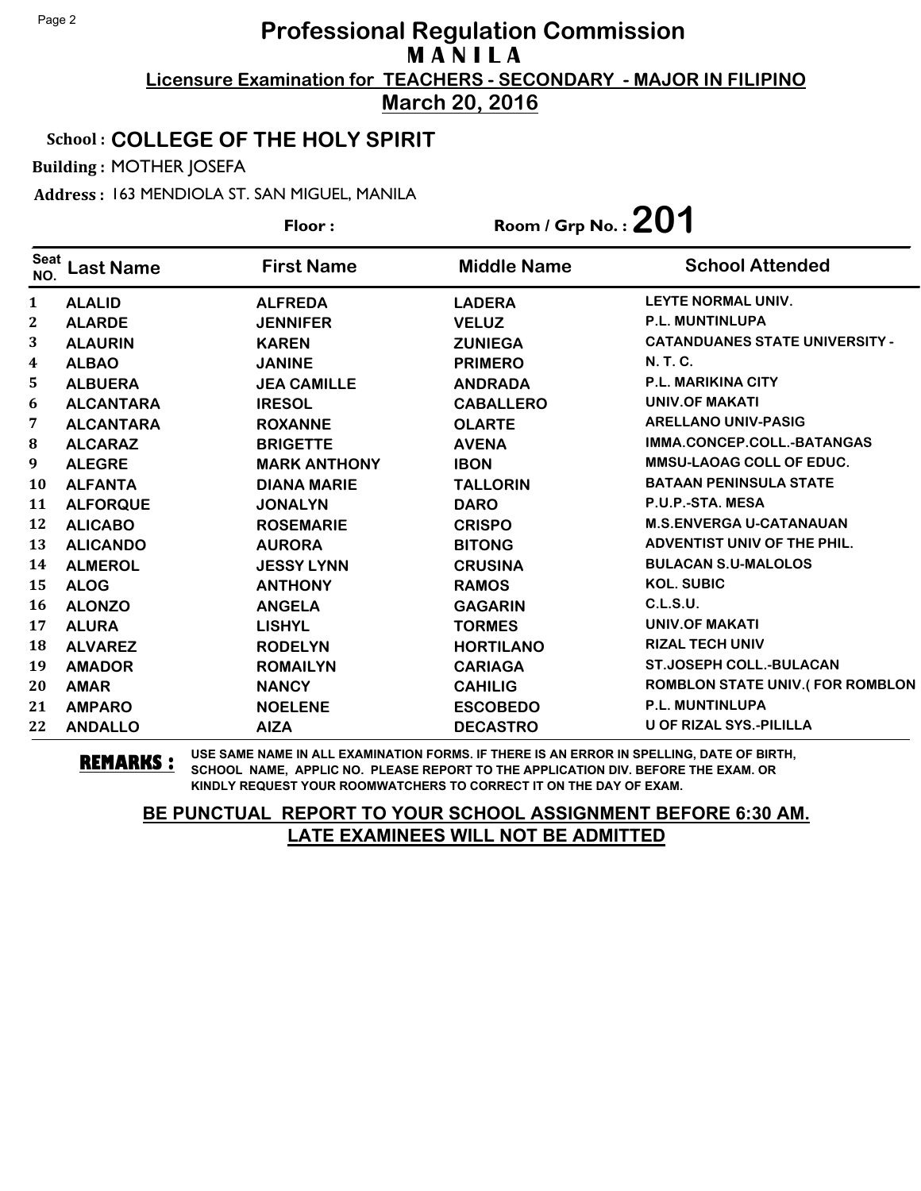# Professional Regulation Commission
## M A N I L A
### Licensure Examination for TEACHERS - SECONDARY - MAJOR IN FILIPINO
### March 20, 2016

**School : COLLEGE OF THE HOLY SPIRIT**

**Building :** MOTHER JOSEFA

**Address :** 163 MENDIOLA ST. SAN MIGUEL, MANILA

**Floor :** 

**Room / Grp No. : 201**

| Seat NO. | Last Name | First Name | Middle Name | School Attended |
|---|---|---|---|---|
| 1 | ALALID | ALFREDA | LADERA | LEYTE NORMAL UNIV. |
| 2 | ALARDE | JENNIFER | VELUZ | P.L. MUNTINLUPA |
| 3 | ALAURIN | KAREN | ZUNIEGA | CATANDUANES STATE UNIVERSITY - |
| 4 | ALBAO | JANINE | PRIMERO | N. T. C. |
| 5 | ALBUERA | JEA CAMILLE | ANDRADA | P.L. MARIKINA CITY |
| 6 | ALCANTARA | IRESOL | CABALLERO | UNIV.OF MAKATI |
| 7 | ALCANTARA | ROXANNE | OLARTE | ARELLANO UNIV-PASIG |
| 8 | ALCARAZ | BRIGETTE | AVENA | IMMA.CONCEP.COLL.-BATANGAS |
| 9 | ALEGRE | MARK ANTHONY | IBON | MMSU-LAOAG COLL OF EDUC. |
| 10 | ALFANTA | DIANA MARIE | TALLORIN | BATAAN PENINSULA STATE |
| 11 | ALFORQUE | JONALYN | DARO | P.U.P.-STA. MESA |
| 12 | ALICABO | ROSEMARIE | CRISPO | M.S.ENVERGA U-CATANAUAN |
| 13 | ALICANDO | AURORA | BITONG | ADVENTIST UNIV OF THE PHIL. |
| 14 | ALMEROL | JESSY LYNN | CRUSINA | BULACAN S.U-MALOLOS |
| 15 | ALOG | ANTHONY | RAMOS | KOL. SUBIC |
| 16 | ALONZO | ANGELA | GAGARIN | C.L.S.U. |
| 17 | ALURA | LISHYL | TORMES | UNIV.OF MAKATI |
| 18 | ALVAREZ | RODELYN | HORTILANO | RIZAL TECH UNIV |
| 19 | AMADOR | ROMAILYN | CARIAGA | ST.JOSEPH COLL.-BULACAN |
| 20 | AMAR | NANCY | CAHILIG | ROMBLON STATE UNIV.( FOR ROMBLON |
| 21 | AMPARO | NOELENE | ESCOBEDO | P.L. MUNTINLUPA |
| 22 | ANDALLO | AIZA | DECASTRO | U OF RIZAL SYS.-PILILLA |

**REMARKS :** USE SAME NAME IN ALL EXAMINATION FORMS. IF THERE IS AN ERROR IN SPELLING, DATE OF BIRTH, SCHOOL NAME, APPLIC NO. PLEASE REPORT TO THE APPLICATION DIV. BEFORE THE EXAM. OR KINDLY REQUEST YOUR ROOMWATCHERS TO CORRECT IT ON THE DAY OF EXAM.

**BE PUNCTUAL REPORT TO YOUR SCHOOL ASSIGNMENT BEFORE 6:30 AM.**
**LATE EXAMINEES WILL NOT BE ADMITTED**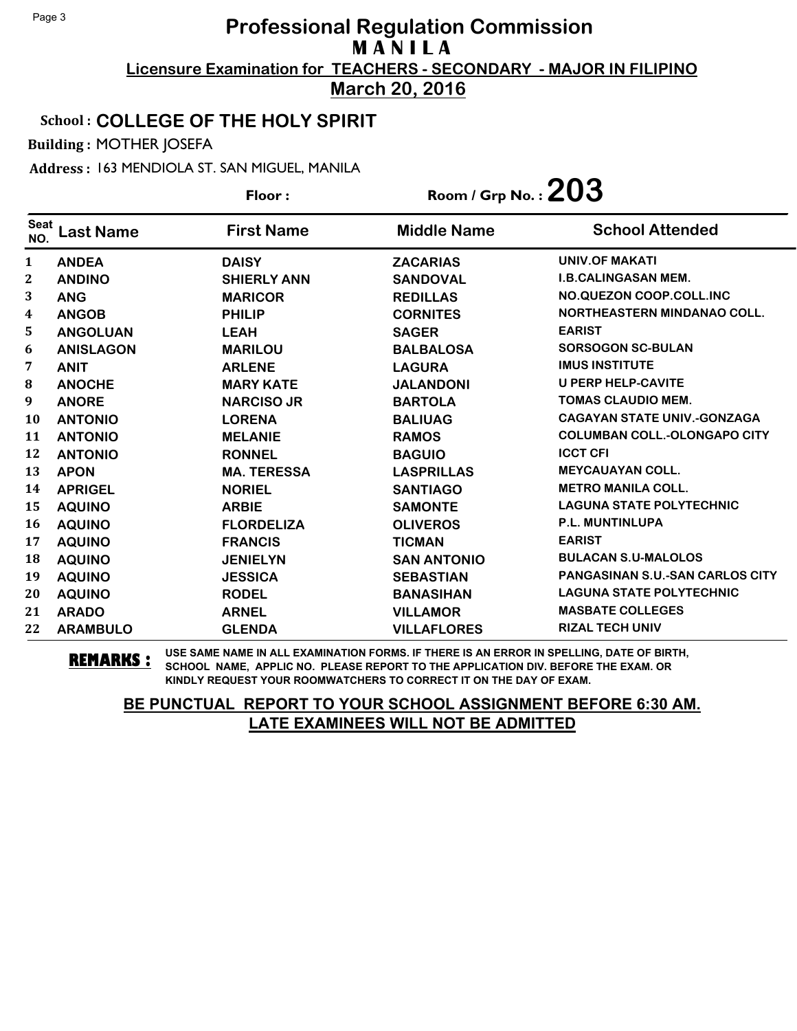# Professional Regulation Commission
## M A N I L A

**Licensure Examination for TEACHERS - SECONDARY - MAJOR IN FILIPINO**

**March 20, 2016**

**School : COLLEGE OF THE HOLY SPIRIT**

**Building :** MOTHER JOSEFA

**Address :** 163 MENDIOLA ST. SAN MIGUEL, MANILA

**Floor :** 

**Room / Grp No. : 203**

| Seat NO. | Last Name | First Name | Middle Name | School Attended |
|---|---|---|---|---|
| 1 | ANDEA | DAISY | ZACARIAS | UNIV.OF MAKATI |
| 2 | ANDINO | SHIERLY ANN | SANDOVAL | I.B.CALINGASAN MEM. |
| 3 | ANG | MARICOR | REDILLAS | NO.QUEZON COOP.COLL.INC |
| 4 | ANGOB | PHILIP | CORNITES | NORTHEASTERN MINDANAO COLL. |
| 5 | ANGOLUAN | LEAH | SAGER | EARIST |
| 6 | ANISLAGON | MARILOU | BALBALOSA | SORSOGON SC-BULAN |
| 7 | ANIT | ARLENE | LAGURA | IMUS INSTITUTE |
| 8 | ANOCHE | MARY KATE | JALANDONI | U PERP HELP-CAVITE |
| 9 | ANORE | NARCISO JR | BARTOLA | TOMAS CLAUDIO MEM. |
| 10 | ANTONIO | LORENA | BALIUAG | CAGAYAN STATE UNIV.-GONZAGA |
| 11 | ANTONIO | MELANIE | RAMOS | COLUMBAN COLL.-OLONGAPO CITY |
| 12 | ANTONIO | RONNEL | BAGUIO | ICCT CFI |
| 13 | APON | MA. TERESSA | LASPRILLAS | MEYCAUAYAN COLL. |
| 14 | APRIGEL | NORIEL | SANTIAGO | METRO MANILA COLL. |
| 15 | AQUINO | ARBIE | SAMONTE | LAGUNA STATE POLYTECHNIC |
| 16 | AQUINO | FLORDELIZA | OLIVEROS | P.L. MUNTINLUPA |
| 17 | AQUINO | FRANCIS | TICMAN | EARIST |
| 18 | AQUINO | JENIELYN | SAN ANTONIO | BULACAN S.U-MALOLOS |
| 19 | AQUINO | JESSICA | SEBASTIAN | PANGASINAN S.U.-SAN CARLOS CITY |
| 20 | AQUINO | RODEL | BANASIHAN | LAGUNA STATE POLYTECHNIC |
| 21 | ARADO | ARNEL | VILLAMOR | MASBATE COLLEGES |
| 22 | ARAMBULO | GLENDA | VILLAFLORES | RIZAL TECH UNIV |

**REMARKS :** USE SAME NAME IN ALL EXAMINATION FORMS. IF THERE IS AN ERROR IN SPELLING, DATE OF BIRTH, SCHOOL NAME, APPLIC NO. PLEASE REPORT TO THE APPLICATION DIV. BEFORE THE EXAM. OR KINDLY REQUEST YOUR ROOMWATCHERS TO CORRECT IT ON THE DAY OF EXAM.

**BE PUNCTUAL REPORT TO YOUR SCHOOL ASSIGNMENT BEFORE 6:30 AM. LATE EXAMINEES WILL NOT BE ADMITTED**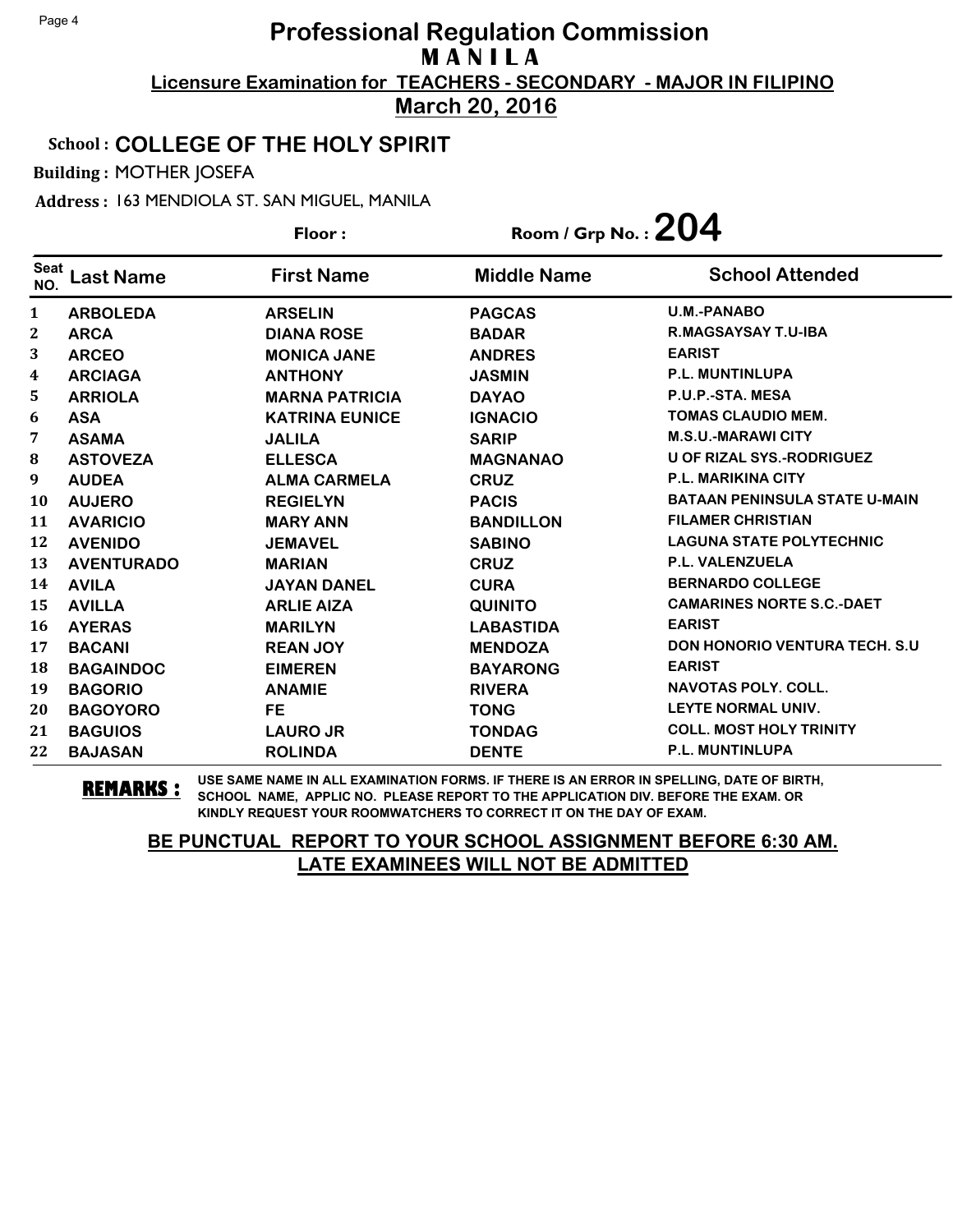# Professional Regulation Commission
## MANILA
### Licensure Examination for TEACHERS - SECONDARY - MAJOR IN FILIPINO
### March 20, 2016

**School : COLLEGE OF THE HOLY SPIRIT**

**Building :** MOTHER JOSEFA

**Address :** 163 MENDIOLA ST. SAN MIGUEL, MANILA

**Floor :**

**Room / Grp No. : 204**

| Seat NO. | Last Name | First Name | Middle Name | School Attended |
|---|---|---|---|---|
| 1 | ARBOLEDA | ARSELIN | PAGCAS | U.M.-PANABO |
| 2 | ARCA | DIANA ROSE | BADAR | R.MAGSAYSAY T.U-IBA |
| 3 | ARCEO | MONICA JANE | ANDRES | EARIST |
| 4 | ARCIAGA | ANTHONY | JASMIN | P.L. MUNTINLUPA |
| 5 | ARRIOLA | MARNA PATRICIA | DAYAO | P.U.P.-STA. MESA |
| 6 | ASA | KATRINA EUNICE | IGNACIO | TOMAS CLAUDIO MEM. |
| 7 | ASAMA | JALILA | SARIP | M.S.U.-MARAWI CITY |
| 8 | ASTOVEZA | ELLESCA | MAGNANAO | U OF RIZAL SYS.-RODRIGUEZ |
| 9 | AUDEA | ALMA CARMELA | CRUZ | P.L. MARIKINA CITY |
| 10 | AUJERO | REGIELYN | PACIS | BATAAN PENINSULA STATE U-MAIN |
| 11 | AVARICIO | MARY ANN | BANDILLON | FILAMER CHRISTIAN |
| 12 | AVENIDO | JEMAVEL | SABINO | LAGUNA STATE POLYTECHNIC |
| 13 | AVENTURADO | MARIAN | CRUZ | P.L. VALENZUELA |
| 14 | AVILA | JAYAN DANEL | CURA | BERNARDO COLLEGE |
| 15 | AVILLA | ARLIE AIZA | QUINITO | CAMARINES NORTE S.C.-DAET |
| 16 | AYERAS | MARILYN | LABASTIDA | EARIST |
| 17 | BACANI | REAN JOY | MENDOZA | DON HONORIO VENTURA TECH. S.U |
| 18 | BAGAINDOC | EIMEREN | BAYARONG | EARIST |
| 19 | BAGORIO | ANAMIE | RIVERA | NAVOTAS POLY. COLL. |
| 20 | BAGOYORO | FE | TONG | LEYTE NORMAL UNIV. |
| 21 | BAGUIOS | LAURO JR | TONDAG | COLL. MOST HOLY TRINITY |
| 22 | BAJASAN | ROLINDA | DENTE | P.L. MUNTINLUPA |

**REMARKS :** USE SAME NAME IN ALL EXAMINATION FORMS. IF THERE IS AN ERROR IN SPELLING, DATE OF BIRTH, SCHOOL NAME, APPLIC NO. PLEASE REPORT TO THE APPLICATION DIV. BEFORE THE EXAM. OR KINDLY REQUEST YOUR ROOMWATCHERS TO CORRECT IT ON THE DAY OF EXAM.

**BE PUNCTUAL REPORT TO YOUR SCHOOL ASSIGNMENT BEFORE 6:30 AM.**
**LATE EXAMINEES WILL NOT BE ADMITTED**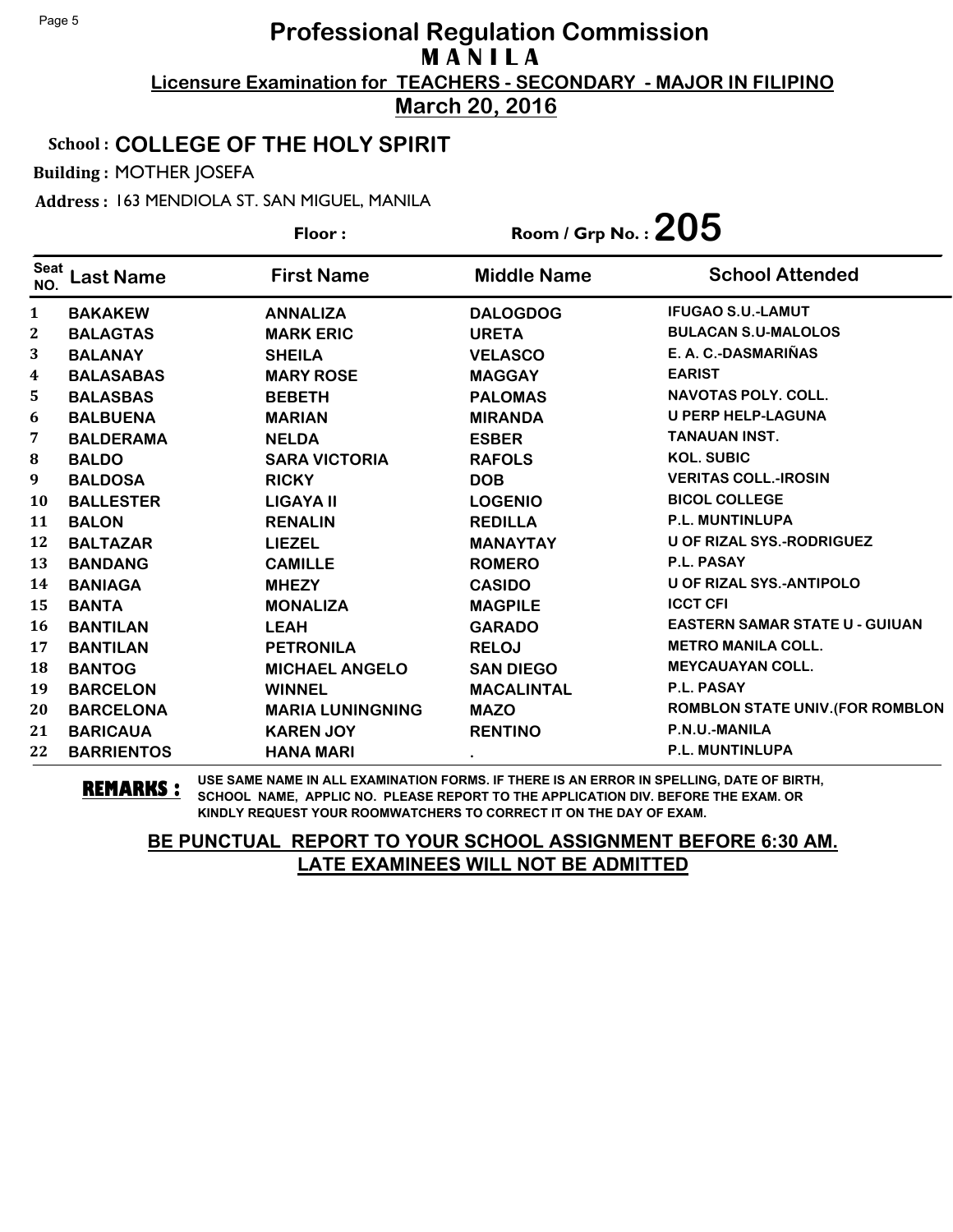# Professional Regulation Commission
## M A N I L A
### Licensure Examination for TEACHERS - SECONDARY - MAJOR IN FILIPINO
### March 20, 2016

**School :** COLLEGE OF THE HOLY SPIRIT

**Building :** MOTHER JOSEFA

**Address :** 163 MENDIOLA ST. SAN MIGUEL, MANILA

**Floor :**

**Room / Grp No. : 205**

| Seat NO. | Last Name | First Name | Middle Name | School Attended |
|---|---|---|---|---|
| 1 | BAKAKEW | ANNALIZA | DALOGDOG | IFUGAO S.U.-LAMUT |
| 2 | BALAGTAS | MARK ERIC | URETA | BULACAN S.U-MALOLOS |
| 3 | BALANAY | SHEILA | VELASCO | E. A. C.-DASMARIÑAS |
| 4 | BALASABAS | MARY ROSE | MAGGAY | EARIST |
| 5 | BALASBAS | BEBETH | PALOMAS | NAVOTAS POLY. COLL. |
| 6 | BALBUENA | MARIAN | MIRANDA | U PERP HELP-LAGUNA |
| 7 | BALDERAMA | NELDA | ESBER | TANAUAN INST. |
| 8 | BALDO | SARA VICTORIA | RAFOLS | KOL. SUBIC |
| 9 | BALDOSA | RICKY | DOB | VERITAS COLL.-IROSIN |
| 10 | BALLESTER | LIGAYA II | LOGENIO | BICOL COLLEGE |
| 11 | BALON | RENALIN | REDILLA | P.L. MUNTINLUPA |
| 12 | BALTAZAR | LIEZEL | MANAYTAY | U OF RIZAL SYS.-RODRIGUEZ |
| 13 | BANDANG | CAMILLE | ROMERO | P.L. PASAY |
| 14 | BANIAGA | MHEZY | CASIDO | U OF RIZAL SYS.-ANTIPOLO |
| 15 | BANTA | MONALIZA | MAGPILE | ICCT CFI |
| 16 | BANTILAN | LEAH | GARADO | EASTERN SAMAR STATE U - GUIUAN |
| 17 | BANTILAN | PETRONILA | RELOJ | METRO MANILA COLL. |
| 18 | BANTOG | MICHAEL ANGELO | SAN DIEGO | MEYCAUAYAN COLL. |
| 19 | BARCELON | WINNEL | MACALINTAL | P.L. PASAY |
| 20 | BARCELONA | MARIA LUNINGNING | MAZO | ROMBLON STATE UNIV.(FOR ROMBLON |
| 21 | BARICAUA | KAREN JOY | RENTINO | P.N.U.-MANILA |
| 22 | BARRIENTOS | HANA MARI | . | P.L. MUNTINLUPA |

**REMARKS :** USE SAME NAME IN ALL EXAMINATION FORMS. IF THERE IS AN ERROR IN SPELLING, DATE OF BIRTH, SCHOOL NAME, APPLIC NO. PLEASE REPORT TO THE APPLICATION DIV. BEFORE THE EXAM. OR KINDLY REQUEST YOUR ROOMWATCHERS TO CORRECT IT ON THE DAY OF EXAM.

**BE PUNCTUAL REPORT TO YOUR SCHOOL ASSIGNMENT BEFORE 6:30 AM.**
**LATE EXAMINEES WILL NOT BE ADMITTED**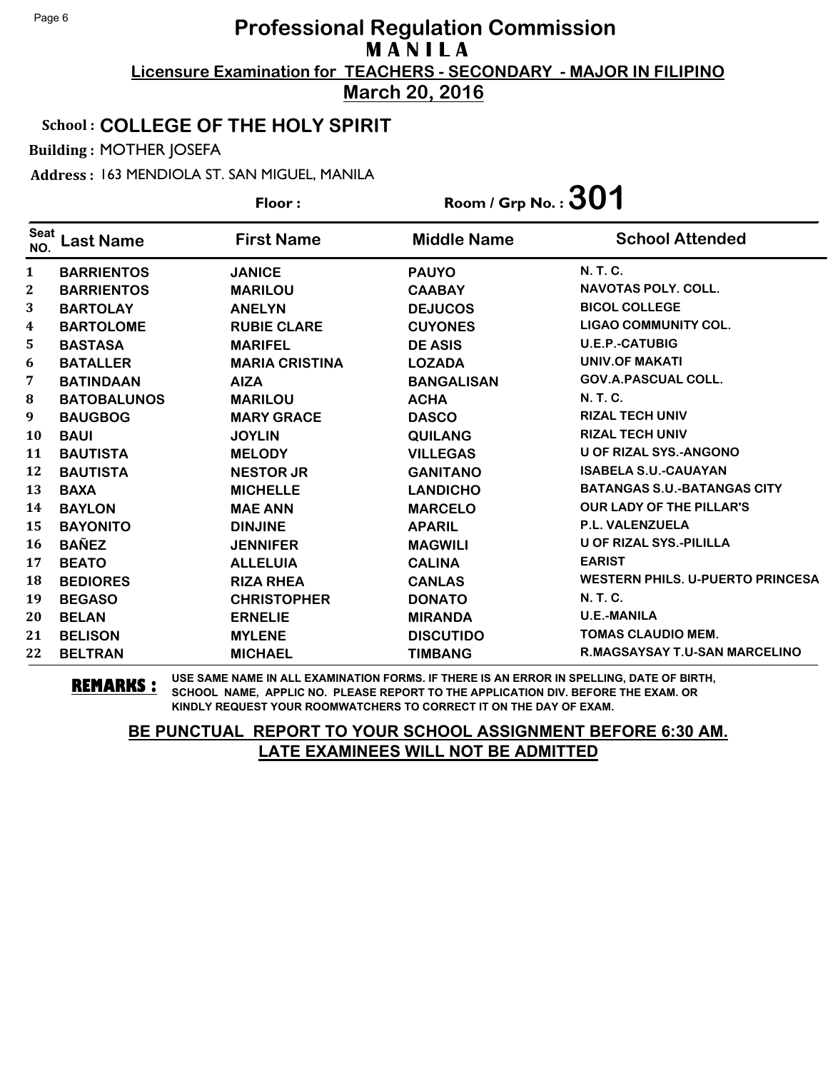# Professional Regulation Commission
## M A N I L A
**Licensure Examination for TEACHERS - SECONDARY - MAJOR IN FILIPINO**

**March 20, 2016**

School : **COLLEGE OF THE HOLY SPIRIT**

Building : MOTHER JOSEFA

Address : 163 MENDIOLA ST. SAN MIGUEL, MANILA

Floor :

Room / Grp No. : **301**

| Seat NO. | Last Name | First Name | Middle Name | School Attended |
|---|---|---|---|---|
| 1 | BARRIENTOS | JANICE | PAUYO | N. T. C. |
| 2 | BARRIENTOS | MARILOU | CAABAY | NAVOTAS POLY. COLL. |
| 3 | BARTOLAY | ANELYN | DEJUCOS | BICOL COLLEGE |
| 4 | BARTOLOME | RUBIE CLARE | CUYONES | LIGAO COMMUNITY COL. |
| 5 | BASTASA | MARIFEL | DE ASIS | U.E.P.-CATUBIG |
| 6 | BATALLER | MARIA CRISTINA | LOZADA | UNIV.OF MAKATI |
| 7 | BATINDAAN | AIZA | BANGALISAN | GOV.A.PASCUAL COLL. |
| 8 | BATOBALUNOS | MARILOU | ACHA | N. T. C. |
| 9 | BAUGBOG | MARY GRACE | DASCO | RIZAL TECH UNIV |
| 10 | BAUI | JOYLIN | QUILANG | RIZAL TECH UNIV |
| 11 | BAUTISTA | MELODY | VILLEGAS | U OF RIZAL SYS.-ANGONO |
| 12 | BAUTISTA | NESTOR JR | GANITANO | ISABELA S.U.-CAUAYAN |
| 13 | BAXA | MICHELLE | LANDICHO | BATANGAS S.U.-BATANGAS CITY |
| 14 | BAYLON | MAE ANN | MARCELO | OUR LADY OF THE PILLAR'S |
| 15 | BAYONITO | DINJINE | APARIL | P.L. VALENZUELA |
| 16 | BAÑEZ | JENNIFER | MAGWILI | U OF RIZAL SYS.-PILILLA |
| 17 | BEATO | ALLELUIA | CALINA | EARIST |
| 18 | BEDIORES | RIZA RHEA | CANLAS | WESTERN PHILS. U-PUERTO PRINCESA |
| 19 | BEGASO | CHRISTOPHER | DONATO | N. T. C. |
| 20 | BELAN | ERNELIE | MIRANDA | U.E.-MANILA |
| 21 | BELISON | MYLENE | DISCUTIDO | TOMAS CLAUDIO MEM. |
| 22 | BELTRAN | MICHAEL | TIMBANG | R.MAGSAYSAY T.U-SAN MARCELINO |

**REMARKS :** USE SAME NAME IN ALL EXAMINATION FORMS. IF THERE IS AN ERROR IN SPELLING, DATE OF BIRTH, SCHOOL NAME, APPLIC NO. PLEASE REPORT TO THE APPLICATION DIV. BEFORE THE EXAM. OR KINDLY REQUEST YOUR ROOMWATCHERS TO CORRECT IT ON THE DAY OF EXAM.

**BE PUNCTUAL REPORT TO YOUR SCHOOL ASSIGNMENT BEFORE 6:30 AM.**
**LATE EXAMINEES WILL NOT BE ADMITTED**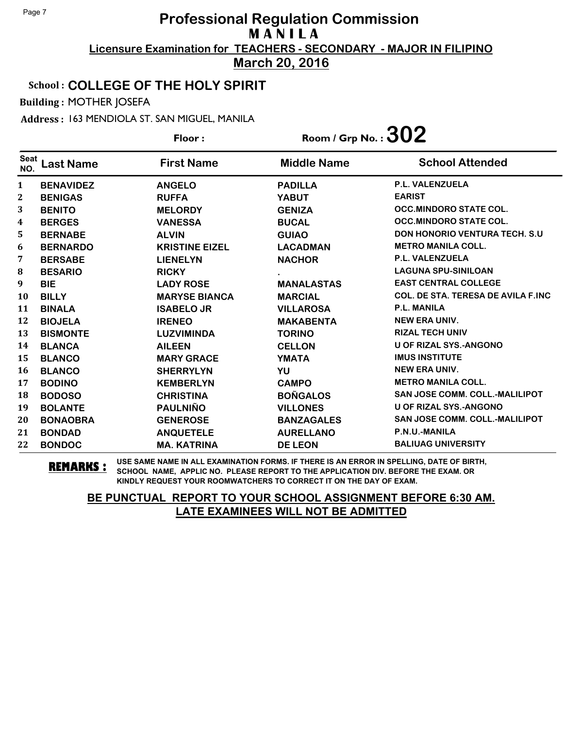# Professional Regulation Commission
## MANILA
### Licensure Examination for TEACHERS - SECONDARY - MAJOR IN FILIPINO
### March 20, 2016

**School : COLLEGE OF THE HOLY SPIRIT**

**Building :** MOTHER JOSEFA

**Address :** 163 MENDIOLA ST. SAN MIGUEL, MANILA

**Floor :**

**Room / Grp No. : 302**

| Seat NO. | Last Name | First Name | Middle Name | School Attended |
|---|---|---|---|---|
| 1 | BENAVIDEZ | ANGELO | PADILLA | P.L. VALENZUELA |
| 2 | BENIGAS | RUFFA | YABUT | EARIST |
| 3 | BENITO | MELORDY | GENIZA | OCC.MINDORO STATE COL. |
| 4 | BERGES | VANESSA | BUCAL | OCC.MINDORO STATE COL. |
| 5 | BERNABE | ALVIN | GUIAO | DON HONORIO VENTURA TECH. S.U |
| 6 | BERNARDO | KRISTINE EIZEL | LACADMAN | METRO MANILA COLL. |
| 7 | BERSABE | LIENELYN | NACHOR | P.L. VALENZUELA |
| 8 | BESARIO | RICKY | . | LAGUNA SPU-SINILOAN |
| 9 | BIE | LADY ROSE | MANALASTAS | EAST CENTRAL COLLEGE |
| 10 | BILLY | MARYSE BIANCA | MARCIAL | COL. DE STA. TERESA DE AVILA F.INC |
| 11 | BINALA | ISABELO JR | VILLAROSA | P.L. MANILA |
| 12 | BIOJELA | IRENEO | MAKABENTA | NEW ERA UNIV. |
| 13 | BISMONTE | LUZVIMINDA | TORINO | RIZAL TECH UNIV |
| 14 | BLANCA | AILEEN | CELLON | U OF RIZAL SYS.-ANGONO |
| 15 | BLANCO | MARY GRACE | YMATA | IMUS INSTITUTE |
| 16 | BLANCO | SHERRYLYN | YU | NEW ERA UNIV. |
| 17 | BODINO | KEMBERLYN | CAMPO | METRO MANILA COLL. |
| 18 | BODOSO | CHRISTINA | BOÑGALOS | SAN JOSE COMM. COLL.-MALILIPOT |
| 19 | BOLANTE | PAULNIÑO | VILLONES | U OF RIZAL SYS.-ANGONO |
| 20 | BONAOBRA | GENEROSE | BANZAGALES | SAN JOSE COMM. COLL.-MALILIPOT |
| 21 | BONDAD | ANQUETELE | AURELLANO | P.N.U.-MANILA |
| 22 | BONDOC | MA. KATRINA | DE LEON | BALIUAG UNIVERSITY |

**REMARKS :** USE SAME NAME IN ALL EXAMINATION FORMS. IF THERE IS AN ERROR IN SPELLING, DATE OF BIRTH, SCHOOL NAME, APPLIC NO. PLEASE REPORT TO THE APPLICATION DIV. BEFORE THE EXAM. OR KINDLY REQUEST YOUR ROOMWATCHERS TO CORRECT IT ON THE DAY OF EXAM.

**BE PUNCTUAL REPORT TO YOUR SCHOOL ASSIGNMENT BEFORE 6:30 AM.**
**LATE EXAMINEES WILL NOT BE ADMITTED**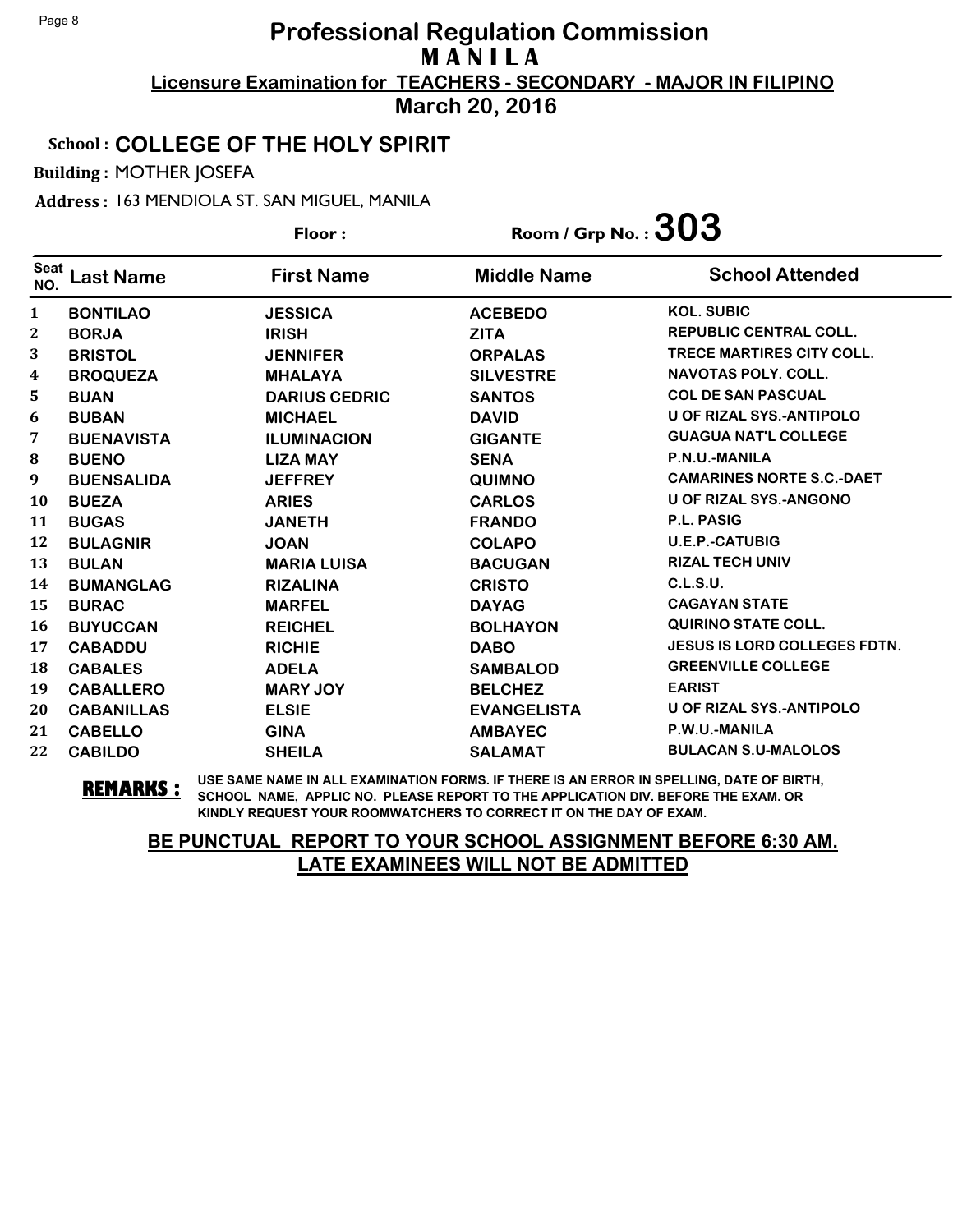# Professional Regulation Commission
## M A N I L A
**Licensure Examination for TEACHERS - SECONDARY - MAJOR IN FILIPINO**

**March 20, 2016**

School : **COLLEGE OF THE HOLY SPIRIT**

Building : MOTHER JOSEFA

Address : 163 MENDIOLA ST. SAN MIGUEL, MANILA

Floor : Room / Grp No. : **303**

| Seat NO. | Last Name | First Name | Middle Name | School Attended |
|---|---|---|---|---|
| 1 | BONTILAO | JESSICA | ACEBEDO | KOL. SUBIC |
| 2 | BORJA | IRISH | ZITA | REPUBLIC CENTRAL COLL. |
| 3 | BRISTOL | JENNIFER | ORPALAS | TRECE MARTIRES CITY COLL. |
| 4 | BROQUEZA | MHALAYA | SILVESTRE | NAVOTAS POLY. COLL. |
| 5 | BUAN | DARIUS CEDRIC | SANTOS | COL DE SAN PASCUAL |
| 6 | BUBAN | MICHAEL | DAVID | U OF RIZAL SYS.-ANTIPOLO |
| 7 | BUENAVISTA | ILUMINACION | GIGANTE | GUAGUA NAT'L COLLEGE |
| 8 | BUENO | LIZA MAY | SENA | P.N.U.-MANILA |
| 9 | BUENSALIDA | JEFFREY | QUIMNO | CAMARINES NORTE S.C.-DAET |
| 10 | BUEZA | ARIES | CARLOS | U OF RIZAL SYS.-ANGONO |
| 11 | BUGAS | JANETH | FRANDO | P.L. PASIG |
| 12 | BULAGNIR | JOAN | COLAPO | U.E.P.-CATUBIG |
| 13 | BULAN | MARIA LUISA | BACUGAN | RIZAL TECH UNIV |
| 14 | BUMANGLAG | RIZALINA | CRISTO | C.L.S.U. |
| 15 | BURAC | MARFEL | DAYAG | CAGAYAN STATE |
| 16 | BUYUCCAN | REICHEL | BOLHAYON | QUIRINO STATE COLL. |
| 17 | CABADDU | RICHIE | DABO | JESUS IS LORD COLLEGES FDTN. |
| 18 | CABALES | ADELA | SAMBALOD | GREENVILLE COLLEGE |
| 19 | CABALLERO | MARY JOY | BELCHEZ | EARIST |
| 20 | CABANILLAS | ELSIE | EVANGELISTA | U OF RIZAL SYS.-ANTIPOLO |
| 21 | CABELLO | GINA | AMBAYEC | P.W.U.-MANILA |
| 22 | CABILDO | SHEILA | SALAMAT | BULACAN S.U-MALOLOS |

**REMARKS :** USE SAME NAME IN ALL EXAMINATION FORMS. IF THERE IS AN ERROR IN SPELLING, DATE OF BIRTH, SCHOOL NAME, APPLIC NO. PLEASE REPORT TO THE APPLICATION DIV. BEFORE THE EXAM. OR KINDLY REQUEST YOUR ROOMWATCHERS TO CORRECT IT ON THE DAY OF EXAM.

**BE PUNCTUAL REPORT TO YOUR SCHOOL ASSIGNMENT BEFORE 6:30 AM.**
**LATE EXAMINEES WILL NOT BE ADMITTED**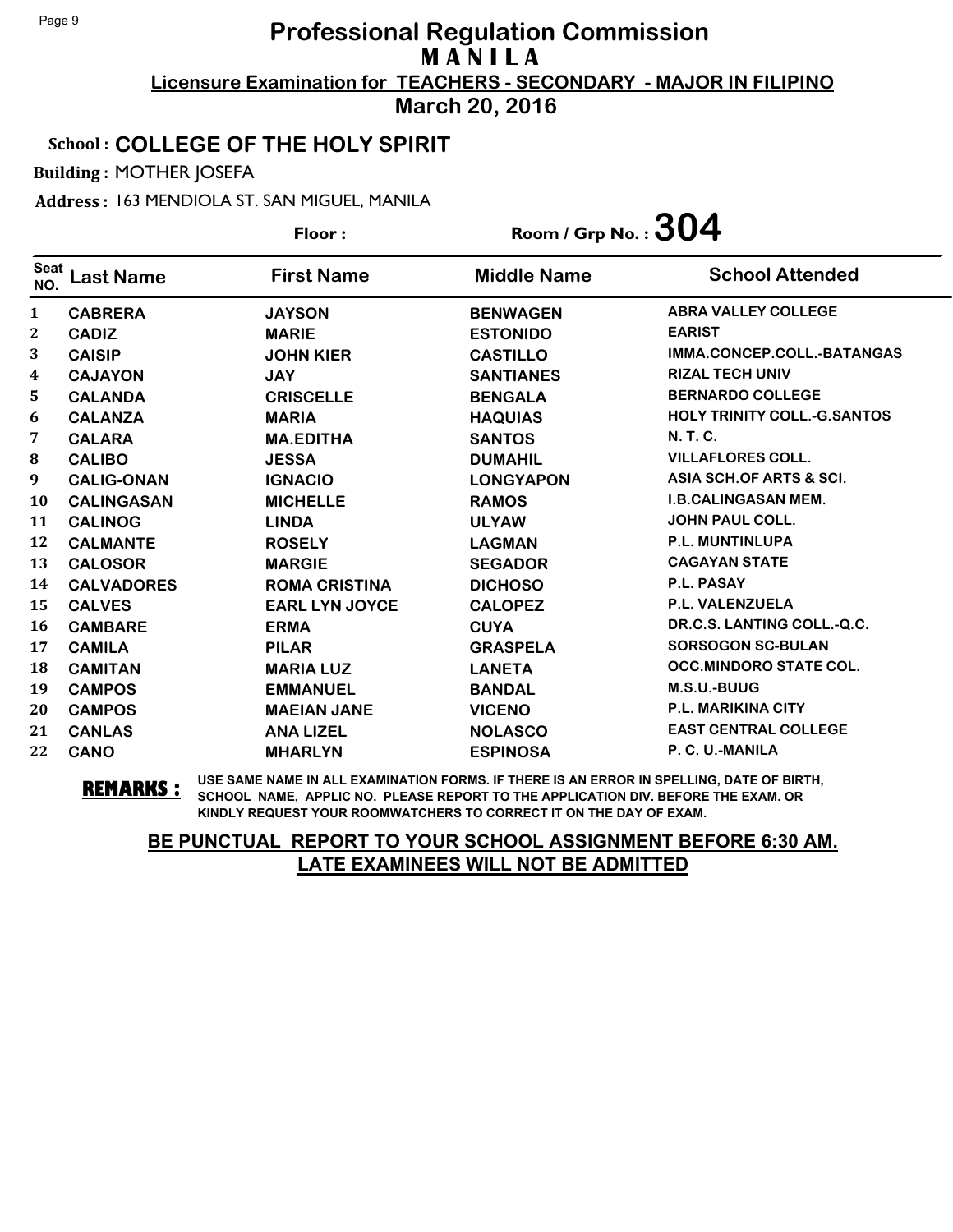# Professional Regulation Commission
## MANILA
### Licensure Examination for TEACHERS - SECONDARY - MAJOR IN FILIPINO
### March 20, 2016

**School : COLLEGE OF THE HOLY SPIRIT**

**Building :** MOTHER JOSEFA

**Address :** 163 MENDIOLA ST. SAN MIGUEL, MANILA

**Floor :** 

**Room / Grp No. : 304**

| Seat NO. | Last Name | First Name | Middle Name | School Attended |
|---|---|---|---|---|
| 1 | CABRERA | JAYSON | BENWAGEN | ABRA VALLEY COLLEGE |
| 2 | CADIZ | MARIE | ESTONIDO | EARIST |
| 3 | CAISIP | JOHN KIER | CASTILLO | IMMA.CONCEP.COLL.-BATANGAS |
| 4 | CAJAYON | JAY | SANTIANES | RIZAL TECH UNIV |
| 5 | CALANDA | CRISCELLE | BENGALA | BERNARDO COLLEGE |
| 6 | CALANZA | MARIA | HAQUIAS | HOLY TRINITY COLL.-G.SANTOS |
| 7 | CALARA | MA.EDITHA | SANTOS | N. T. C. |
| 8 | CALIBO | JESSA | DUMAHIL | VILLAFLORES COLL. |
| 9 | CALIG-ONAN | IGNACIO | LONGYAPON | ASIA SCH.OF ARTS & SCI. |
| 10 | CALINGASAN | MICHELLE | RAMOS | I.B.CALINGASAN MEM. |
| 11 | CALINOG | LINDA | ULYAW | JOHN PAUL COLL. |
| 12 | CALMANTE | ROSELY | LAGMAN | P.L. MUNTINLUPA |
| 13 | CALOSOR | MARGIE | SEGADOR | CAGAYAN STATE |
| 14 | CALVADORES | ROMA CRISTINA | DICHOSO | P.L. PASAY |
| 15 | CALVES | EARL LYN JOYCE | CALOPEZ | P.L. VALENZUELA |
| 16 | CAMBARE | ERMA | CUYA | DR.C.S. LANTING COLL.-Q.C. |
| 17 | CAMILA | PILAR | GRASPELA | SORSOGON SC-BULAN |
| 18 | CAMITAN | MARIA LUZ | LANETA | OCC.MINDORO STATE COL. |
| 19 | CAMPOS | EMMANUEL | BANDAL | M.S.U.-BUUG |
| 20 | CAMPOS | MAEIAN JANE | VICENO | P.L. MARIKINA CITY |
| 21 | CANLAS | ANA LIZEL | NOLASCO | EAST CENTRAL COLLEGE |
| 22 | CANO | MHARLYN | ESPINOSA | P. C. U.-MANILA |

**REMARKS :** USE SAME NAME IN ALL EXAMINATION FORMS. IF THERE IS AN ERROR IN SPELLING, DATE OF BIRTH, SCHOOL NAME, APPLIC NO. PLEASE REPORT TO THE APPLICATION DIV. BEFORE THE EXAM. OR KINDLY REQUEST YOUR ROOMWATCHERS TO CORRECT IT ON THE DAY OF EXAM.

**BE PUNCTUAL REPORT TO YOUR SCHOOL ASSIGNMENT BEFORE 6:30 AM. LATE EXAMINEES WILL NOT BE ADMITTED**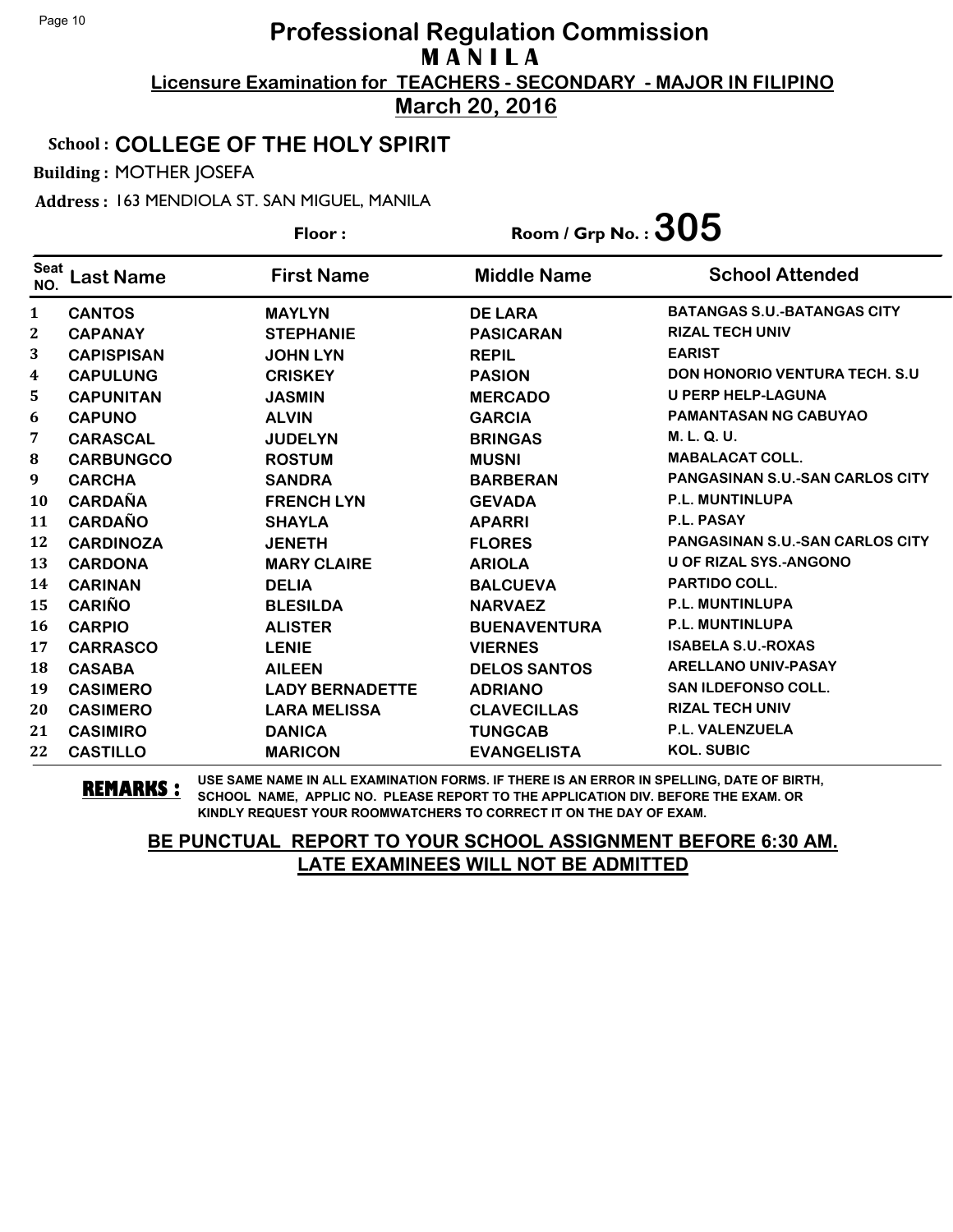# Professional Regulation Commission
## M A N I L A
### Licensure Examination for TEACHERS - SECONDARY - MAJOR IN FILIPINO
### March 20, 2016

**School : COLLEGE OF THE HOLY SPIRIT**

**Building :** MOTHER JOSEFA

**Address :** 163 MENDIOLA ST. SAN MIGUEL, MANILA

**Floor :** **Room / Grp No. : 305**

| Seat NO. | Last Name | First Name | Middle Name | School Attended |
|---|---|---|---|---|
| 1 | CANTOS | MAYLYN | DE LARA | BATANGAS S.U.-BATANGAS CITY |
| 2 | CAPANAY | STEPHANIE | PASICARAN | RIZAL TECH UNIV |
| 3 | CAPISPISAN | JOHN LYN | REPIL | EARIST |
| 4 | CAPULUNG | CRISKEY | PASION | DON HONORIO VENTURA TECH. S.U |
| 5 | CAPUNITAN | JASMIN | MERCADO | U PERP HELP-LAGUNA |
| 6 | CAPUNO | ALVIN | GARCIA | PAMANTASAN NG CABUYAO |
| 7 | CARASCAL | JUDELYN | BRINGAS | M. L. Q. U. |
| 8 | CARBUNGCO | ROSTUM | MUSNI | MABALACAT COLL. |
| 9 | CARCHA | SANDRA | BARBERAN | PANGASINAN S.U.-SAN CARLOS CITY |
| 10 | CARDAÑA | FRENCH LYN | GEVADA | P.L. MUNTINLUPA |
| 11 | CARDAÑO | SHAYLA | APARRI | P.L. PASAY |
| 12 | CARDINOZA | JENETH | FLORES | PANGASINAN S.U.-SAN CARLOS CITY |
| 13 | CARDONA | MARY CLAIRE | ARIOLA | U OF RIZAL SYS.-ANGONO |
| 14 | CARINAN | DELIA | BALCUEVA | PARTIDO COLL. |
| 15 | CARIÑO | BLESILDA | NARVAEZ | P.L. MUNTINLUPA |
| 16 | CARPIO | ALISTER | BUENAVENTURA | P.L. MUNTINLUPA |
| 17 | CARRASCO | LENIE | VIERNES | ISABELA S.U.-ROXAS |
| 18 | CASABA | AILEEN | DELOS SANTOS | ARELLANO UNIV-PASAY |
| 19 | CASIMERO | LADY BERNADETTE | ADRIANO | SAN ILDEFONSO COLL. |
| 20 | CASIMERO | LARA MELISSA | CLAVECILLAS | RIZAL TECH UNIV |
| 21 | CASIMIRO | DANICA | TUNGCAB | P.L. VALENZUELA |
| 22 | CASTILLO | MARICON | EVANGELISTA | KOL. SUBIC |

**REMARKS :** USE SAME NAME IN ALL EXAMINATION FORMS. IF THERE IS AN ERROR IN SPELLING, DATE OF BIRTH, SCHOOL NAME, APPLIC NO. PLEASE REPORT TO THE APPLICATION DIV. BEFORE THE EXAM. OR KINDLY REQUEST YOUR ROOMWATCHERS TO CORRECT IT ON THE DAY OF EXAM.

**BE PUNCTUAL REPORT TO YOUR SCHOOL ASSIGNMENT BEFORE 6:30 AM. LATE EXAMINEES WILL NOT BE ADMITTED**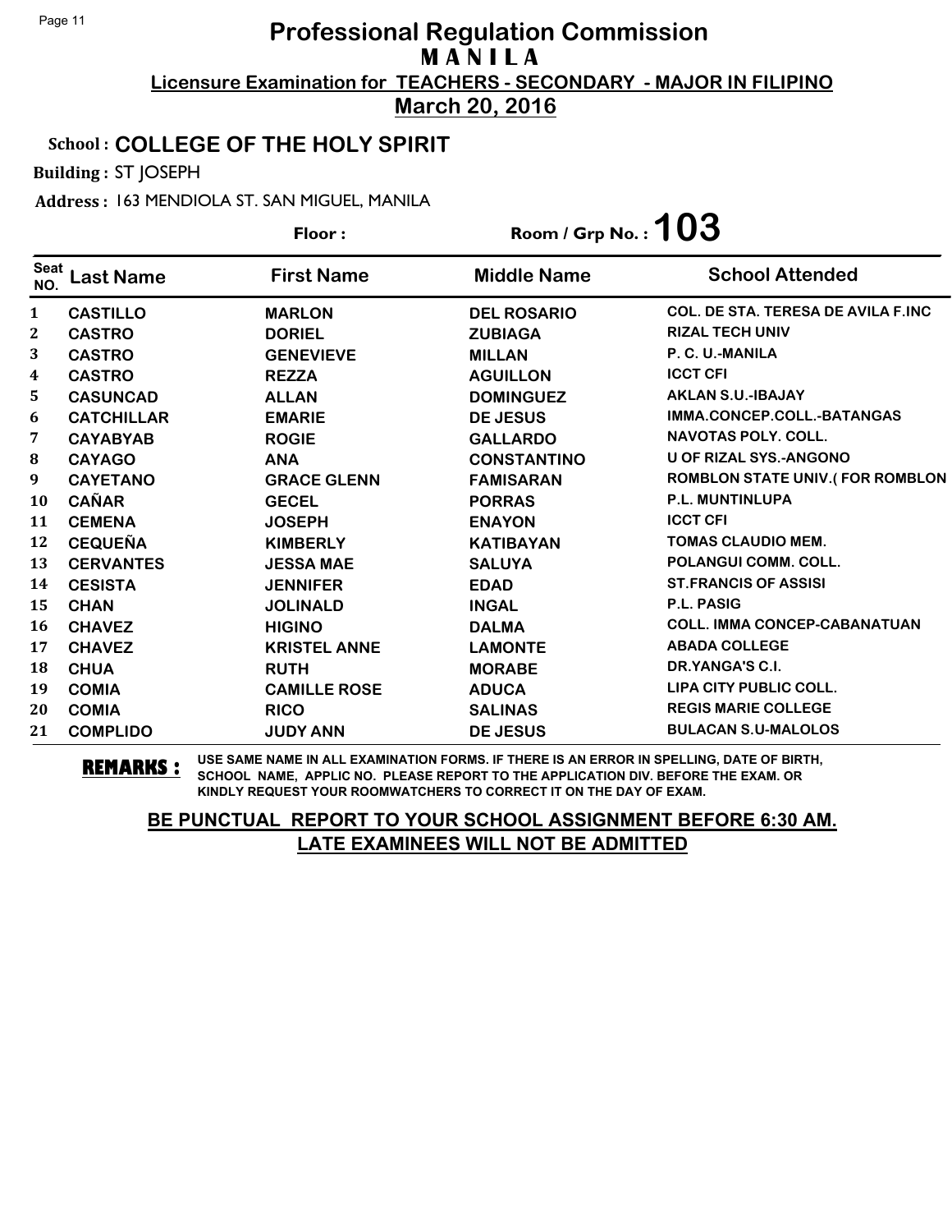# Professional Regulation Commission

**M A N I L A**

**Licensure Examination for TEACHERS - SECONDARY - MAJOR IN FILIPINO**

**March 20, 2016**

**School : COLLEGE OF THE HOLY SPIRIT**

**Building :** ST JOSEPH

**Address :** 163 MENDIOLA ST. SAN MIGUEL, MANILA

**Floor :** **Room / Grp No. : 103**

| Seat NO. | Last Name | First Name | Middle Name | School Attended |
|---|---|---|---|---|
| 1 | CASTILLO | MARLON | DEL ROSARIO | COL. DE STA. TERESA DE AVILA F.INC |
| 2 | CASTRO | DORIEL | ZUBIAGA | RIZAL TECH UNIV |
| 3 | CASTRO | GENEVIEVE | MILLAN | P. C. U.-MANILA |
| 4 | CASTRO | REZZA | AGUILLON | ICCT CFI |
| 5 | CASUNCAD | ALLAN | DOMINGUEZ | AKLAN S.U.-IBAJAY |
| 6 | CATCHILLAR | EMARIE | DE JESUS | IMMA.CONCEP.COLL.-BATANGAS |
| 7 | CAYABYAB | ROGIE | GALLARDO | NAVOTAS POLY. COLL. |
| 8 | CAYAGO | ANA | CONSTANTINO | U OF RIZAL SYS.-ANGONO |
| 9 | CAYETANO | GRACE GLENN | FAMISARAN | ROMBLON STATE UNIV.( FOR ROMBLON |
| 10 | CAÑAR | GECEL | PORRAS | P.L. MUNTINLUPA |
| 11 | CEMENA | JOSEPH | ENAYON | ICCT CFI |
| 12 | CEQUEÑA | KIMBERLY | KATIBAYAN | TOMAS CLAUDIO MEM. |
| 13 | CERVANTES | JESSA MAE | SALUYA | POLANGUI COMM. COLL. |
| 14 | CESISTA | JENNIFER | EDAD | ST.FRANCIS OF ASSISI |
| 15 | CHAN | JOLINALD | INGAL | P.L. PASIG |
| 16 | CHAVEZ | HIGINO | DALMA | COLL. IMMA CONCEP-CABANATUAN |
| 17 | CHAVEZ | KRISTEL ANNE | LAMONTE | ABADA COLLEGE |
| 18 | CHUA | RUTH | MORABE | DR.YANGA'S C.I. |
| 19 | COMIA | CAMILLE ROSE | ADUCA | LIPA CITY PUBLIC COLL. |
| 20 | COMIA | RICO | SALINAS | REGIS MARIE COLLEGE |
| 21 | COMPLIDO | JUDY ANN | DE JESUS | BULACAN S.U-MALOLOS |

**REMARKS :** USE SAME NAME IN ALL EXAMINATION FORMS. IF THERE IS AN ERROR IN SPELLING, DATE OF BIRTH, SCHOOL NAME, APPLIC NO. PLEASE REPORT TO THE APPLICATION DIV. BEFORE THE EXAM. OR KINDLY REQUEST YOUR ROOMWATCHERS TO CORRECT IT ON THE DAY OF EXAM.

**BE PUNCTUAL REPORT TO YOUR SCHOOL ASSIGNMENT BEFORE 6:30 AM.**
**LATE EXAMINEES WILL NOT BE ADMITTED**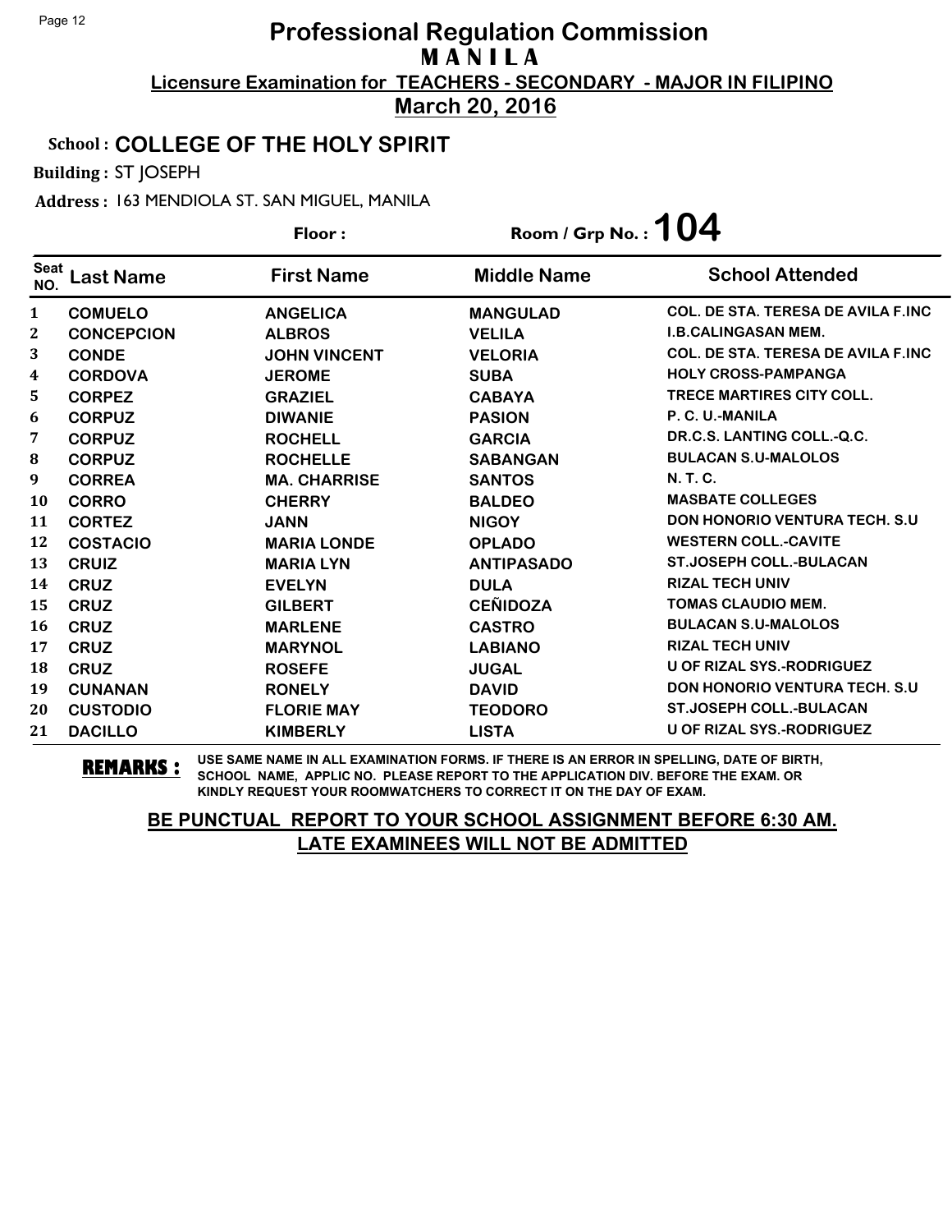# Professional Regulation Commission

## M A N I L A

**Licensure Examination for TEACHERS - SECONDARY - MAJOR IN FILIPINO**

**March 20, 2016**

**School : COLLEGE OF THE HOLY SPIRIT**

**Building :** ST JOSEPH

**Address :** 163 MENDIOLA ST. SAN MIGUEL, MANILA

**Floor :**

**Room / Grp No. : 104**

| Seat NO. | Last Name | First Name | Middle Name | School Attended |
|---|---|---|---|---|
| 1 | COMUELO | ANGELICA | MANGULAD | COL. DE STA. TERESA DE AVILA F.INC |
| 2 | CONCEPCION | ALBROS | VELILA | I.B.CALINGASAN MEM. |
| 3 | CONDE | JOHN VINCENT | VELORIA | COL. DE STA. TERESA DE AVILA F.INC |
| 4 | CORDOVA | JEROME | SUBA | HOLY CROSS-PAMPANGA |
| 5 | CORPEZ | GRAZIEL | CABAYA | TRECE MARTIRES CITY COLL. |
| 6 | CORPUZ | DIWANIE | PASION | P. C. U.-MANILA |
| 7 | CORPUZ | ROCHELL | GARCIA | DR.C.S. LANTING COLL.-Q.C. |
| 8 | CORPUZ | ROCHELLE | SABANGAN | BULACAN S.U-MALOLOS |
| 9 | CORREA | MA. CHARRISE | SANTOS | N. T. C. |
| 10 | CORRO | CHERRY | BALDEO | MASBATE COLLEGES |
| 11 | CORTEZ | JANN | NIGOY | DON HONORIO VENTURA TECH. S.U |
| 12 | COSTACIO | MARIA LONDE | OPLADO | WESTERN COLL.-CAVITE |
| 13 | CRUIZ | MARIA LYN | ANTIPASADO | ST.JOSEPH COLL.-BULACAN |
| 14 | CRUZ | EVELYN | DULA | RIZAL TECH UNIV |
| 15 | CRUZ | GILBERT | CEÑIDOZA | TOMAS CLAUDIO MEM. |
| 16 | CRUZ | MARLENE | CASTRO | BULACAN S.U-MALOLOS |
| 17 | CRUZ | MARYNOL | LABIANO | RIZAL TECH UNIV |
| 18 | CRUZ | ROSEFE | JUGAL | U OF RIZAL SYS.-RODRIGUEZ |
| 19 | CUNANAN | RONELY | DAVID | DON HONORIO VENTURA TECH. S.U |
| 20 | CUSTODIO | FLORIE MAY | TEODORO | ST.JOSEPH COLL.-BULACAN |
| 21 | DACILLO | KIMBERLY | LISTA | U OF RIZAL SYS.-RODRIGUEZ |

**REMARKS :** USE SAME NAME IN ALL EXAMINATION FORMS. IF THERE IS AN ERROR IN SPELLING, DATE OF BIRTH, SCHOOL NAME, APPLIC NO. PLEASE REPORT TO THE APPLICATION DIV. BEFORE THE EXAM. OR KINDLY REQUEST YOUR ROOMWATCHERS TO CORRECT IT ON THE DAY OF EXAM.

**BE PUNCTUAL REPORT TO YOUR SCHOOL ASSIGNMENT BEFORE 6:30 AM.**
**LATE EXAMINEES WILL NOT BE ADMITTED**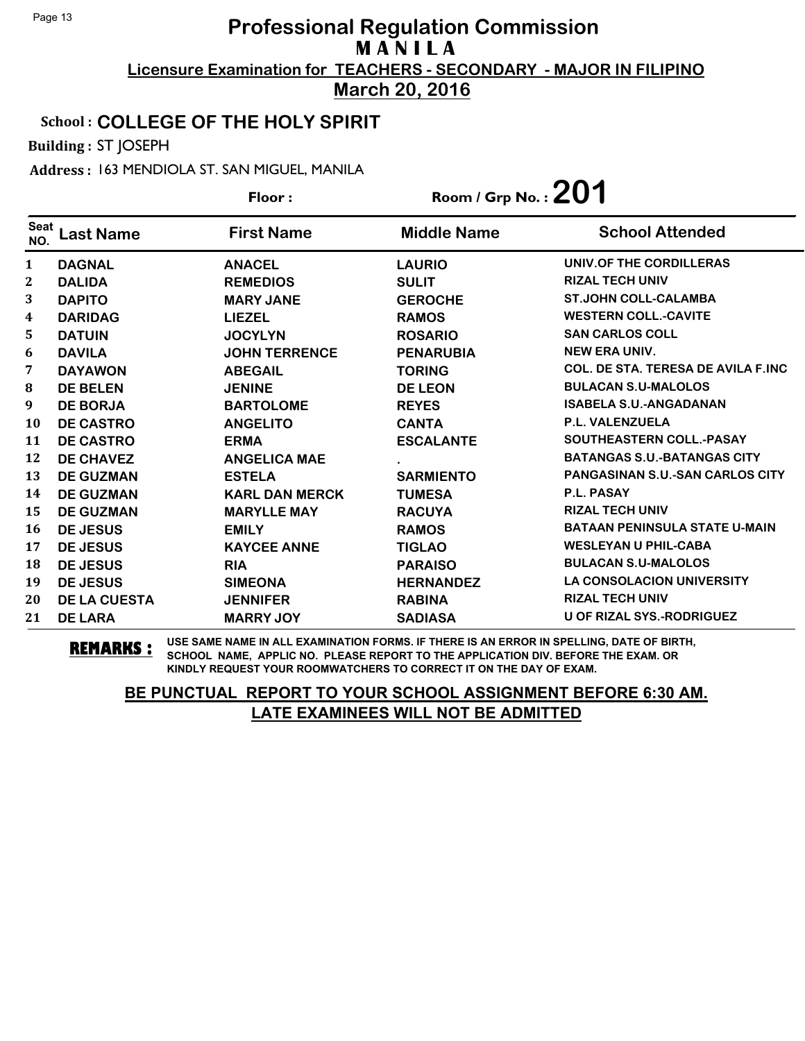# Professional Regulation Commission

## M A N I L A

### Licensure Examination for TEACHERS - SECONDARY - MAJOR IN FILIPINO

### March 20, 2016

**School : COLLEGE OF THE HOLY SPIRIT**

**Building :** ST JOSEPH

**Address :** 163 MENDIOLA ST. SAN MIGUEL, MANILA

**Floor :**

**Room / Grp No. : 201**

| Seat NO. | Last Name | First Name | Middle Name | School Attended |
|---|---|---|---|---|
| 1 | DAGNAL | ANACEL | LAURIO | UNIV.OF THE CORDILLERAS |
| 2 | DALIDA | REMEDIOS | SULIT | RIZAL TECH UNIV |
| 3 | DAPITO | MARY JANE | GEROCHE | ST.JOHN COLL-CALAMBA |
| 4 | DARIDAG | LIEZEL | RAMOS | WESTERN COLL.-CAVITE |
| 5 | DATUIN | JOCYLYN | ROSARIO | SAN CARLOS COLL |
| 6 | DAVILA | JOHN TERRENCE | PENARUBIA | NEW ERA UNIV. |
| 7 | DAYAWON | ABEGAIL | TORING | COL. DE STA. TERESA DE AVILA F.INC |
| 8 | DE BELEN | JENINE | DE LEON | BULACAN S.U-MALOLOS |
| 9 | DE BORJA | BARTOLOME | REYES | ISABELA S.U.-ANGADANAN |
| 10 | DE CASTRO | ANGELITO | CANTA | P.L. VALENZUELA |
| 11 | DE CASTRO | ERMA | ESCALANTE | SOUTHEASTERN COLL.-PASAY |
| 12 | DE CHAVEZ | ANGELICA MAE | . | BATANGAS S.U.-BATANGAS CITY |
| 13 | DE GUZMAN | ESTELA | SARMIENTO | PANGASINAN S.U.-SAN CARLOS CITY |
| 14 | DE GUZMAN | KARL DAN MERCK | TUMESA | P.L. PASAY |
| 15 | DE GUZMAN | MARYLLE MAY | RACUYA | RIZAL TECH UNIV |
| 16 | DE JESUS | EMILY | RAMOS | BATAAN PENINSULA STATE U-MAIN |
| 17 | DE JESUS | KAYCEE ANNE | TIGLAO | WESLEYAN U PHIL-CABA |
| 18 | DE JESUS | RIA | PARAISO | BULACAN S.U-MALOLOS |
| 19 | DE JESUS | SIMEONA | HERNANDEZ | LA CONSOLACION UNIVERSITY |
| 20 | DE LA CUESTA | JENNIFER | RABINA | RIZAL TECH UNIV |
| 21 | DE LARA | MARRY JOY | SADIASA | U OF RIZAL SYS.-RODRIGUEZ |

**REMARKS :** USE SAME NAME IN ALL EXAMINATION FORMS. IF THERE IS AN ERROR IN SPELLING, DATE OF BIRTH, SCHOOL NAME, APPLIC NO. PLEASE REPORT TO THE APPLICATION DIV. BEFORE THE EXAM. OR KINDLY REQUEST YOUR ROOMWATCHERS TO CORRECT IT ON THE DAY OF EXAM.

**BE PUNCTUAL REPORT TO YOUR SCHOOL ASSIGNMENT BEFORE 6:30 AM.**
**LATE EXAMINEES WILL NOT BE ADMITTED**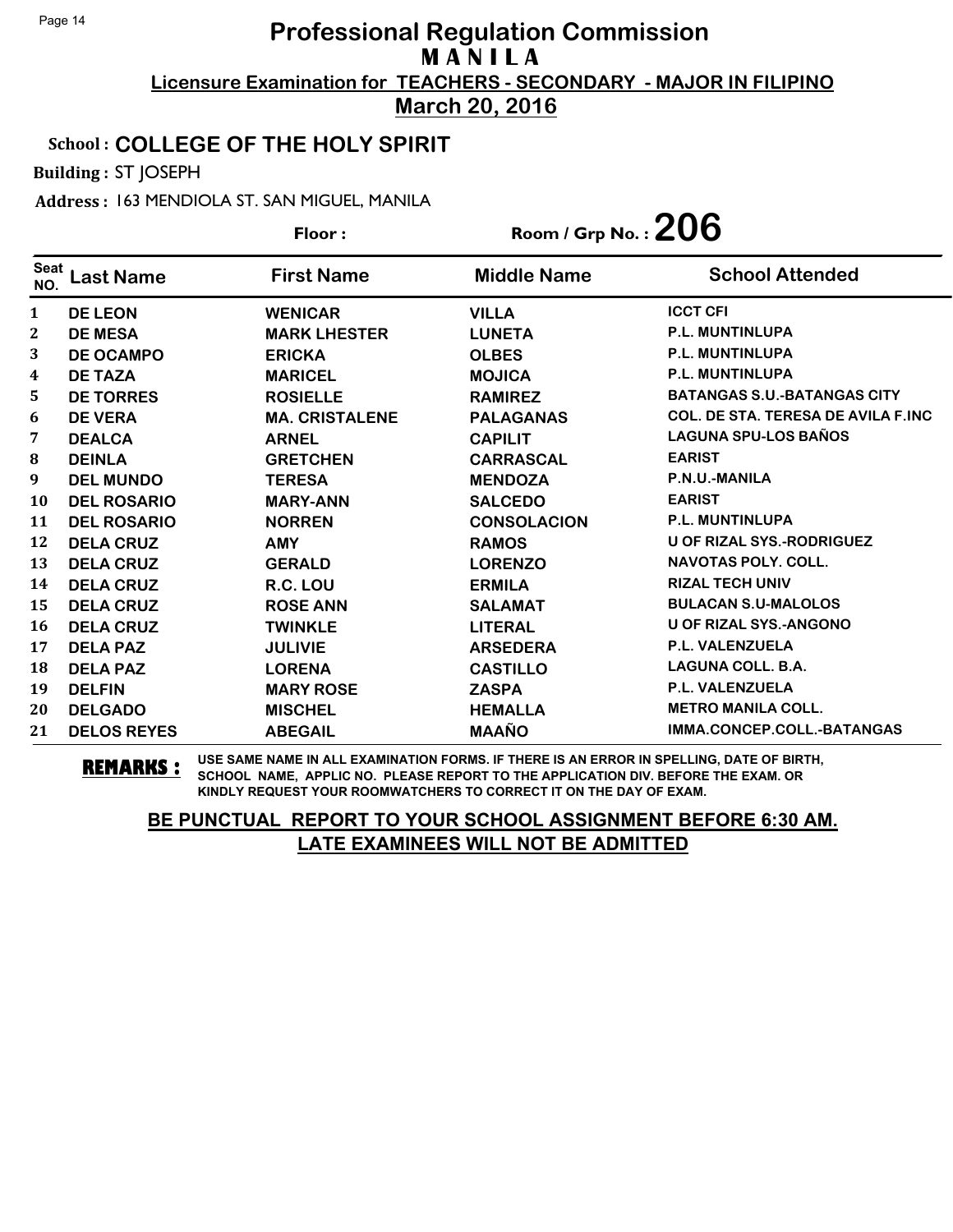# Professional Regulation Commission

**M A N I L A**

**Licensure Examination for TEACHERS - SECONDARY - MAJOR IN FILIPINO**

**March 20, 2016**

**School : COLLEGE OF THE HOLY SPIRIT**

**Building :** ST JOSEPH

**Address :** 163 MENDIOLA ST. SAN MIGUEL, MANILA

**Floor :** 

**Room / Grp No. : 206**

| Seat NO. | Last Name | First Name | Middle Name | School Attended |
|---|---|---|---|---|
| 1 | DE LEON | WENICAR | VILLA | ICCT CFI |
| 2 | DE MESA | MARK LHESTER | LUNETA | P.L. MUNTINLUPA |
| 3 | DE OCAMPO | ERICKA | OLBES | P.L. MUNTINLUPA |
| 4 | DE TAZA | MARICEL | MOJICA | P.L. MUNTINLUPA |
| 5 | DE TORRES | ROSIELLE | RAMIREZ | BATANGAS S.U.-BATANGAS CITY |
| 6 | DE VERA | MA. CRISTALENE | PALAGANAS | COL. DE STA. TERESA DE AVILA F.INC |
| 7 | DEALCA | ARNEL | CAPILIT | LAGUNA SPU-LOS BAÑOS |
| 8 | DEINLA | GRETCHEN | CARRASCAL | EARIST |
| 9 | DEL MUNDO | TERESA | MENDOZA | P.N.U.-MANILA |
| 10 | DEL ROSARIO | MARY-ANN | SALCEDO | EARIST |
| 11 | DEL ROSARIO | NORREN | CONSOLACION | P.L. MUNTINLUPA |
| 12 | DELA CRUZ | AMY | RAMOS | U OF RIZAL SYS.-RODRIGUEZ |
| 13 | DELA CRUZ | GERALD | LORENZO | NAVOTAS POLY. COLL. |
| 14 | DELA CRUZ | R.C. LOU | ERMILA | RIZAL TECH UNIV |
| 15 | DELA CRUZ | ROSE ANN | SALAMAT | BULACAN S.U-MALOLOS |
| 16 | DELA CRUZ | TWINKLE | LITERAL | U OF RIZAL SYS.-ANGONO |
| 17 | DELA PAZ | JULIVIE | ARSEDERA | P.L. VALENZUELA |
| 18 | DELA PAZ | LORENA | CASTILLO | LAGUNA COLL. B.A. |
| 19 | DELFIN | MARY ROSE | ZASPA | P.L. VALENZUELA |
| 20 | DELGADO | MISCHEL | HEMALLA | METRO MANILA COLL. |
| 21 | DELOS REYES | ABEGAIL | MAAÑO | IMMA.CONCEP.COLL.-BATANGAS |

**REMARKS :** USE SAME NAME IN ALL EXAMINATION FORMS. IF THERE IS AN ERROR IN SPELLING, DATE OF BIRTH, SCHOOL NAME, APPLIC NO. PLEASE REPORT TO THE APPLICATION DIV. BEFORE THE EXAM. OR KINDLY REQUEST YOUR ROOMWATCHERS TO CORRECT IT ON THE DAY OF EXAM.

**BE PUNCTUAL REPORT TO YOUR SCHOOL ASSIGNMENT BEFORE 6:30 AM.**

**LATE EXAMINEES WILL NOT BE ADMITTED**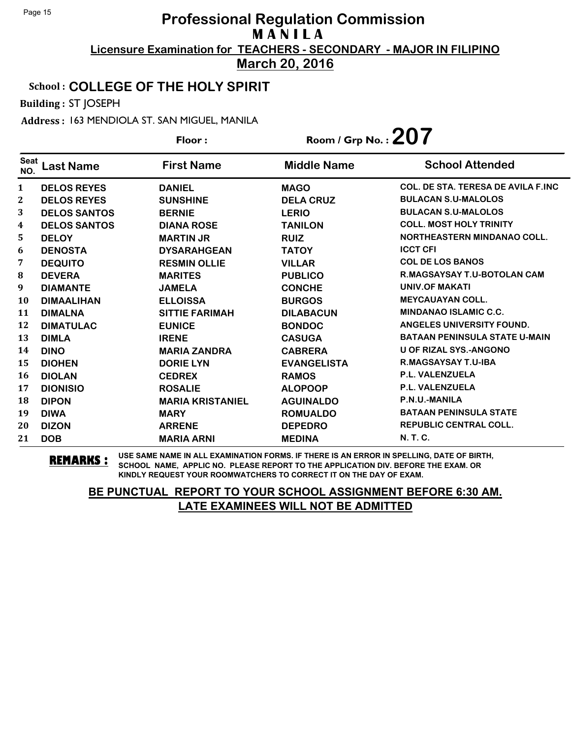# Professional Regulation Commission
## M A N I L A
### Licensure Examination for TEACHERS - SECONDARY - MAJOR IN FILIPINO
### March 20, 2016

**School : COLLEGE OF THE HOLY SPIRIT**

**Building :** ST JOSEPH

**Address :** 163 MENDIOLA ST. SAN MIGUEL, MANILA

**Floor :** 

**Room / Grp No. : 207**

| Seat NO. | Last Name | First Name | Middle Name | School Attended |
|---|---|---|---|---|
| 1 | DELOS REYES | DANIEL | MAGO | COL. DE STA. TERESA DE AVILA F.INC |
| 2 | DELOS REYES | SUNSHINE | DELA CRUZ | BULACAN S.U-MALOLOS |
| 3 | DELOS SANTOS | BERNIE | LERIO | BULACAN S.U-MALOLOS |
| 4 | DELOS SANTOS | DIANA ROSE | TANILON | COLL. MOST HOLY TRINITY |
| 5 | DELOY | MARTIN JR | RUIZ | NORTHEASTERN MINDANAO COLL. |
| 6 | DENOSTA | DYSARAHGEAN | TATOY | ICCT CFI |
| 7 | DEQUITO | RESMIN OLLIE | VILLAR | COL DE LOS BANOS |
| 8 | DEVERA | MARITES | PUBLICO | R.MAGSAYSAY T.U-BOTOLAN CAM |
| 9 | DIAMANTE | JAMELA | CONCHE | UNIV.OF MAKATI |
| 10 | DIMAALIHAN | ELLOISSA | BURGOS | MEYCAUAYAN COLL. |
| 11 | DIMALNA | SITTIE FARIMAH | DILABACUN | MINDANAO ISLAMIC C.C. |
| 12 | DIMATULAC | EUNICE | BONDOC | ANGELES UNIVERSITY FOUND. |
| 13 | DIMLA | IRENE | CASUGA | BATAAN PENINSULA STATE U-MAIN |
| 14 | DINO | MARIA ZANDRA | CABRERA | U OF RIZAL SYS.-ANGONO |
| 15 | DIOHEN | DORIE LYN | EVANGELISTA | R.MAGSAYSAY T.U-IBA |
| 16 | DIOLAN | CEDREX | RAMOS | P.L. VALENZUELA |
| 17 | DIONISIO | ROSALIE | ALOPOOP | P.L. VALENZUELA |
| 18 | DIPON | MARIA KRISTANIEL | AGUINALDO | P.N.U.-MANILA |
| 19 | DIWA | MARY | ROMUALDO | BATAAN PENINSULA STATE |
| 20 | DIZON | ARRENE | DEPEDRO | REPUBLIC CENTRAL COLL. |
| 21 | DOB | MARIA ARNI | MEDINA | N. T. C. |

**REMARKS :** USE SAME NAME IN ALL EXAMINATION FORMS. IF THERE IS AN ERROR IN SPELLING, DATE OF BIRTH, SCHOOL NAME, APPLIC NO. PLEASE REPORT TO THE APPLICATION DIV. BEFORE THE EXAM. OR KINDLY REQUEST YOUR ROOMWATCHERS TO CORRECT IT ON THE DAY OF EXAM.

**BE PUNCTUAL REPORT TO YOUR SCHOOL ASSIGNMENT BEFORE 6:30 AM.**
**LATE EXAMINEES WILL NOT BE ADMITTED**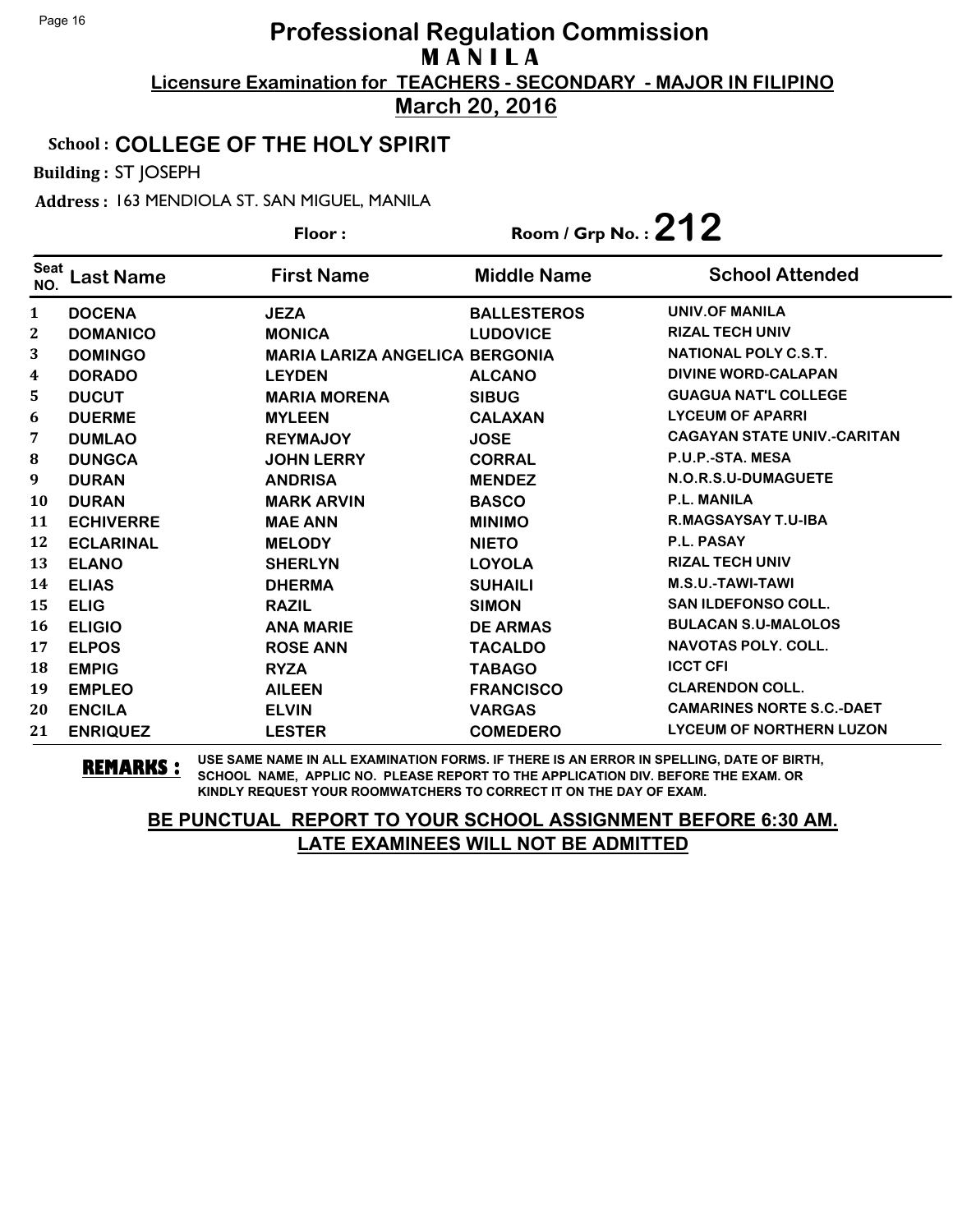# Professional Regulation Commission

**M A N I L A**

**Licensure Examination for TEACHERS - SECONDARY - MAJOR IN FILIPINO**

**March 20, 2016**

**School : COLLEGE OF THE HOLY SPIRIT**

**Building :** ST JOSEPH

**Address :** 163 MENDIOLA ST. SAN MIGUEL, MANILA

**Floor :** 

**Room / Grp No. : 212**

| Seat NO. | Last Name | First Name | Middle Name | School Attended |
|---|---|---|---|---|
| 1 | DOCENA | JEZA | BALLESTEROS | UNIV.OF MANILA |
| 2 | DOMANICO | MONICA | LUDOVICE | RIZAL TECH UNIV |
| 3 | DOMINGO | MARIA LARIZA ANGELICA | BERGONIA | NATIONAL POLY C.S.T. |
| 4 | DORADO | LEYDEN | ALCANO | DIVINE WORD-CALAPAN |
| 5 | DUCUT | MARIA MORENA | SIBUG | GUAGUA NAT'L COLLEGE |
| 6 | DUERME | MYLEEN | CALAXAN | LYCEUM OF APARRI |
| 7 | DUMLAO | REYMAJOY | JOSE | CAGAYAN STATE UNIV.-CARITAN |
| 8 | DUNGCA | JOHN LERRY | CORRAL | P.U.P.-STA. MESA |
| 9 | DURAN | ANDRISA | MENDEZ | N.O.R.S.U-DUMAGUETE |
| 10 | DURAN | MARK ARVIN | BASCO | P.L. MANILA |
| 11 | ECHIVERRE | MAE ANN | MINIMO | R.MAGSAYSAY T.U-IBA |
| 12 | ECLARINAL | MELODY | NIETO | P.L. PASAY |
| 13 | ELANO | SHERLYN | LOYOLA | RIZAL TECH UNIV |
| 14 | ELIAS | DHERMA | SUHAILI | M.S.U.-TAWI-TAWI |
| 15 | ELIG | RAZIL | SIMON | SAN ILDEFONSO COLL. |
| 16 | ELIGIO | ANA MARIE | DE ARMAS | BULACAN S.U-MALOLOS |
| 17 | ELPOS | ROSE ANN | TACALDO | NAVOTAS POLY. COLL. |
| 18 | EMPIG | RYZA | TABAGO | ICCT CFI |
| 19 | EMPLEO | AILEEN | FRANCISCO | CLARENDON COLL. |
| 20 | ENCILA | ELVIN | VARGAS | CAMARINES NORTE S.C.-DAET |
| 21 | ENRIQUEZ | LESTER | COMEDERO | LYCEUM OF NORTHERN LUZON |

**REMARKS :** USE SAME NAME IN ALL EXAMINATION FORMS. IF THERE IS AN ERROR IN SPELLING, DATE OF BIRTH, SCHOOL NAME, APPLIC NO. PLEASE REPORT TO THE APPLICATION DIV. BEFORE THE EXAM. OR KINDLY REQUEST YOUR ROOMWATCHERS TO CORRECT IT ON THE DAY OF EXAM.

**BE PUNCTUAL REPORT TO YOUR SCHOOL ASSIGNMENT BEFORE 6:30 AM.**
**LATE EXAMINEES WILL NOT BE ADMITTED**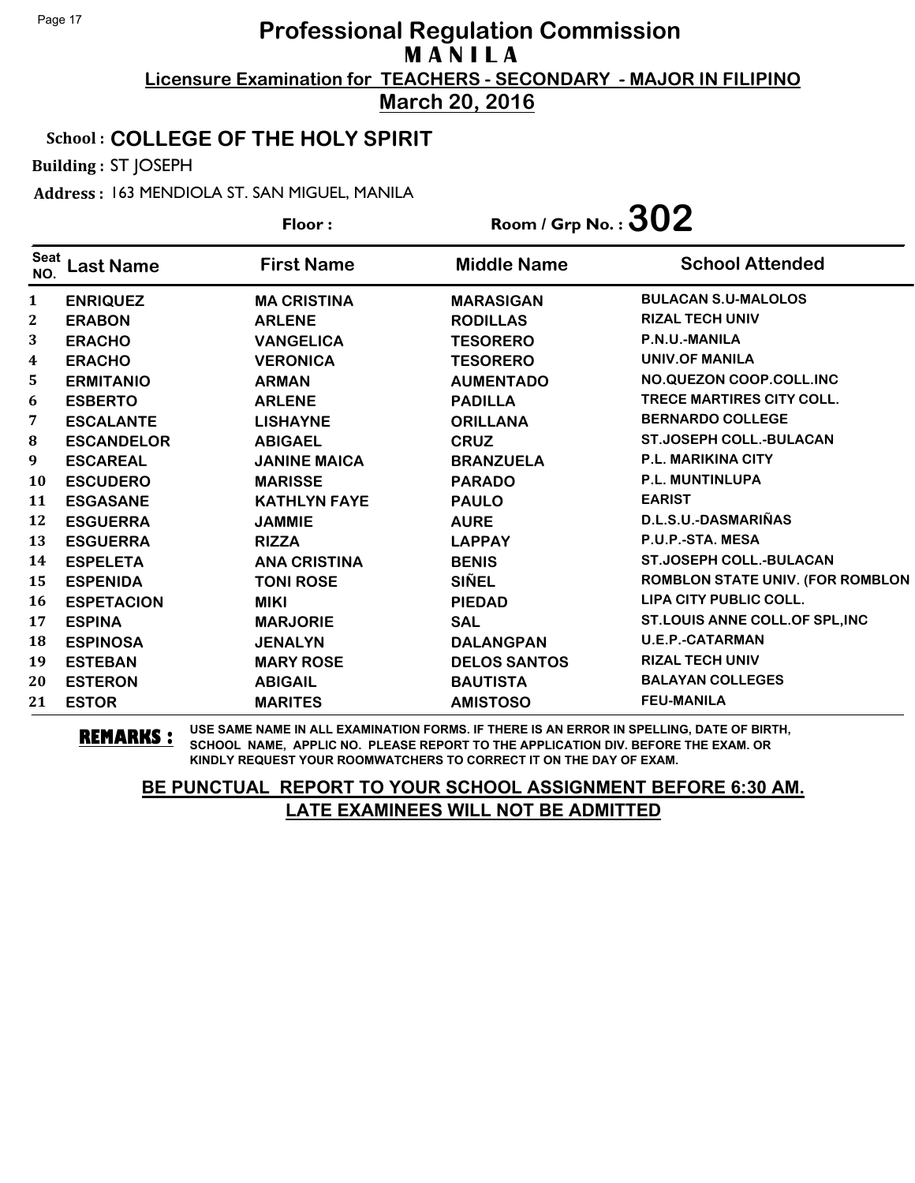# Professional Regulation Commission

## M A N I L A

**Licensure Examination for TEACHERS - SECONDARY - MAJOR IN FILIPINO**

**March 20, 2016**

**School : COLLEGE OF THE HOLY SPIRIT**

**Building :** ST JOSEPH

**Address :** 163 MENDIOLA ST. SAN MIGUEL, MANILA

**Floor :** 

**Room / Grp No. : 302**

| Seat NO. | Last Name | First Name | Middle Name | School Attended |
|---|---|---|---|---|
| 1 | ENRIQUEZ | MA CRISTINA | MARASIGAN | BULACAN S.U-MALOLOS |
| 2 | ERABON | ARLENE | RODILLAS | RIZAL TECH UNIV |
| 3 | ERACHO | VANGELICA | TESORERO | P.N.U.-MANILA |
| 4 | ERACHO | VERONICA | TESORERO | UNIV.OF MANILA |
| 5 | ERMITANIO | ARMAN | AUMENTADO | NO.QUEZON COOP.COLL.INC |
| 6 | ESBERTO | ARLENE | PADILLA | TRECE MARTIRES CITY COLL. |
| 7 | ESCALANTE | LISHAYNE | ORILLANA | BERNARDO COLLEGE |
| 8 | ESCANDELOR | ABIGAEL | CRUZ | ST.JOSEPH COLL.-BULACAN |
| 9 | ESCAREAL | JANINE MAICA | BRANZUELA | P.L. MARIKINA CITY |
| 10 | ESCUDERO | MARISSE | PARADO | P.L. MUNTINLUPA |
| 11 | ESGASANE | KATHLYN FAYE | PAULO | EARIST |
| 12 | ESGUERRA | JAMMIE | AURE | D.L.S.U.-DASMARIÑAS |
| 13 | ESGUERRA | RIZZA | LAPPAY | P.U.P.-STA. MESA |
| 14 | ESPELETA | ANA CRISTINA | BENIS | ST.JOSEPH COLL.-BULACAN |
| 15 | ESPENIDA | TONI ROSE | SIÑEL | ROMBLON STATE UNIV. (FOR ROMBLON |
| 16 | ESPETACION | MIKI | PIEDAD | LIPA CITY PUBLIC COLL. |
| 17 | ESPINA | MARJORIE | SAL | ST.LOUIS ANNE COLL.OF SPL,INC |
| 18 | ESPINOSA | JENALYN | DALANGPAN | U.E.P.-CATARMAN |
| 19 | ESTEBAN | MARY ROSE | DELOS SANTOS | RIZAL TECH UNIV |
| 20 | ESTERON | ABIGAIL | BAUTISTA | BALAYAN COLLEGES |
| 21 | ESTOR | MARITES | AMISTOSO | FEU-MANILA |

**REMARKS :** USE SAME NAME IN ALL EXAMINATION FORMS. IF THERE IS AN ERROR IN SPELLING, DATE OF BIRTH, SCHOOL NAME, APPLIC NO. PLEASE REPORT TO THE APPLICATION DIV. BEFORE THE EXAM. OR KINDLY REQUEST YOUR ROOMWATCHERS TO CORRECT IT ON THE DAY OF EXAM.

**BE PUNCTUAL REPORT TO YOUR SCHOOL ASSIGNMENT BEFORE 6:30 AM.**
**LATE EXAMINEES WILL NOT BE ADMITTED**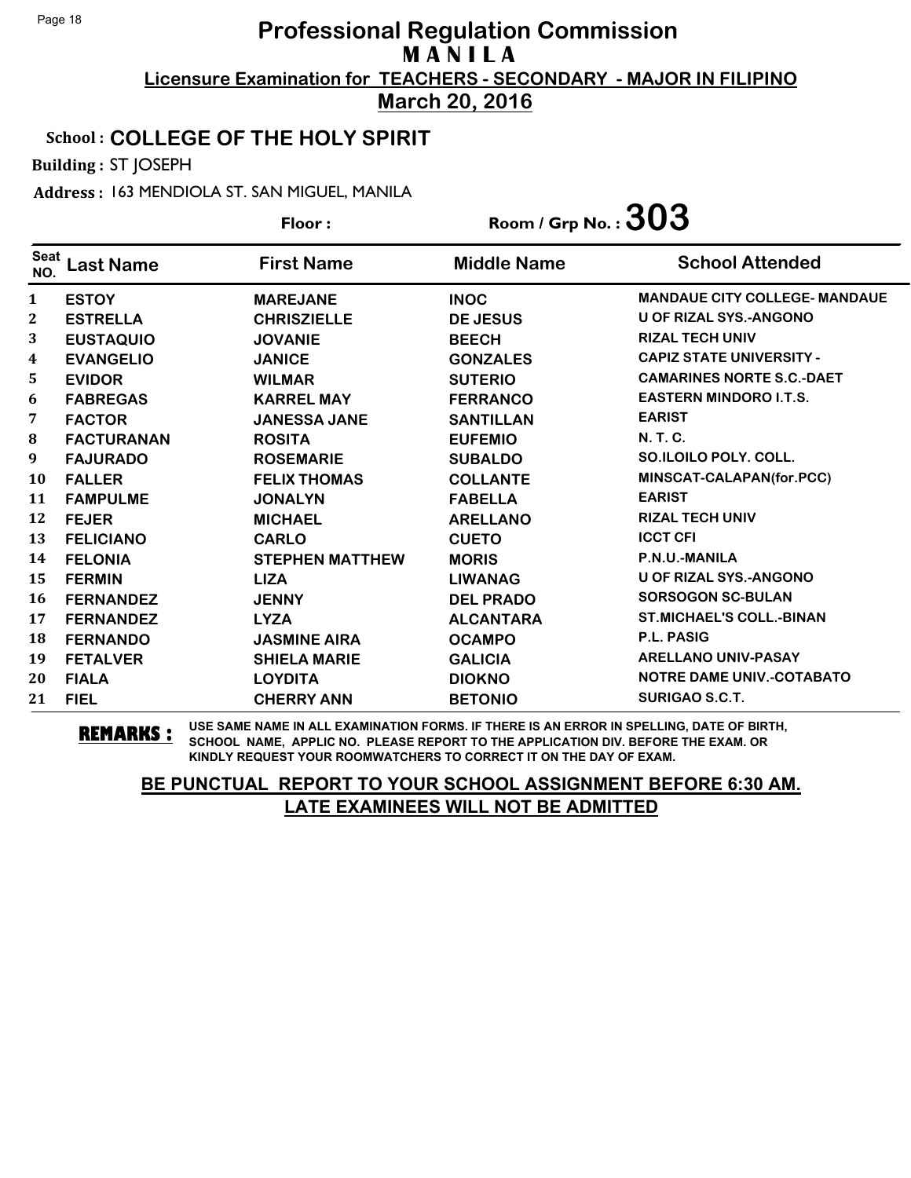# Professional Regulation Commission
## M A N I L A
### Licensure Examination for TEACHERS - SECONDARY - MAJOR IN FILIPINO
### March 20, 2016

**School : COLLEGE OF THE HOLY SPIRIT**

**Building :** ST JOSEPH

**Address :** 163 MENDIOLA ST. SAN MIGUEL, MANILA

**Floor :** 

**Room / Grp No. : 303**

| Seat NO. | Last Name | First Name | Middle Name | School Attended |
|---|---|---|---|---|
| 1 | ESTOY | MAREJANE | INOC | MANDAUE CITY COLLEGE- MANDAUE |
| 2 | ESTRELLA | CHRISZIELLE | DE JESUS | U OF RIZAL SYS.-ANGONO |
| 3 | EUSTAQUIO | JOVANIE | BEECH | RIZAL TECH UNIV |
| 4 | EVANGELIO | JANICE | GONZALES | CAPIZ STATE UNIVERSITY - |
| 5 | EVIDOR | WILMAR | SUTERIO | CAMARINES NORTE S.C.-DAET |
| 6 | FABREGAS | KARREL MAY | FERRANCO | EASTERN MINDORO I.T.S. |
| 7 | FACTOR | JANESSA JANE | SANTILLAN | EARIST |
| 8 | FACTURANAN | ROSITA | EUFEMIO | N. T. C. |
| 9 | FAJURADO | ROSEMARIE | SUBALDO | SO.ILOILO POLY. COLL. |
| 10 | FALLER | FELIX THOMAS | COLLANTE | MINSCAT-CALAPAN(for.PCC) |
| 11 | FAMPULME | JONALYN | FABELLA | EARIST |
| 12 | FEJER | MICHAEL | ARELLANO | RIZAL TECH UNIV |
| 13 | FELICIANO | CARLO | CUETO | ICCT CFI |
| 14 | FELONIA | STEPHEN MATTHEW | MORIS | P.N.U.-MANILA |
| 15 | FERMIN | LIZA | LIWANAG | U OF RIZAL SYS.-ANGONO |
| 16 | FERNANDEZ | JENNY | DEL PRADO | SORSOGON SC-BULAN |
| 17 | FERNANDEZ | LYZA | ALCANTARA | ST.MICHAEL'S COLL.-BINAN |
| 18 | FERNANDO | JASMINE AIRA | OCAMPO | P.L. PASIG |
| 19 | FETALVER | SHIELA MARIE | GALICIA | ARELLANO UNIV-PASAY |
| 20 | FIALA | LOYDITA | DIOKNO | NOTRE DAME UNIV.-COTABATO |
| 21 | FIEL | CHERRY ANN | BETONIO | SURIGAO S.C.T. |

**REMARKS :** USE SAME NAME IN ALL EXAMINATION FORMS. IF THERE IS AN ERROR IN SPELLING, DATE OF BIRTH, SCHOOL NAME, APPLIC NO. PLEASE REPORT TO THE APPLICATION DIV. BEFORE THE EXAM. OR KINDLY REQUEST YOUR ROOMWATCHERS TO CORRECT IT ON THE DAY OF EXAM.

**BE PUNCTUAL REPORT TO YOUR SCHOOL ASSIGNMENT BEFORE 6:30 AM.**
**LATE EXAMINEES WILL NOT BE ADMITTED**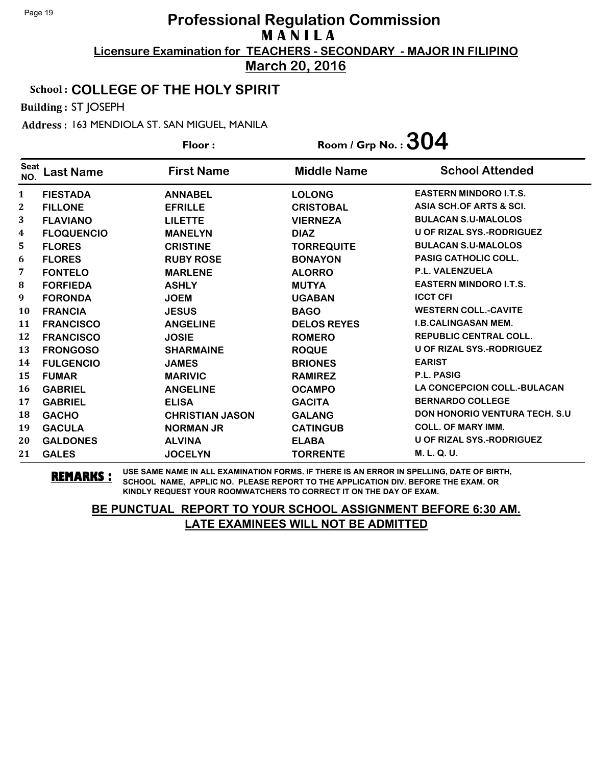# Professional Regulation Commission
## M A N I L A
**Licensure Examination for TEACHERS - SECONDARY - MAJOR IN FILIPINO**

**March 20, 2016**

**School : COLLEGE OF THE HOLY SPIRIT**

**Building :** ST JOSEPH

**Address :** 163 MENDIOLA ST. SAN MIGUEL, MANILA

**Floor :** 

**Room / Grp No. : 304**

| Seat NO. | Last Name | First Name | Middle Name | School Attended |
|---|---|---|---|---|
| 1 | FIESTADA | ANNABEL | LOLONG | EASTERN MINDORO I.T.S. |
| 2 | FILLONE | EFRILLE | CRISTOBAL | ASIA SCH.OF ARTS & SCI. |
| 3 | FLAVIANO | LILETTE | VIERNEZA | BULACAN S.U-MALOLOS |
| 4 | FLOQUENCIO | MANELYN | DIAZ | U OF RIZAL SYS.-RODRIGUEZ |
| 5 | FLORES | CRISTINE | TORREQUITE | BULACAN S.U-MALOLOS |
| 6 | FLORES | RUBY ROSE | BONAYON | PASIG CATHOLIC COLL. |
| 7 | FONTELO | MARLENE | ALORRO | P.L. VALENZUELA |
| 8 | FORFIEDA | ASHLY | MUTYA | EASTERN MINDORO I.T.S. |
| 9 | FORONDA | JOEM | UGABAN | ICCT CFI |
| 10 | FRANCIA | JESUS | BAGO | WESTERN COLL.-CAVITE |
| 11 | FRANCISCO | ANGELINE | DELOS REYES | I.B.CALINGASAN MEM. |
| 12 | FRANCISCO | JOSIE | ROMERO | REPUBLIC CENTRAL COLL. |
| 13 | FRONGOSO | SHARMAINE | ROQUE | U OF RIZAL SYS.-RODRIGUEZ |
| 14 | FULGENCIO | JAMES | BRIONES | EARIST |
| 15 | FUMAR | MARIVIC | RAMIREZ | P.L. PASIG |
| 16 | GABRIEL | ANGELINE | OCAMPO | LA CONCEPCION COLL.-BULACAN |
| 17 | GABRIEL | ELISA | GACITA | BERNARDO COLLEGE |
| 18 | GACHO | CHRISTIAN JASON | GALANG | DON HONORIO VENTURA TECH. S.U |
| 19 | GACULA | NORMAN JR | CATINGUB | COLL. OF MARY IMM. |
| 20 | GALDONES | ALVINA | ELABA | U OF RIZAL SYS.-RODRIGUEZ |
| 21 | GALES | JOCELYN | TORRENTE | M. L. Q. U. |

**REMARKS :** USE SAME NAME IN ALL EXAMINATION FORMS. IF THERE IS AN ERROR IN SPELLING, DATE OF BIRTH, SCHOOL NAME, APPLIC NO. PLEASE REPORT TO THE APPLICATION DIV. BEFORE THE EXAM. OR KINDLY REQUEST YOUR ROOMWATCHERS TO CORRECT IT ON THE DAY OF EXAM.

**BE PUNCTUAL REPORT TO YOUR SCHOOL ASSIGNMENT BEFORE 6:30 AM.**
**LATE EXAMINEES WILL NOT BE ADMITTED**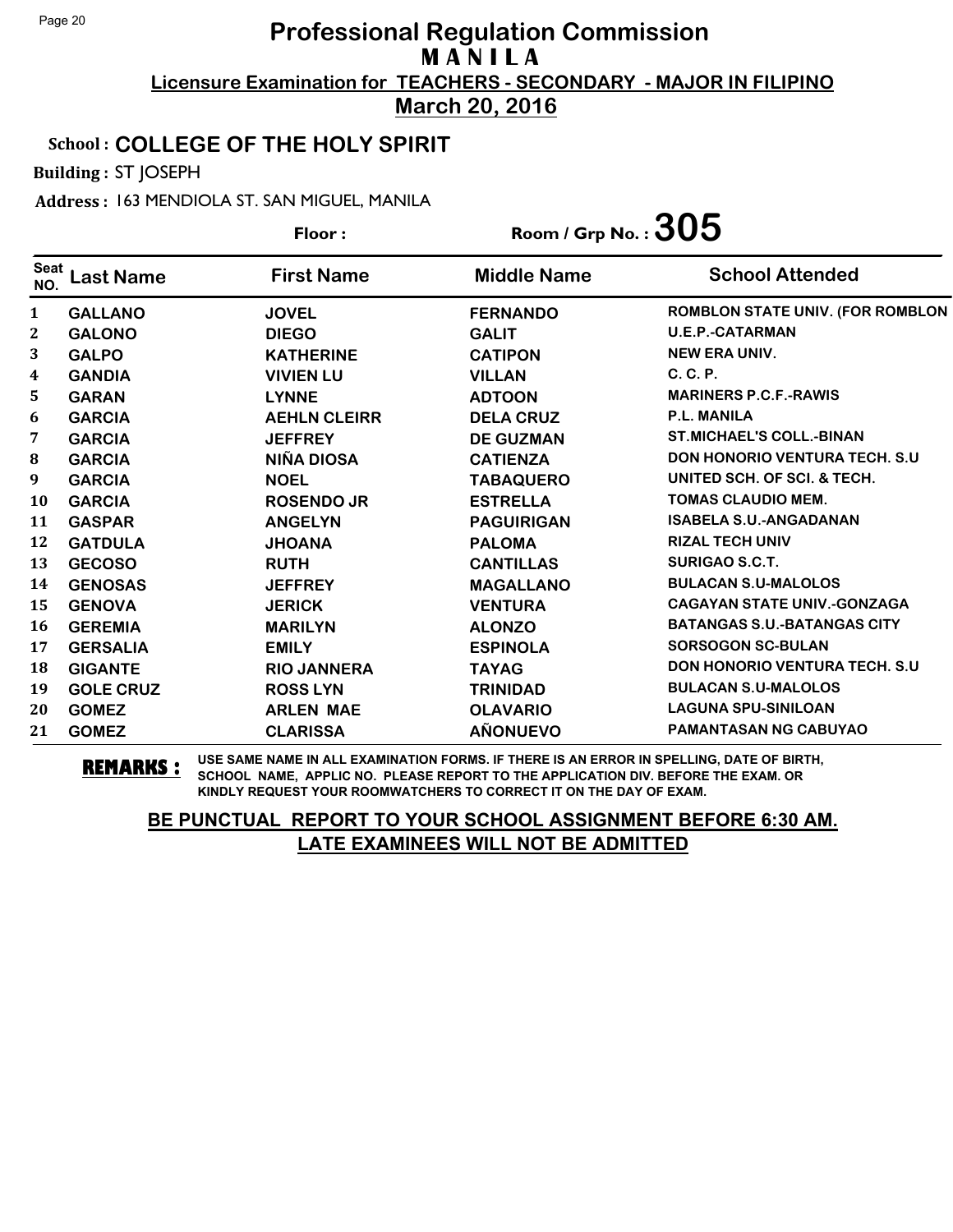# Professional Regulation Commission
## M A N I L A
### Licensure Examination for TEACHERS - SECONDARY - MAJOR IN FILIPINO
### March 20, 2016

**School : COLLEGE OF THE HOLY SPIRIT**

**Building :** ST JOSEPH

**Address :** 163 MENDIOLA ST. SAN MIGUEL, MANILA

**Floor :** **Room / Grp No. : 305**

| Seat NO. | Last Name | First Name | Middle Name | School Attended |
|---|---|---|---|---|
| 1 | GALLANO | JOVEL | FERNANDO | ROMBLON STATE UNIV. (FOR ROMBLON |
| 2 | GALONO | DIEGO | GALIT | U.E.P.-CATARMAN |
| 3 | GALPO | KATHERINE | CATIPON | NEW ERA UNIV. |
| 4 | GANDIA | VIVIEN LU | VILLAN | C. C. P. |
| 5 | GARAN | LYNNE | ADTOON | MARINERS P.C.F.-RAWIS |
| 6 | GARCIA | AEHLN CLEIRR | DELA CRUZ | P.L. MANILA |
| 7 | GARCIA | JEFFREY | DE GUZMAN | ST.MICHAEL'S COLL.-BINAN |
| 8 | GARCIA | NIÑA DIOSA | CATIENZA | DON HONORIO VENTURA TECH. S.U |
| 9 | GARCIA | NOEL | TABAQUERO | UNITED SCH. OF SCI. & TECH. |
| 10 | GARCIA | ROSENDO JR | ESTRELLA | TOMAS CLAUDIO MEM. |
| 11 | GASPAR | ANGELYN | PAGUIRIGAN | ISABELA S.U.-ANGADANAN |
| 12 | GATDULA | JHOANA | PALOMA | RIZAL TECH UNIV |
| 13 | GECOSO | RUTH | CANTILLAS | SURIGAO S.C.T. |
| 14 | GENOSAS | JEFFREY | MAGALLANO | BULACAN S.U-MALOLOS |
| 15 | GENOVA | JERICK | VENTURA | CAGAYAN STATE UNIV.-GONZAGA |
| 16 | GEREMIA | MARILYN | ALONZO | BATANGAS S.U.-BATANGAS CITY |
| 17 | GERSALIA | EMILY | ESPINOLA | SORSOGON SC-BULAN |
| 18 | GIGANTE | RIO JANNERA | TAYAG | DON HONORIO VENTURA TECH. S.U |
| 19 | GOLE CRUZ | ROSS LYN | TRINIDAD | BULACAN S.U-MALOLOS |
| 20 | GOMEZ | ARLEN MAE | OLAVARIO | LAGUNA SPU-SINILOAN |
| 21 | GOMEZ | CLARISSA | AÑONUEVO | PAMANTASAN NG CABUYAO |

**REMARKS :** USE SAME NAME IN ALL EXAMINATION FORMS. IF THERE IS AN ERROR IN SPELLING, DATE OF BIRTH, SCHOOL NAME, APPLIC NO. PLEASE REPORT TO THE APPLICATION DIV. BEFORE THE EXAM. OR KINDLY REQUEST YOUR ROOMWATCHERS TO CORRECT IT ON THE DAY OF EXAM.

**BE PUNCTUAL REPORT TO YOUR SCHOOL ASSIGNMENT BEFORE 6:30 AM.**
**LATE EXAMINEES WILL NOT BE ADMITTED**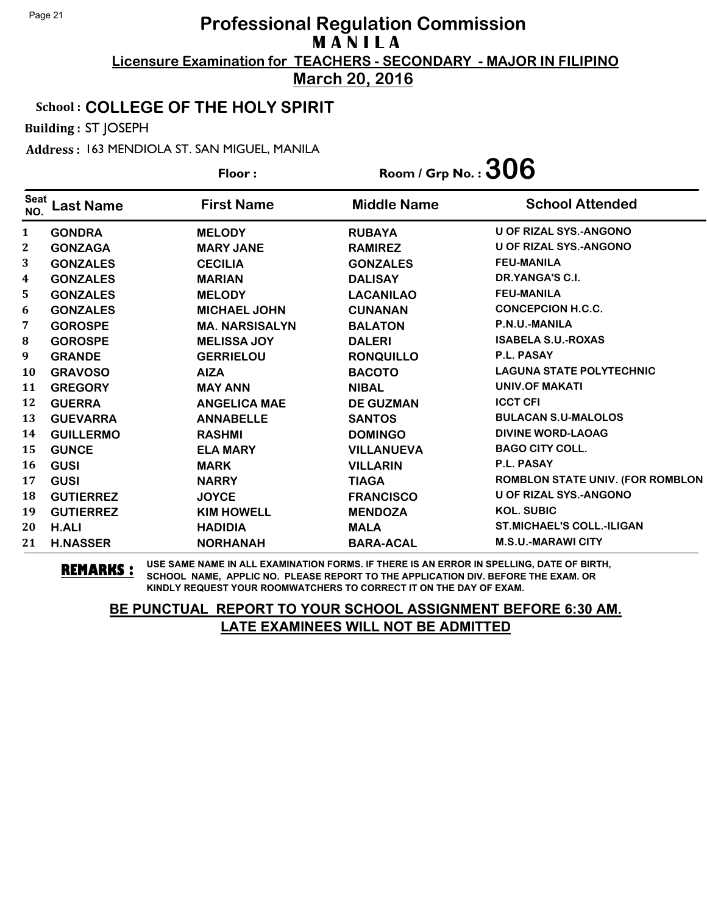# Professional Regulation Commission
## M A N I L A
**Licensure Examination for TEACHERS - SECONDARY - MAJOR IN FILIPINO**

**March 20, 2016**

**School : COLLEGE OF THE HOLY SPIRIT**

**Building :** ST JOSEPH

**Address :** 163 MENDIOLA ST. SAN MIGUEL, MANILA

**Floor :** 

**Room / Grp No. : 306**

| Seat NO. | Last Name | First Name | Middle Name | School Attended |
|---|---|---|---|---|
| 1 | GONDRA | MELODY | RUBAYA | U OF RIZAL SYS.-ANGONO |
| 2 | GONZAGA | MARY JANE | RAMIREZ | U OF RIZAL SYS.-ANGONO |
| 3 | GONZALES | CECILIA | GONZALES | FEU-MANILA |
| 4 | GONZALES | MARIAN | DALISAY | DR.YANGA'S C.I. |
| 5 | GONZALES | MELODY | LACANILAO | FEU-MANILA |
| 6 | GONZALES | MICHAEL JOHN | CUNANAN | CONCEPCION H.C.C. |
| 7 | GOROSPE | MA. NARSISALYN | BALATON | P.N.U.-MANILA |
| 8 | GOROSPE | MELISSA JOY | DALERI | ISABELA S.U.-ROXAS |
| 9 | GRANDE | GERRIELOU | RONQUILLO | P.L. PASAY |
| 10 | GRAVOSO | AIZA | BACOTO | LAGUNA STATE POLYTECHNIC |
| 11 | GREGORY | MAY ANN | NIBAL | UNIV.OF MAKATI |
| 12 | GUERRA | ANGELICA MAE | DE GUZMAN | ICCT CFI |
| 13 | GUEVARRA | ANNABELLE | SANTOS | BULACAN S.U-MALOLOS |
| 14 | GUILLERMO | RASHMI | DOMINGO | DIVINE WORD-LAOAG |
| 15 | GUNCE | ELA MARY | VILLANUEVA | BAGO CITY COLL. |
| 16 | GUSI | MARK | VILLARIN | P.L. PASAY |
| 17 | GUSI | NARRY | TIAGA | ROMBLON STATE UNIV. (FOR ROMBLON |
| 18 | GUTIERREZ | JOYCE | FRANCISCO | U OF RIZAL SYS.-ANGONO |
| 19 | GUTIERREZ | KIM HOWELL | MENDOZA | KOL. SUBIC |
| 20 | H.ALI | HADIDIA | MALA | ST.MICHAEL'S COLL.-ILIGAN |
| 21 | H.NASSER | NORHANAH | BARA-ACAL | M.S.U.-MARAWI CITY |

**REMARKS :** USE SAME NAME IN ALL EXAMINATION FORMS. IF THERE IS AN ERROR IN SPELLING, DATE OF BIRTH, SCHOOL NAME, APPLIC NO. PLEASE REPORT TO THE APPLICATION DIV. BEFORE THE EXAM. OR KINDLY REQUEST YOUR ROOMWATCHERS TO CORRECT IT ON THE DAY OF EXAM.

**BE PUNCTUAL REPORT TO YOUR SCHOOL ASSIGNMENT BEFORE 6:30 AM. LATE EXAMINEES WILL NOT BE ADMITTED**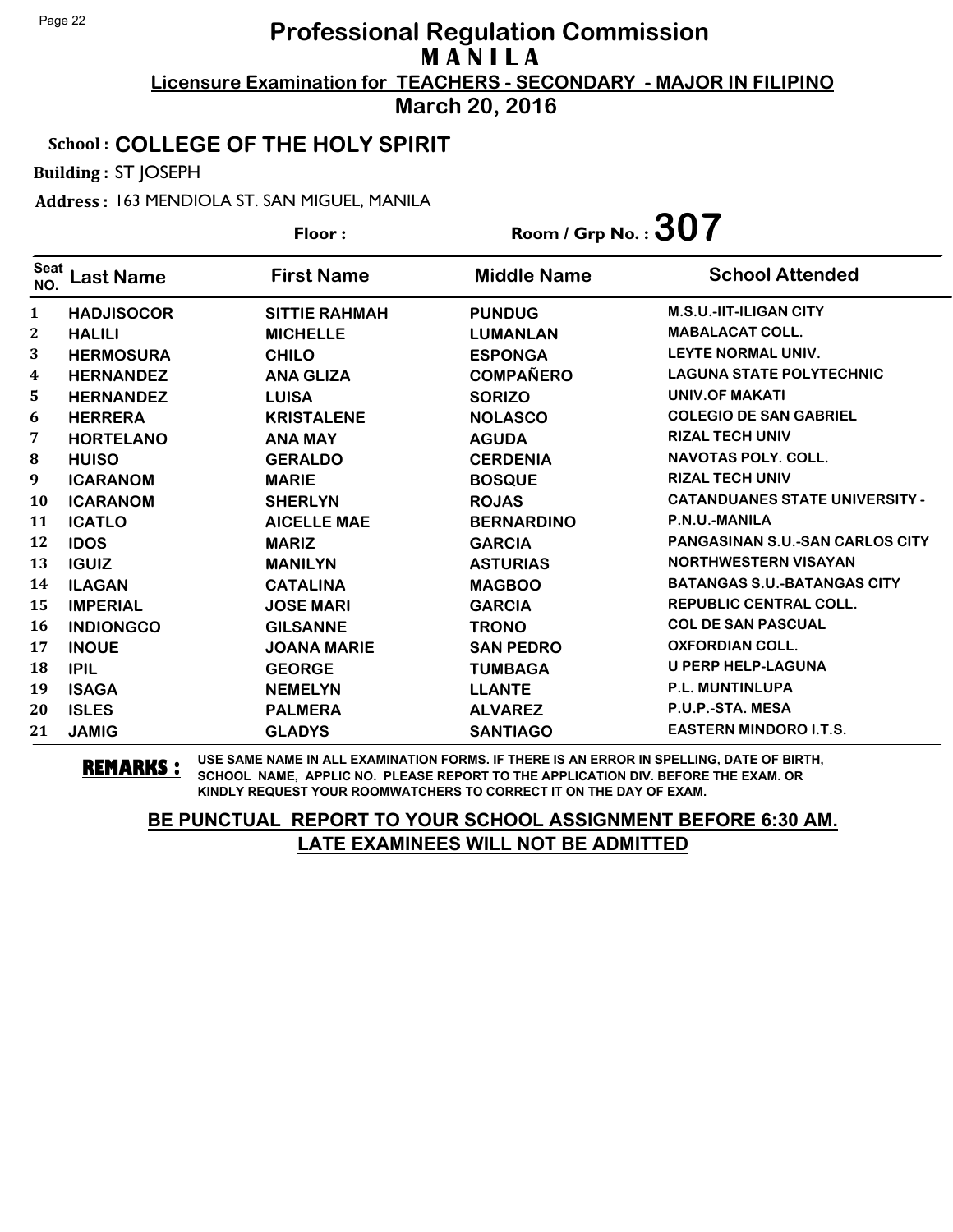# Professional Regulation Commission
## M A N I L A
### Licensure Examination for TEACHERS - SECONDARY - MAJOR IN FILIPINO
### March 20, 2016

**School : COLLEGE OF THE HOLY SPIRIT**

**Building :** ST JOSEPH

**Address :** 163 MENDIOLA ST. SAN MIGUEL, MANILA

**Floor :** 

**Room / Grp No. : 307**

| Seat NO. | Last Name | First Name | Middle Name | School Attended |
|---|---|---|---|---|
| 1 | HADJISOCOR | SITTIE RAHMAH | PUNDUG | M.S.U.-IIT-ILIGAN CITY |
| 2 | HALILI | MICHELLE | LUMANLAN | MABALACAT COLL. |
| 3 | HERMOSURA | CHILO | ESPONGA | LEYTE NORMAL UNIV. |
| 4 | HERNANDEZ | ANA GLIZA | COMPAÑERO | LAGUNA STATE POLYTECHNIC |
| 5 | HERNANDEZ | LUISA | SORIZO | UNIV.OF MAKATI |
| 6 | HERRERA | KRISTALENE | NOLASCO | COLEGIO DE SAN GABRIEL |
| 7 | HORTELANO | ANA MAY | AGUDA | RIZAL TECH UNIV |
| 8 | HUISO | GERALDO | CERDENIA | NAVOTAS POLY. COLL. |
| 9 | ICARANOM | MARIE | BOSQUE | RIZAL TECH UNIV |
| 10 | ICARANOM | SHERLYN | ROJAS | CATANDUANES STATE UNIVERSITY - |
| 11 | ICATLO | AICELLE MAE | BERNARDINO | P.N.U.-MANILA |
| 12 | IDOS | MARIZ | GARCIA | PANGASINAN S.U.-SAN CARLOS CITY |
| 13 | IGUIZ | MANILYN | ASTURIAS | NORTHWESTERN VISAYAN |
| 14 | ILAGAN | CATALINA | MAGBOO | BATANGAS S.U.-BATANGAS CITY |
| 15 | IMPERIAL | JOSE MARI | GARCIA | REPUBLIC CENTRAL COLL. |
| 16 | INDIONGCO | GILSANNE | TRONO | COL DE SAN PASCUAL |
| 17 | INOUE | JOANA MARIE | SAN PEDRO | OXFORDIAN COLL. |
| 18 | IPIL | GEORGE | TUMBAGA | U PERP HELP-LAGUNA |
| 19 | ISAGA | NEMELYN | LLANTE | P.L. MUNTINLUPA |
| 20 | ISLES | PALMERA | ALVAREZ | P.U.P.-STA. MESA |
| 21 | JAMIG | GLADYS | SANTIAGO | EASTERN MINDORO I.T.S. |

**REMARKS :** USE SAME NAME IN ALL EXAMINATION FORMS. IF THERE IS AN ERROR IN SPELLING, DATE OF BIRTH, SCHOOL NAME, APPLIC NO. PLEASE REPORT TO THE APPLICATION DIV. BEFORE THE EXAM. OR KINDLY REQUEST YOUR ROOMWATCHERS TO CORRECT IT ON THE DAY OF EXAM.

**BE PUNCTUAL REPORT TO YOUR SCHOOL ASSIGNMENT BEFORE 6:30 AM.**
**LATE EXAMINEES WILL NOT BE ADMITTED**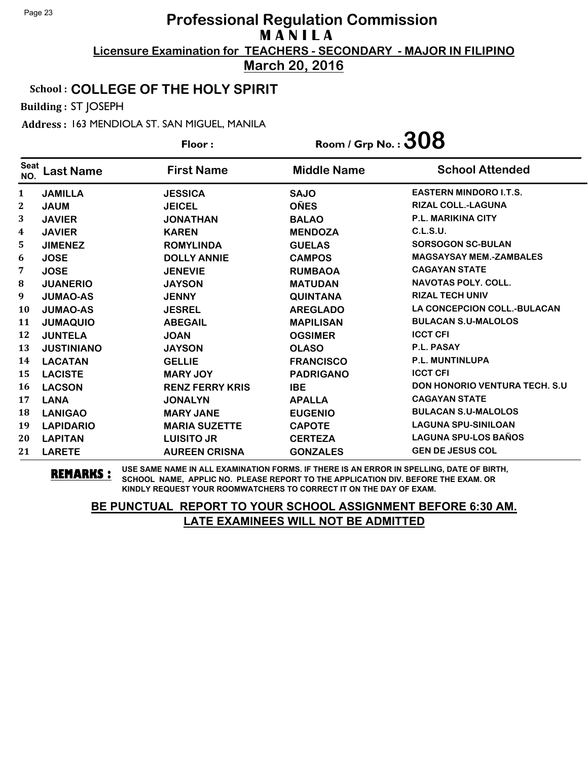# Professional Regulation Commission

**M A N I L A**

**Licensure Examination for TEACHERS - SECONDARY - MAJOR IN FILIPINO**

**March 20, 2016**

**School : COLLEGE OF THE HOLY SPIRIT**

**Building :** ST JOSEPH

**Address :** 163 MENDIOLA ST. SAN MIGUEL, MANILA

**Floor :** **Room / Grp No. : 308**

| Seat NO. | Last Name | First Name | Middle Name | School Attended |
|---|---|---|---|---|
| 1 | JAMILLA | JESSICA | SAJO | EASTERN MINDORO I.T.S. |
| 2 | JAUM | JEICEL | OÑES | RIZAL COLL.-LAGUNA |
| 3 | JAVIER | JONATHAN | BALAO | P.L. MARIKINA CITY |
| 4 | JAVIER | KAREN | MENDOZA | C.L.S.U. |
| 5 | JIMENEZ | ROMYLINDA | GUELAS | SORSOGON SC-BULAN |
| 6 | JOSE | DOLLY ANNIE | CAMPOS | MAGSAYSAY MEM.-ZAMBALES |
| 7 | JOSE | JENEVIE | RUMBAOA | CAGAYAN STATE |
| 8 | JUANERIO | JAYSON | MATUDAN | NAVOTAS POLY. COLL. |
| 9 | JUMAO-AS | JENNY | QUINTANA | RIZAL TECH UNIV |
| 10 | JUMAO-AS | JESREL | AREGLADO | LA CONCEPCION COLL.-BULACAN |
| 11 | JUMAQUIO | ABEGAIL | MAPILISAN | BULACAN S.U-MALOLOS |
| 12 | JUNTELA | JOAN | OGSIMER | ICCT CFI |
| 13 | JUSTINIANO | JAYSON | OLASO | P.L. PASAY |
| 14 | LACATAN | GELLIE | FRANCISCO | P.L. MUNTINLUPA |
| 15 | LACISTE | MARY JOY | PADRIGANO | ICCT CFI |
| 16 | LACSON | RENZ FERRY KRIS | IBE | DON HONORIO VENTURA TECH. S.U |
| 17 | LANA | JONALYN | APALLA | CAGAYAN STATE |
| 18 | LANIGAO | MARY JANE | EUGENIO | BULACAN S.U-MALOLOS |
| 19 | LAPIDARIO | MARIA SUZETTE | CAPOTE | LAGUNA SPU-SINILOAN |
| 20 | LAPITAN | LUISITO JR | CERTEZA | LAGUNA SPU-LOS BAÑOS |
| 21 | LARETE | AUREEN CRISNA | GONZALES | GEN DE JESUS COL |

**REMARKS :** USE SAME NAME IN ALL EXAMINATION FORMS. IF THERE IS AN ERROR IN SPELLING, DATE OF BIRTH, SCHOOL NAME, APPLIC NO. PLEASE REPORT TO THE APPLICATION DIV. BEFORE THE EXAM. OR KINDLY REQUEST YOUR ROOMWATCHERS TO CORRECT IT ON THE DAY OF EXAM.

**BE PUNCTUAL REPORT TO YOUR SCHOOL ASSIGNMENT BEFORE 6:30 AM.**
**LATE EXAMINEES WILL NOT BE ADMITTED**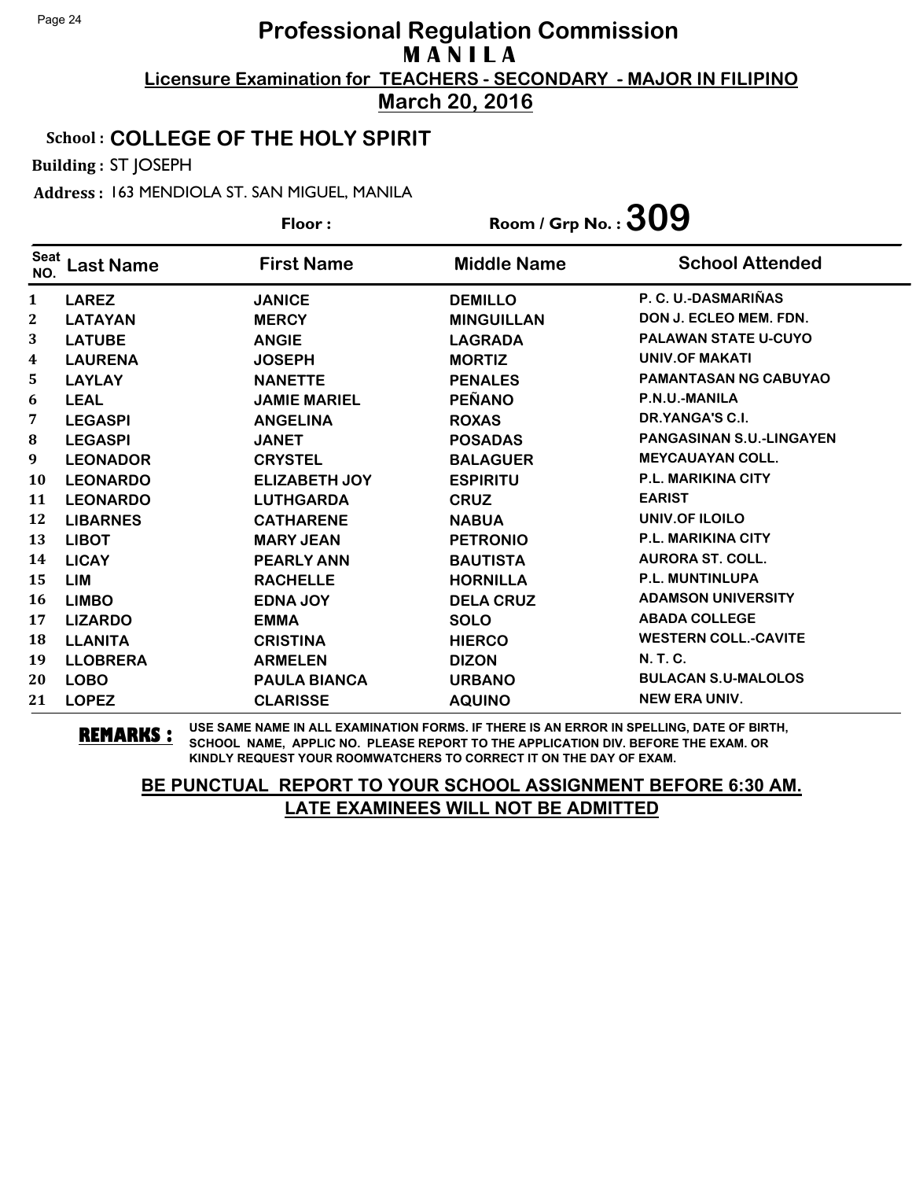# Professional Regulation Commission
## M A N I L A
### Licensure Examination for TEACHERS - SECONDARY - MAJOR IN FILIPINO
### March 20, 2016

**School : COLLEGE OF THE HOLY SPIRIT**

**Building :** ST JOSEPH

**Address :** 163 MENDIOLA ST. SAN MIGUEL, MANILA

**Floor :** **Room / Grp No. : 309**

| Seat NO. | Last Name | First Name | Middle Name | School Attended |
|---|---|---|---|---|
| 1 | LAREZ | JANICE | DEMILLO | P. C. U.-DASMARIÑAS |
| 2 | LATAYAN | MERCY | MINGUILLAN | DON J. ECLEO MEM. FDN. |
| 3 | LATUBE | ANGIE | LAGRADA | PALAWAN STATE U-CUYO |
| 4 | LAURENA | JOSEPH | MORTIZ | UNIV.OF MAKATI |
| 5 | LAYLAY | NANETTE | PENALES | PAMANTASAN NG CABUYAO |
| 6 | LEAL | JAMIE MARIEL | PEÑANO | P.N.U.-MANILA |
| 7 | LEGASPI | ANGELINA | ROXAS | DR.YANGA'S C.I. |
| 8 | LEGASPI | JANET | POSADAS | PANGASINAN S.U.-LINGAYEN |
| 9 | LEONADOR | CRYSTEL | BALAGUER | MEYCAUAYAN COLL. |
| 10 | LEONARDO | ELIZABETH JOY | ESPIRITU | P.L. MARIKINA CITY |
| 11 | LEONARDO | LUTHGARDA | CRUZ | EARIST |
| 12 | LIBARNES | CATHARENE | NABUA | UNIV.OF ILOILO |
| 13 | LIBOT | MARY JEAN | PETRONIO | P.L. MARIKINA CITY |
| 14 | LICAY | PEARLY ANN | BAUTISTA | AURORA ST. COLL. |
| 15 | LIM | RACHELLE | HORNILLA | P.L. MUNTINLUPA |
| 16 | LIMBO | EDNA JOY | DELA CRUZ | ADAMSON UNIVERSITY |
| 17 | LIZARDO | EMMA | SOLO | ABADA COLLEGE |
| 18 | LLANITA | CRISTINA | HIERCO | WESTERN COLL.-CAVITE |
| 19 | LLOBRERA | ARMELEN | DIZON | N. T. C. |
| 20 | LOBO | PAULA BIANCA | URBANO | BULACAN S.U-MALOLOS |
| 21 | LOPEZ | CLARISSE | AQUINO | NEW ERA UNIV. |

**REMARKS :** USE SAME NAME IN ALL EXAMINATION FORMS. IF THERE IS AN ERROR IN SPELLING, DATE OF BIRTH, SCHOOL NAME, APPLIC NO. PLEASE REPORT TO THE APPLICATION DIV. BEFORE THE EXAM. OR KINDLY REQUEST YOUR ROOMWATCHERS TO CORRECT IT ON THE DAY OF EXAM.

**BE PUNCTUAL REPORT TO YOUR SCHOOL ASSIGNMENT BEFORE 6:30 AM. LATE EXAMINEES WILL NOT BE ADMITTED**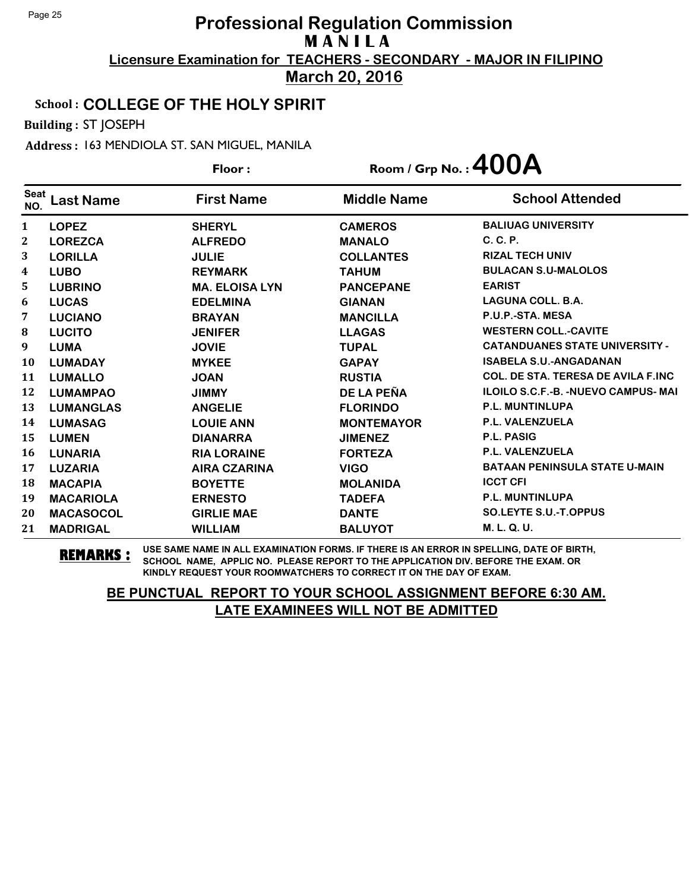# Professional Regulation Commission
## M A N I L A
### Licensure Examination for TEACHERS - SECONDARY - MAJOR IN FILIPINO
### March 20, 2016

**School : COLLEGE OF THE HOLY SPIRIT**

**Building :** ST JOSEPH

**Address :** 163 MENDIOLA ST. SAN MIGUEL, MANILA

**Floor :**

**Room / Grp No. : 400A**

| Seat NO. | Last Name | First Name | Middle Name | School Attended |
|---|---|---|---|---|
| 1 | LOPEZ | SHERYL | CAMEROS | BALIUAG UNIVERSITY |
| 2 | LOREZCA | ALFREDO | MANALO | C. C. P. |
| 3 | LORILLA | JULIE | COLLANTES | RIZAL TECH UNIV |
| 4 | LUBO | REYMARK | TAHUM | BULACAN S.U-MALOLOS |
| 5 | LUBRINO | MA. ELOISA LYN | PANCEPANE | EARIST |
| 6 | LUCAS | EDELMINA | GIANAN | LAGUNA COLL. B.A. |
| 7 | LUCIANO | BRAYAN | MANCILLA | P.U.P.-STA. MESA |
| 8 | LUCITO | JENIFER | LLAGAS | WESTERN COLL.-CAVITE |
| 9 | LUMA | JOVIE | TUPAL | CATANDUANES STATE UNIVERSITY - |
| 10 | LUMADAY | MYKEE | GAPAY | ISABELA S.U.-ANGADANAN |
| 11 | LUMALLO | JOAN | RUSTIA | COL. DE STA. TERESA DE AVILA F.INC |
| 12 | LUMAMPAO | JIMMY | DE LA PEÑA | ILOILO S.C.F.-B. -NUEVO CAMPUS- MAI |
| 13 | LUMANGLAS | ANGELIE | FLORINDO | P.L. MUNTINLUPA |
| 14 | LUMASAG | LOUIE ANN | MONTEMAYOR | P.L. VALENZUELA |
| 15 | LUMEN | DIANARRA | JIMENEZ | P.L. PASIG |
| 16 | LUNARIA | RIA LORAINE | FORTEZA | P.L. VALENZUELA |
| 17 | LUZARIA | AIRA CZARINA | VIGO | BATAAN PENINSULA STATE U-MAIN |
| 18 | MACAPIA | BOYETTE | MOLANIDA | ICCT CFI |
| 19 | MACARIOLA | ERNESTO | TADEFA | P.L. MUNTINLUPA |
| 20 | MACASOCOL | GIRLIE MAE | DANTE | SO.LEYTE S.U.-T.OPPUS |
| 21 | MADRIGAL | WILLIAM | BALUYOT | M. L. Q. U. |

**REMARKS :** USE SAME NAME IN ALL EXAMINATION FORMS. IF THERE IS AN ERROR IN SPELLING, DATE OF BIRTH, SCHOOL NAME, APPLIC NO. PLEASE REPORT TO THE APPLICATION DIV. BEFORE THE EXAM. OR KINDLY REQUEST YOUR ROOMWATCHERS TO CORRECT IT ON THE DAY OF EXAM.

**BE PUNCTUAL REPORT TO YOUR SCHOOL ASSIGNMENT BEFORE 6:30 AM. LATE EXAMINEES WILL NOT BE ADMITTED**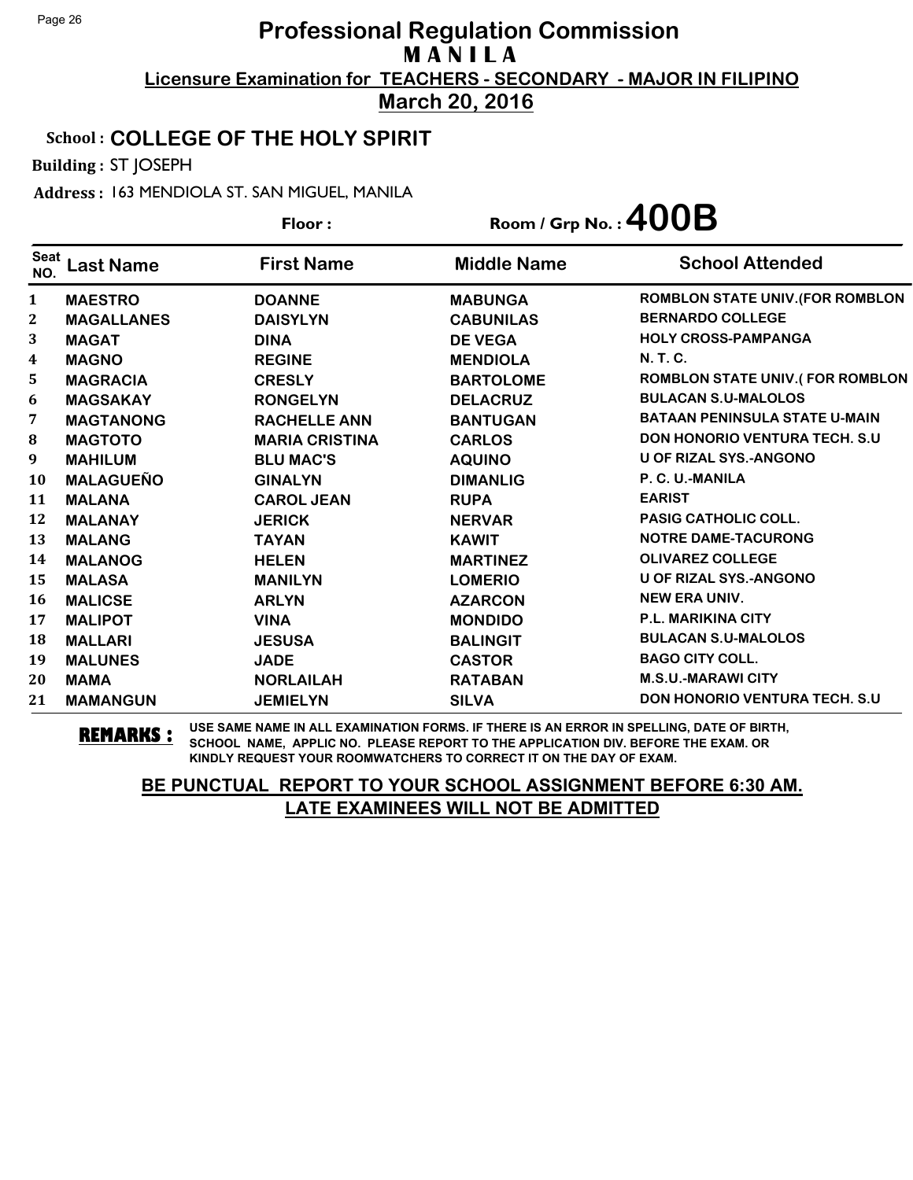# Professional Regulation Commission
## M A N I L A
### Licensure Examination for TEACHERS - SECONDARY - MAJOR IN FILIPINO
### March 20, 2016

**School : COLLEGE OF THE HOLY SPIRIT**

**Building :** ST JOSEPH

**Address :** 163 MENDIOLA ST. SAN MIGUEL, MANILA

**Floor :** **Room / Grp No. : 400B**

| Seat NO. | Last Name | First Name | Middle Name | School Attended |
|---|---|---|---|---|
| 1 | MAESTRO | DOANNE | MABUNGA | ROMBLON STATE UNIV.(FOR ROMBLON |
| 2 | MAGALLANES | DAISYLYN | CABUNILAS | BERNARDO COLLEGE |
| 3 | MAGAT | DINA | DE VEGA | HOLY CROSS-PAMPANGA |
| 4 | MAGNO | REGINE | MENDIOLA | N. T. C. |
| 5 | MAGRACIA | CRESLY | BARTOLOME | ROMBLON STATE UNIV.( FOR ROMBLON |
| 6 | MAGSAKAY | RONGELYN | DELACRUZ | BULACAN S.U-MALOLOS |
| 7 | MAGTANONG | RACHELLE ANN | BANTUGAN | BATAAN PENINSULA STATE U-MAIN |
| 8 | MAGTOTO | MARIA CRISTINA | CARLOS | DON HONORIO VENTURA TECH. S.U |
| 9 | MAHILUM | BLU MAC'S | AQUINO | U OF RIZAL SYS.-ANGONO |
| 10 | MALAGUEÑO | GINALYN | DIMANLIG | P. C. U.-MANILA |
| 11 | MALANA | CAROL JEAN | RUPA | EARIST |
| 12 | MALANAY | JERICK | NERVAR | PASIG CATHOLIC COLL. |
| 13 | MALANG | TAYAN | KAWIT | NOTRE DAME-TACURONG |
| 14 | MALANOG | HELEN | MARTINEZ | OLIVAREZ COLLEGE |
| 15 | MALASA | MANILYN | LOMERIO | U OF RIZAL SYS.-ANGONO |
| 16 | MALICSE | ARLYN | AZARCON | NEW ERA UNIV. |
| 17 | MALIPOT | VINA | MONDIDO | P.L. MARIKINA CITY |
| 18 | MALLARI | JESUSA | BALINGIT | BULACAN S.U-MALOLOS |
| 19 | MALUNES | JADE | CASTOR | BAGO CITY COLL. |
| 20 | MAMA | NORLAILAH | RATABAN | M.S.U.-MARAWI CITY |
| 21 | MAMANGUN | JEMIELYN | SILVA | DON HONORIO VENTURA TECH. S.U |

**REMARKS :** USE SAME NAME IN ALL EXAMINATION FORMS. IF THERE IS AN ERROR IN SPELLING, DATE OF BIRTH, SCHOOL NAME, APPLIC NO. PLEASE REPORT TO THE APPLICATION DIV. BEFORE THE EXAM. OR KINDLY REQUEST YOUR ROOMWATCHERS TO CORRECT IT ON THE DAY OF EXAM.

**BE PUNCTUAL REPORT TO YOUR SCHOOL ASSIGNMENT BEFORE 6:30 AM.**
**LATE EXAMINEES WILL NOT BE ADMITTED**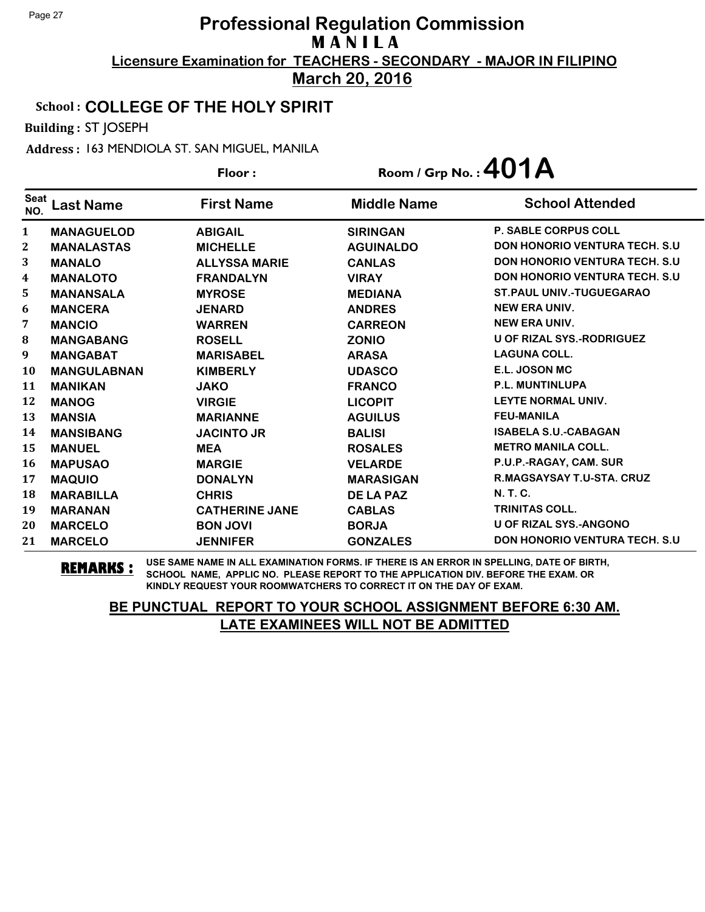# Professional Regulation Commission
## MANILA
**Licensure Examination for TEACHERS - SECONDARY - MAJOR IN FILIPINO**

**March 20, 2016**

School : **COLLEGE OF THE HOLY SPIRIT**

Building : ST JOSEPH

Address : 163 MENDIOLA ST. SAN MIGUEL, MANILA

Floor :

Room / Grp No. : **401A**

| Seat NO. | Last Name | First Name | Middle Name | School Attended |
|---|---|---|---|---|
| 1 | MANAGUELOD | ABIGAIL | SIRINGAN | P. SABLE CORPUS COLL |
| 2 | MANALASTAS | MICHELLE | AGUINALDO | DON HONORIO VENTURA TECH. S.U |
| 3 | MANALO | ALLYSSA MARIE | CANLAS | DON HONORIO VENTURA TECH. S.U |
| 4 | MANALOTO | FRANDALYN | VIRAY | DON HONORIO VENTURA TECH. S.U |
| 5 | MANANSALA | MYROSE | MEDIANA | ST.PAUL UNIV.-TUGUEGARAO |
| 6 | MANCERA | JENARD | ANDRES | NEW ERA UNIV. |
| 7 | MANCIO | WARREN | CARREON | NEW ERA UNIV. |
| 8 | MANGABANG | ROSELL | ZONIO | U OF RIZAL SYS.-RODRIGUEZ |
| 9 | MANGABAT | MARISABEL | ARASA | LAGUNA COLL. |
| 10 | MANGULABNAN | KIMBERLY | UDASCO | E.L. JOSON MC |
| 11 | MANIKAN | JAKO | FRANCO | P.L. MUNTINLUPA |
| 12 | MANOG | VIRGIE | LICOPIT | LEYTE NORMAL UNIV. |
| 13 | MANSIA | MARIANNE | AGUILUS | FEU-MANILA |
| 14 | MANSIBANG | JACINTO JR | BALISI | ISABELA S.U.-CABAGAN |
| 15 | MANUEL | MEA | ROSALES | METRO MANILA COLL. |
| 16 | MAPUSAO | MARGIE | VELARDE | P.U.P.-RAGAY, CAM. SUR |
| 17 | MAQUIO | DONALYN | MARASIGAN | R.MAGSAYSAY T.U-STA. CRUZ |
| 18 | MARABILLA | CHRIS | DE LA PAZ | N. T. C. |
| 19 | MARANAN | CATHERINE JANE | CABLAS | TRINITAS COLL. |
| 20 | MARCELO | BON JOVI | BORJA | U OF RIZAL SYS.-ANGONO |
| 21 | MARCELO | JENNIFER | GONZALES | DON HONORIO VENTURA TECH. S.U |

**REMARKS :** USE SAME NAME IN ALL EXAMINATION FORMS. IF THERE IS AN ERROR IN SPELLING, DATE OF BIRTH, SCHOOL NAME, APPLIC NO. PLEASE REPORT TO THE APPLICATION DIV. BEFORE THE EXAM. OR KINDLY REQUEST YOUR ROOMWATCHERS TO CORRECT IT ON THE DAY OF EXAM.

**BE PUNCTUAL REPORT TO YOUR SCHOOL ASSIGNMENT BEFORE 6:30 AM. LATE EXAMINEES WILL NOT BE ADMITTED**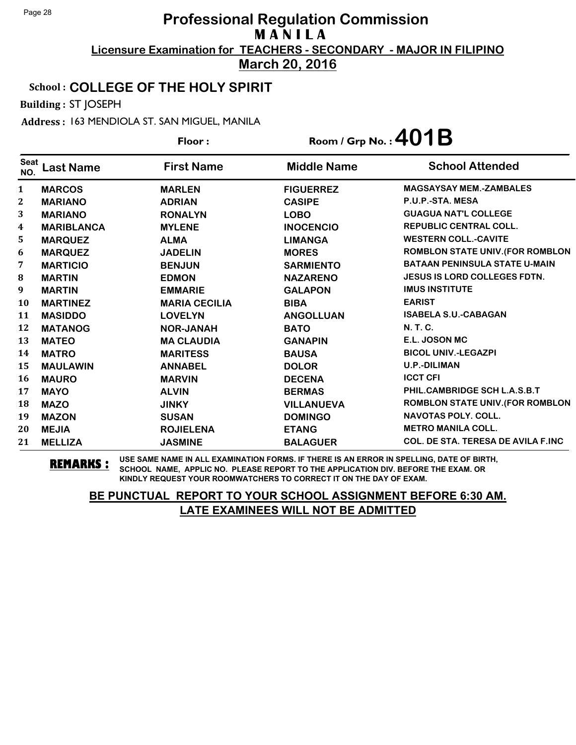# Professional Regulation Commission
## M A N I L A
### Licensure Examination for TEACHERS - SECONDARY - MAJOR IN FILIPINO
### March 20, 2016

**School :** COLLEGE OF THE HOLY SPIRIT

**Building :** ST JOSEPH

**Address :** 163 MENDIOLA ST. SAN MIGUEL, MANILA

**Floor :**

**Room / Grp No. : 401B**

| Seat NO. | Last Name | First Name | Middle Name | School Attended |
|---|---|---|---|---|
| 1 | MARCOS | MARLEN | FIGUERREZ | MAGSAYSAY MEM.-ZAMBALES |
| 2 | MARIANO | ADRIAN | CASIPE | P.U.P.-STA. MESA |
| 3 | MARIANO | RONALYN | LOBO | GUAGUA NAT'L COLLEGE |
| 4 | MARIBLANCA | MYLENE | INOCENCIO | REPUBLIC CENTRAL COLL. |
| 5 | MARQUEZ | ALMA | LIMANGA | WESTERN COLL.-CAVITE |
| 6 | MARQUEZ | JADELIN | MORES | ROMBLON STATE UNIV.(FOR ROMBLON |
| 7 | MARTICIO | BENJUN | SARMIENTO | BATAAN PENINSULA STATE U-MAIN |
| 8 | MARTIN | EDMON | NAZARENO | JESUS IS LORD COLLEGES FDTN. |
| 9 | MARTIN | EMMARIE | GALAPON | IMUS INSTITUTE |
| 10 | MARTINEZ | MARIA CECILIA | BIBA | EARIST |
| 11 | MASIDDO | LOVELYN | ANGOLLUAN | ISABELA S.U.-CABAGAN |
| 12 | MATANOG | NOR-JANAH | BATO | N. T. C. |
| 13 | MATEO | MA CLAUDIA | GANAPIN | E.L. JOSON MC |
| 14 | MATRO | MARITESS | BAUSA | BICOL UNIV.-LEGAZPI |
| 15 | MAULAWIN | ANNABEL | DOLOR | U.P.-DILIMAN |
| 16 | MAURO | MARVIN | DECENA | ICCT CFI |
| 17 | MAYO | ALVIN | BERMAS | PHIL.CAMBRIDGE SCH L.A.S.B.T |
| 18 | MAZO | JINKY | VILLANUEVA | ROMBLON STATE UNIV.(FOR ROMBLON |
| 19 | MAZON | SUSAN | DOMINGO | NAVOTAS POLY. COLL. |
| 20 | MEJIA | ROJIELENA | ETANG | METRO MANILA COLL. |
| 21 | MELLIZA | JASMINE | BALAGUER | COL. DE STA. TERESA DE AVILA F.INC |

**REMARKS :** USE SAME NAME IN ALL EXAMINATION FORMS. IF THERE IS AN ERROR IN SPELLING, DATE OF BIRTH, SCHOOL NAME, APPLIC NO. PLEASE REPORT TO THE APPLICATION DIV. BEFORE THE EXAM. OR KINDLY REQUEST YOUR ROOMWATCHERS TO CORRECT IT ON THE DAY OF EXAM.

**BE PUNCTUAL REPORT TO YOUR SCHOOL ASSIGNMENT BEFORE 6:30 AM.**
**LATE EXAMINEES WILL NOT BE ADMITTED**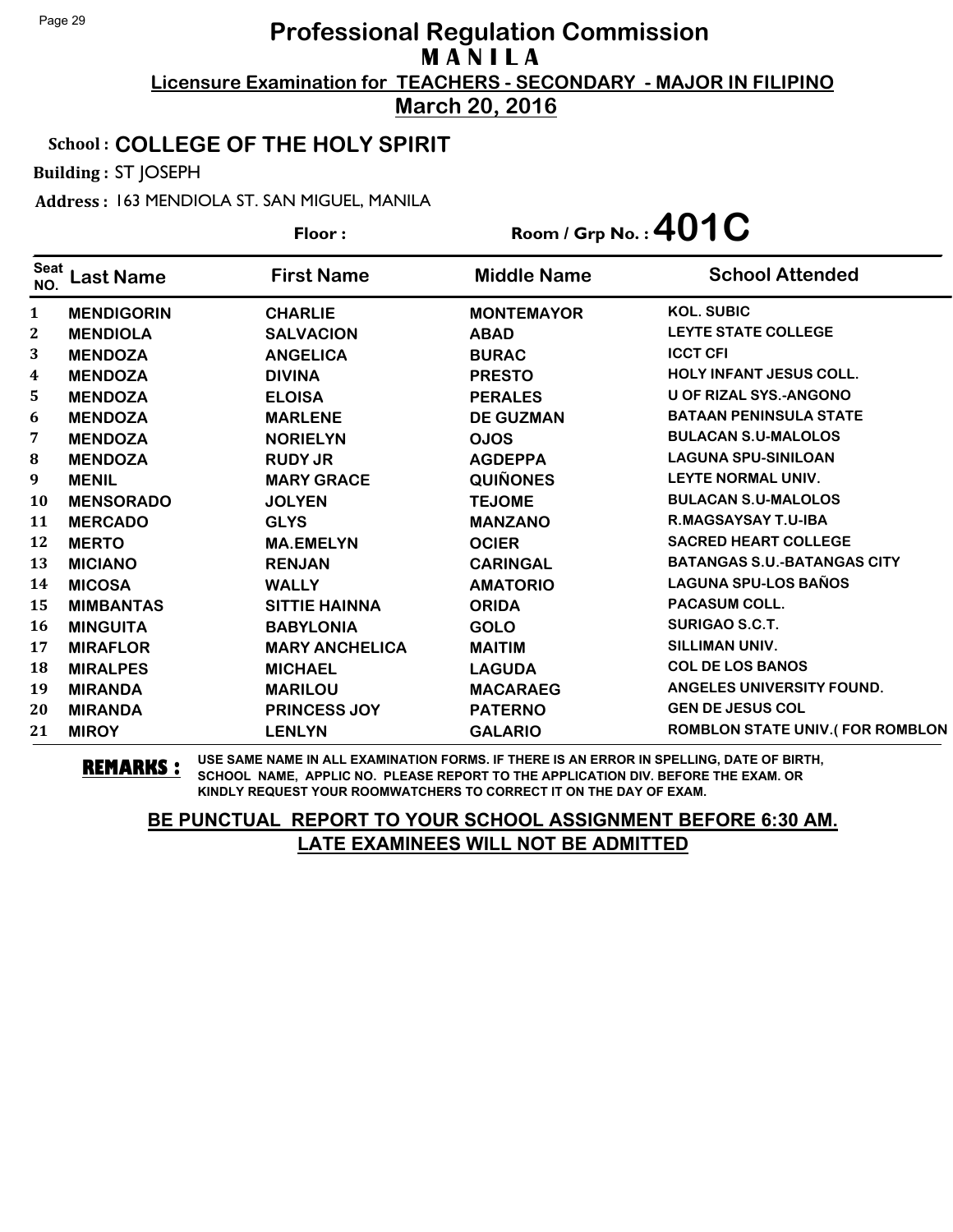# Professional Regulation Commission
## MANILA
### Licensure Examination for TEACHERS - SECONDARY - MAJOR IN FILIPINO
### March 20, 2016

**School : COLLEGE OF THE HOLY SPIRIT**

**Building :** ST JOSEPH

**Address :** 163 MENDIOLA ST. SAN MIGUEL, MANILA

**Floor :** 

**Room / Grp No. : 401C**

| Seat NO. | Last Name | First Name | Middle Name | School Attended |
|---|---|---|---|---|
| 1 | MENDIGORIN | CHARLIE | MONTEMAYOR | KOL. SUBIC |
| 2 | MENDIOLA | SALVACION | ABAD | LEYTE STATE COLLEGE |
| 3 | MENDOZA | ANGELICA | BURAC | ICCT CFI |
| 4 | MENDOZA | DIVINA | PRESTO | HOLY INFANT JESUS COLL. |
| 5 | MENDOZA | ELOISA | PERALES | U OF RIZAL SYS.-ANGONO |
| 6 | MENDOZA | MARLENE | DE GUZMAN | BATAAN PENINSULA STATE |
| 7 | MENDOZA | NORIELYN | OJOS | BULACAN S.U-MALOLOS |
| 8 | MENDOZA | RUDY JR | AGDEPPA | LAGUNA SPU-SINILOAN |
| 9 | MENIL | MARY GRACE | QUIÑONES | LEYTE NORMAL UNIV. |
| 10 | MENSORADO | JOLYEN | TEJOME | BULACAN S.U-MALOLOS |
| 11 | MERCADO | GLYS | MANZANO | R.MAGSAYSAY T.U-IBA |
| 12 | MERTO | MA.EMELYN | OCIER | SACRED HEART COLLEGE |
| 13 | MICIANO | RENJAN | CARINGAL | BATANGAS S.U.-BATANGAS CITY |
| 14 | MICOSA | WALLY | AMATORIO | LAGUNA SPU-LOS BAÑOS |
| 15 | MIMBANTAS | SITTIE HAINNA | ORIDA | PACASUM COLL. |
| 16 | MINGUITA | BABYLONIA | GOLO | SURIGAO S.C.T. |
| 17 | MIRAFLOR | MARY ANCHELICA | MAITIM | SILLIMAN UNIV. |
| 18 | MIRALPES | MICHAEL | LAGUDA | COL DE LOS BANOS |
| 19 | MIRANDA | MARILOU | MACARAEG | ANGELES UNIVERSITY FOUND. |
| 20 | MIRANDA | PRINCESS JOY | PATERNO | GEN DE JESUS COL |
| 21 | MIROY | LENLYN | GALARIO | ROMBLON STATE UNIV.( FOR ROMBLON |

**REMARKS :** USE SAME NAME IN ALL EXAMINATION FORMS. IF THERE IS AN ERROR IN SPELLING, DATE OF BIRTH, SCHOOL NAME, APPLIC NO. PLEASE REPORT TO THE APPLICATION DIV. BEFORE THE EXAM. OR KINDLY REQUEST YOUR ROOMWATCHERS TO CORRECT IT ON THE DAY OF EXAM.

**BE PUNCTUAL REPORT TO YOUR SCHOOL ASSIGNMENT BEFORE 6:30 AM.**
**LATE EXAMINEES WILL NOT BE ADMITTED**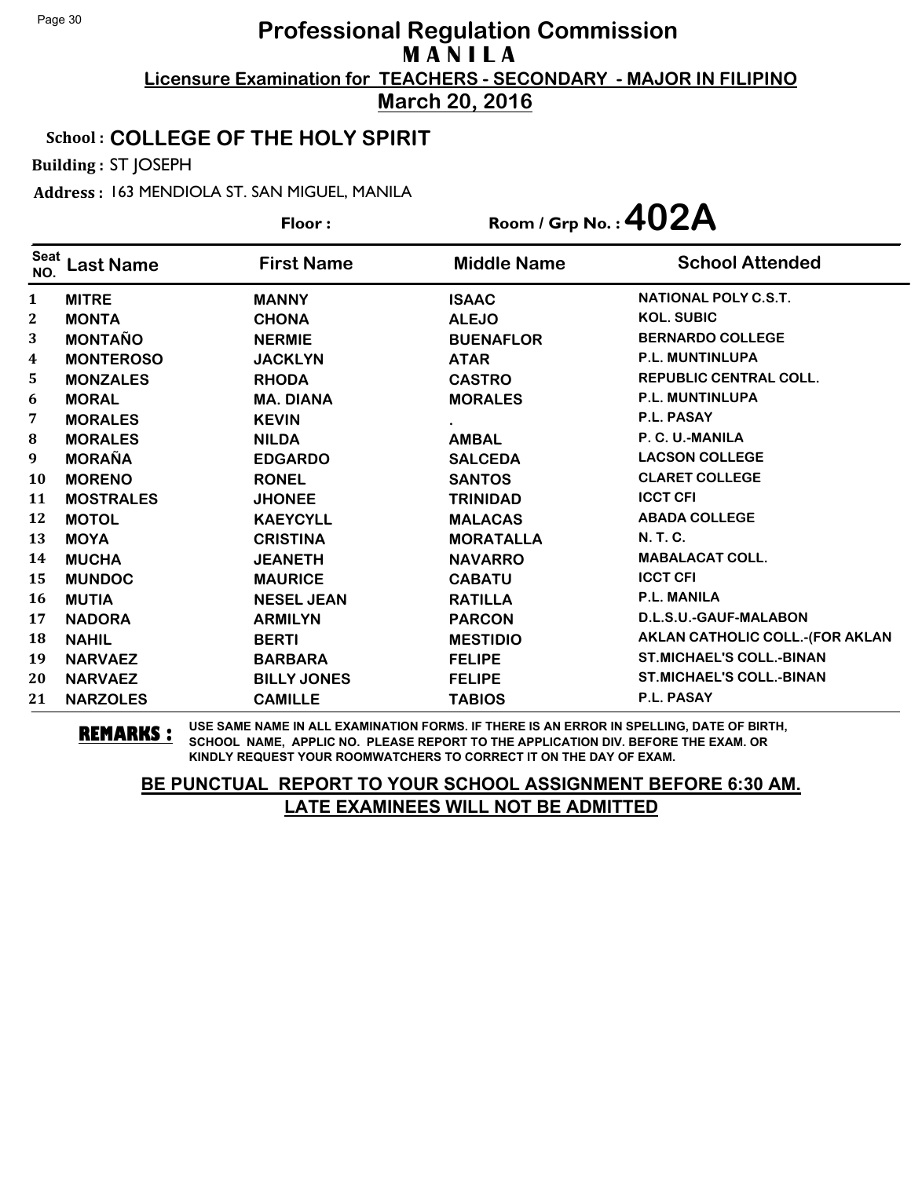# Professional Regulation Commission
## M A N I L A
### Licensure Examination for TEACHERS - SECONDARY - MAJOR IN FILIPINO
### March 20, 2016

**School : COLLEGE OF THE HOLY SPIRIT**

**Building :** ST JOSEPH

**Address :** 163 MENDIOLA ST. SAN MIGUEL, MANILA

**Floor :** 

**Room / Grp No. : 402A**

| Seat NO. | Last Name | First Name | Middle Name | School Attended |
|---|---|---|---|---|
| 1 | MITRE | MANNY | ISAAC | NATIONAL POLY C.S.T. |
| 2 | MONTA | CHONA | ALEJO | KOL. SUBIC |
| 3 | MONTAÑO | NERMIE | BUENAFLOR | BERNARDO COLLEGE |
| 4 | MONTEROSO | JACKLYN | ATAR | P.L. MUNTINLUPA |
| 5 | MONZALES | RHODA | CASTRO | REPUBLIC CENTRAL COLL. |
| 6 | MORAL | MA. DIANA | MORALES | P.L. MUNTINLUPA |
| 7 | MORALES | KEVIN | . | P.L. PASAY |
| 8 | MORALES | NILDA | AMBAL | P. C. U.-MANILA |
| 9 | MORAÑA | EDGARDO | SALCEDA | LACSON COLLEGE |
| 10 | MORENO | RONEL | SANTOS | CLARET COLLEGE |
| 11 | MOSTRALES | JHONEE | TRINIDAD | ICCT CFI |
| 12 | MOTOL | KAEYCYLL | MALACAS | ABADA COLLEGE |
| 13 | MOYA | CRISTINA | MORATALLA | N. T. C. |
| 14 | MUCHA | JEANETH | NAVARRO | MABALACAT COLL. |
| 15 | MUNDOC | MAURICE | CABATU | ICCT CFI |
| 16 | MUTIA | NESEL JEAN | RATILLA | P.L. MANILA |
| 17 | NADORA | ARMILYN | PARCON | D.L.S.U.-GAUF-MALABON |
| 18 | NAHIL | BERTI | MESTIDIO | AKLAN CATHOLIC COLL.-(FOR AKLAN |
| 19 | NARVAEZ | BARBARA | FELIPE | ST.MICHAEL'S COLL.-BINAN |
| 20 | NARVAEZ | BILLY JONES | FELIPE | ST.MICHAEL'S COLL.-BINAN |
| 21 | NARZOLES | CAMILLE | TABIOS | P.L. PASAY |

**REMARKS :** USE SAME NAME IN ALL EXAMINATION FORMS. IF THERE IS AN ERROR IN SPELLING, DATE OF BIRTH, SCHOOL NAME, APPLIC NO. PLEASE REPORT TO THE APPLICATION DIV. BEFORE THE EXAM. OR KINDLY REQUEST YOUR ROOMWATCHERS TO CORRECT IT ON THE DAY OF EXAM.

**BE PUNCTUAL REPORT TO YOUR SCHOOL ASSIGNMENT BEFORE 6:30 AM. LATE EXAMINEES WILL NOT BE ADMITTED**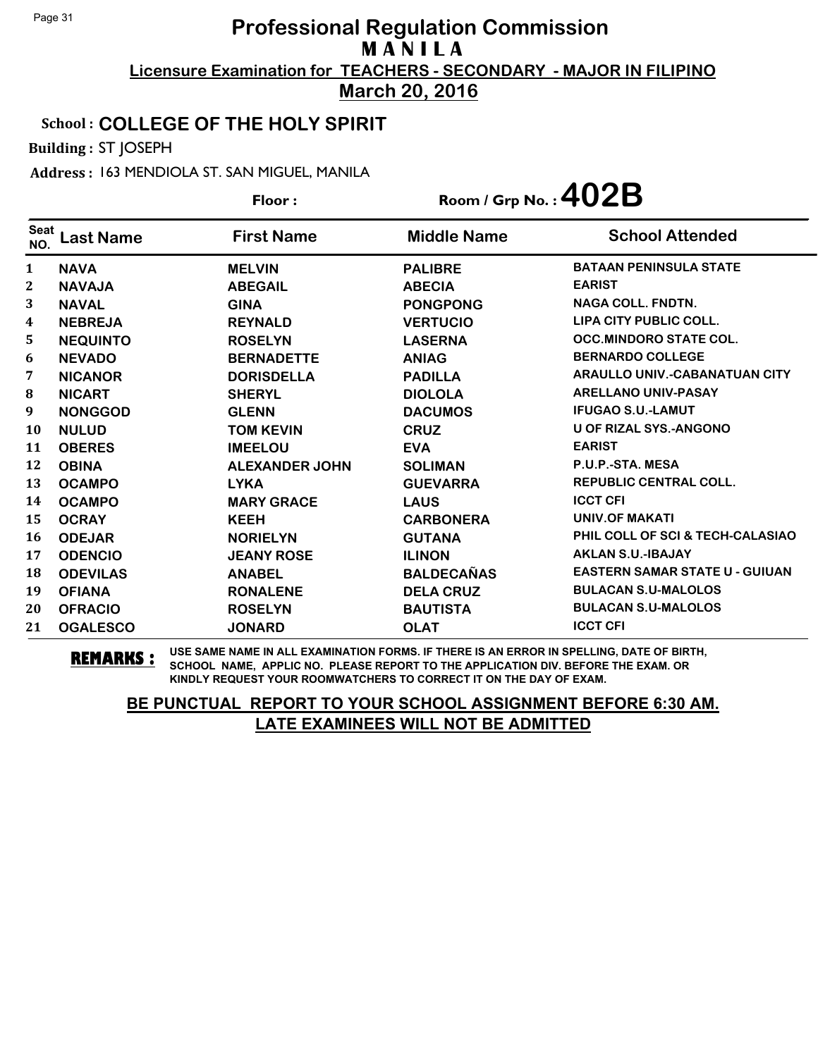# Professional Regulation Commission
## M A N I L A
### Licensure Examination for TEACHERS - SECONDARY - MAJOR IN FILIPINO
### March 20, 2016

School : **COLLEGE OF THE HOLY SPIRIT**

Building : ST JOSEPH

Address : 163 MENDIOLA ST. SAN MIGUEL, MANILA

Floor :

Room / Grp No. : **402B**

| Seat NO. | Last Name | First Name | Middle Name | School Attended |
|---|---|---|---|---|
| 1 | NAVA | MELVIN | PALIBRE | BATAAN PENINSULA STATE |
| 2 | NAVAJA | ABEGAIL | ABECIA | EARIST |
| 3 | NAVAL | GINA | PONGPONG | NAGA COLL. FNDTN. |
| 4 | NEBREJA | REYNALD | VERTUCIO | LIPA CITY PUBLIC COLL. |
| 5 | NEQUINTO | ROSELYN | LASERNA | OCC.MINDORO STATE COL. |
| 6 | NEVADO | BERNADETTE | ANIAG | BERNARDO COLLEGE |
| 7 | NICANOR | DORISDELLA | PADILLA | ARAULLO UNIV.-CABANATUAN CITY |
| 8 | NICART | SHERYL | DIOLOLA | ARELLANO UNIV-PASAY |
| 9 | NONGGOD | GLENN | DACUMOS | IFUGAO S.U.-LAMUT |
| 10 | NULUD | TOM KEVIN | CRUZ | U OF RIZAL SYS.-ANGONO |
| 11 | OBERES | IMEELOU | EVA | EARIST |
| 12 | OBINA | ALEXANDER JOHN | SOLIMAN | P.U.P.-STA. MESA |
| 13 | OCAMPO | LYKA | GUEVARRA | REPUBLIC CENTRAL COLL. |
| 14 | OCAMPO | MARY GRACE | LAUS | ICCT CFI |
| 15 | OCRAY | KEEH | CARBONERA | UNIV.OF MAKATI |
| 16 | ODEJAR | NORIELYN | GUTANA | PHIL COLL OF SCI & TECH-CALASIAO |
| 17 | ODENCIO | JEANY ROSE | ILINON | AKLAN S.U.-IBAJAY |
| 18 | ODEVILAS | ANABEL | BALDECAÑAS | EASTERN SAMAR STATE U - GUIUAN |
| 19 | OFIANA | RONALENE | DELA CRUZ | BULACAN S.U-MALOLOS |
| 20 | OFRACIO | ROSELYN | BAUTISTA | BULACAN S.U-MALOLOS |
| 21 | OGALESCO | JONARD | OLAT | ICCT CFI |

**REMARKS :** USE SAME NAME IN ALL EXAMINATION FORMS. IF THERE IS AN ERROR IN SPELLING, DATE OF BIRTH, SCHOOL NAME, APPLIC NO. PLEASE REPORT TO THE APPLICATION DIV. BEFORE THE EXAM. OR KINDLY REQUEST YOUR ROOMWATCHERS TO CORRECT IT ON THE DAY OF EXAM.

**BE PUNCTUAL REPORT TO YOUR SCHOOL ASSIGNMENT BEFORE 6:30 AM.**
**LATE EXAMINEES WILL NOT BE ADMITTED**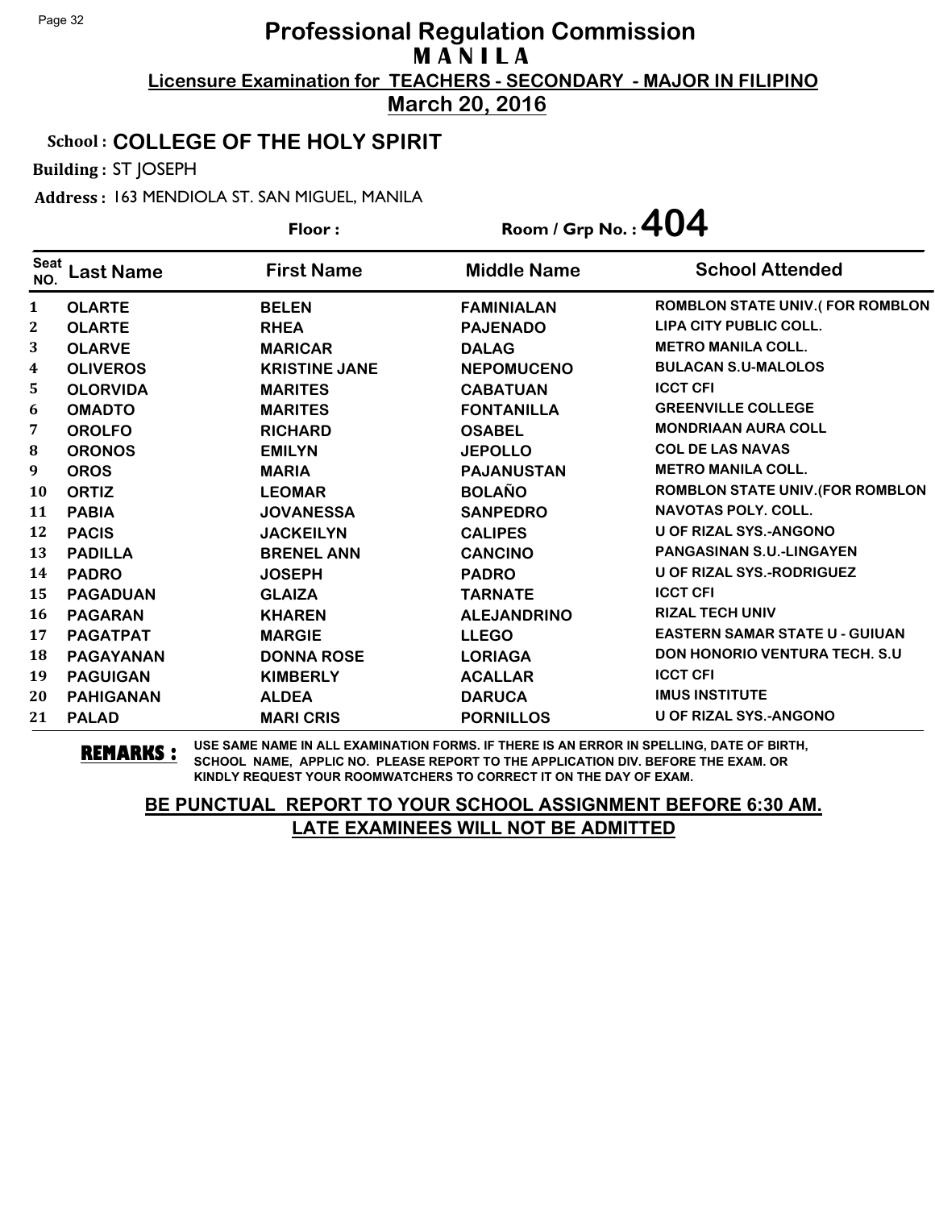# Professional Regulation Commission

## M A N I L A

**Licensure Examination for TEACHERS - SECONDARY - MAJOR IN FILIPINO**

**March 20, 2016**

**School : COLLEGE OF THE HOLY SPIRIT**

**Building :** ST JOSEPH

**Address :** 163 MENDIOLA ST. SAN MIGUEL, MANILA

**Floor :** **Room / Grp No. : 404**

| Seat NO. | Last Name | First Name | Middle Name | School Attended |
|---|---|---|---|---|
| 1 | OLARTE | BELEN | FAMINIALAN | ROMBLON STATE UNIV.( FOR ROMBLON |
| 2 | OLARTE | RHEA | PAJENADO | LIPA CITY PUBLIC COLL. |
| 3 | OLARVE | MARICAR | DALAG | METRO MANILA COLL. |
| 4 | OLIVEROS | KRISTINE JANE | NEPOMUCENO | BULACAN S.U-MALOLOS |
| 5 | OLORVIDA | MARITES | CABATUAN | ICCT CFI |
| 6 | OMADTO | MARITES | FONTANILLA | GREENVILLE COLLEGE |
| 7 | OROLFO | RICHARD | OSABEL | MONDRIAAN AURA COLL |
| 8 | ORONOS | EMILYN | JEPOLLO | COL DE LAS NAVAS |
| 9 | OROS | MARIA | PAJANUSTAN | METRO MANILA COLL. |
| 10 | ORTIZ | LEOMAR | BOLAÑO | ROMBLON STATE UNIV.(FOR ROMBLON |
| 11 | PABIA | JOVANESSA | SANPEDRO | NAVOTAS POLY. COLL. |
| 12 | PACIS | JACKEILYN | CALIPES | U OF RIZAL SYS.-ANGONO |
| 13 | PADILLA | BRENEL ANN | CANCINO | PANGASINAN S.U.-LINGAYEN |
| 14 | PADRO | JOSEPH | PADRO | U OF RIZAL SYS.-RODRIGUEZ |
| 15 | PAGADUAN | GLAIZA | TARNATE | ICCT CFI |
| 16 | PAGARAN | KHAREN | ALEJANDRINO | RIZAL TECH UNIV |
| 17 | PAGATPAT | MARGIE | LLEGO | EASTERN SAMAR STATE U - GUIUAN |
| 18 | PAGAYANAN | DONNA ROSE | LORIAGA | DON HONORIO VENTURA TECH. S.U |
| 19 | PAGUIGAN | KIMBERLY | ACALLAR | ICCT CFI |
| 20 | PAHIGANAN | ALDEA | DARUCA | IMUS INSTITUTE |
| 21 | PALAD | MARI CRIS | PORNILLOS | U OF RIZAL SYS.-ANGONO |

**REMARKS :** USE SAME NAME IN ALL EXAMINATION FORMS. IF THERE IS AN ERROR IN SPELLING, DATE OF BIRTH, SCHOOL NAME, APPLIC NO. PLEASE REPORT TO THE APPLICATION DIV. BEFORE THE EXAM. OR KINDLY REQUEST YOUR ROOMWATCHERS TO CORRECT IT ON THE DAY OF EXAM.

**BE PUNCTUAL REPORT TO YOUR SCHOOL ASSIGNMENT BEFORE 6:30 AM. LATE EXAMINEES WILL NOT BE ADMITTED**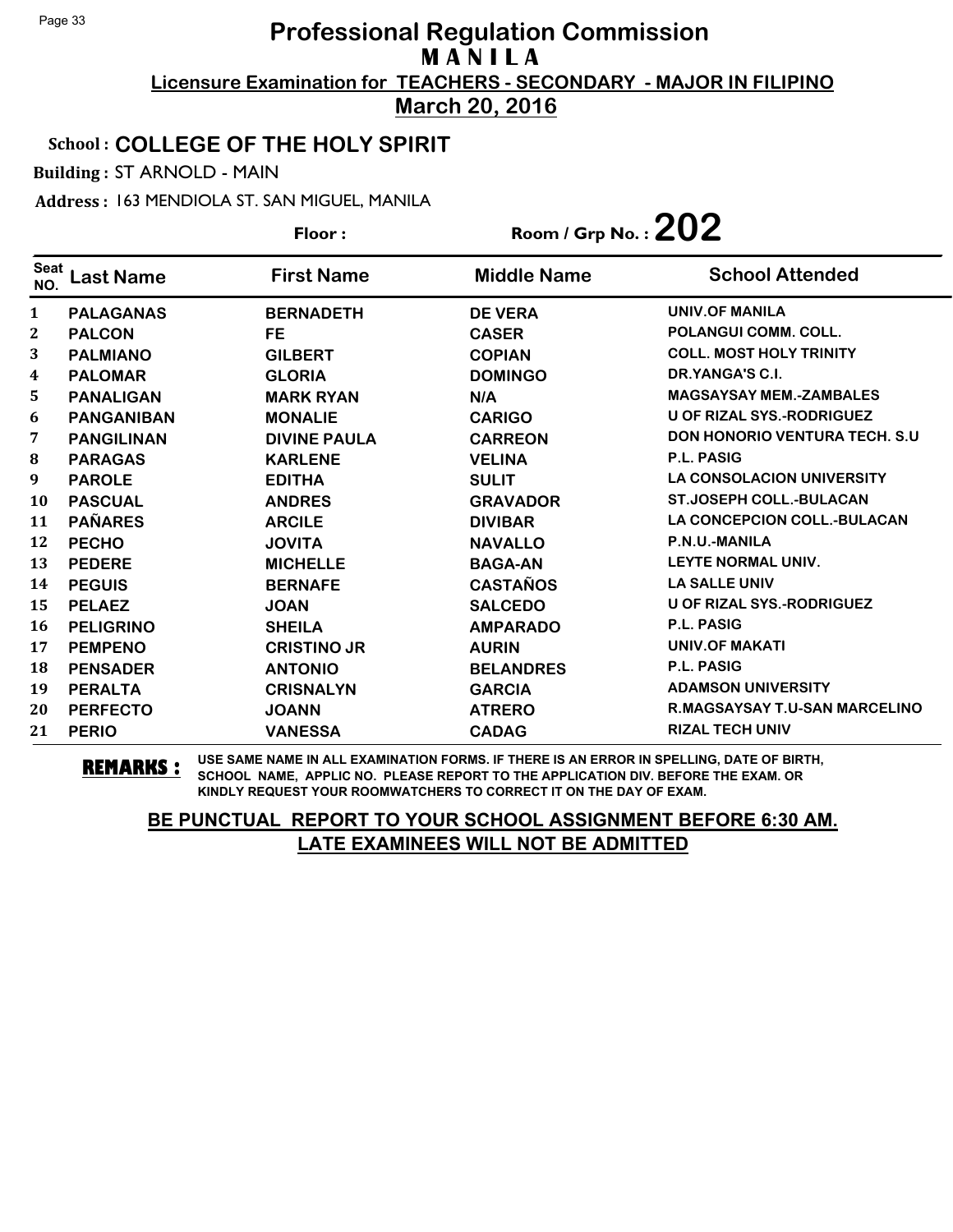# Professional Regulation Commission
## M A N I L A
### Licensure Examination for TEACHERS - SECONDARY - MAJOR IN FILIPINO
### March 20, 2016

**School : COLLEGE OF THE HOLY SPIRIT**

**Building :** ST ARNOLD - MAIN

**Address :** 163 MENDIOLA ST. SAN MIGUEL, MANILA

**Floor :** **Room / Grp No. : 202**

| Seat NO. | Last Name | First Name | Middle Name | School Attended |
|---|---|---|---|---|
| 1 | PALAGANAS | BERNADETH | DE VERA | UNIV.OF MANILA |
| 2 | PALCON | FE | CASER | POLANGUI COMM. COLL. |
| 3 | PALMIANO | GILBERT | COPIAN | COLL. MOST HOLY TRINITY |
| 4 | PALOMAR | GLORIA | DOMINGO | DR.YANGA'S C.I. |
| 5 | PANALIGAN | MARK RYAN | N/A | MAGSAYSAY MEM.-ZAMBALES |
| 6 | PANGANIBAN | MONALIE | CARIGO | U OF RIZAL SYS.-RODRIGUEZ |
| 7 | PANGILINAN | DIVINE PAULA | CARREON | DON HONORIO VENTURA TECH. S.U |
| 8 | PARAGAS | KARLENE | VELINA | P.L. PASIG |
| 9 | PAROLE | EDITHA | SULIT | LA CONSOLACION UNIVERSITY |
| 10 | PASCUAL | ANDRES | GRAVADOR | ST.JOSEPH COLL.-BULACAN |
| 11 | PAÑARES | ARCILE | DIVIBAR | LA CONCEPCION COLL.-BULACAN |
| 12 | PECHO | JOVITA | NAVALLO | P.N.U.-MANILA |
| 13 | PEDERE | MICHELLE | BAGA-AN | LEYTE NORMAL UNIV. |
| 14 | PEGUIS | BERNAFE | CASTAÑOS | LA SALLE UNIV |
| 15 | PELAEZ | JOAN | SALCEDO | U OF RIZAL SYS.-RODRIGUEZ |
| 16 | PELIGRINO | SHEILA | AMPARADO | P.L. PASIG |
| 17 | PEMPENO | CRISTINO JR | AURIN | UNIV.OF MAKATI |
| 18 | PENSADER | ANTONIO | BELANDRES | P.L. PASIG |
| 19 | PERALTA | CRISNALYN | GARCIA | ADAMSON UNIVERSITY |
| 20 | PERFECTO | JOANN | ATRERO | R.MAGSAYSAY T.U-SAN MARCELINO |
| 21 | PERIO | VANESSA | CADAG | RIZAL TECH UNIV |

**REMARKS :** USE SAME NAME IN ALL EXAMINATION FORMS. IF THERE IS AN ERROR IN SPELLING, DATE OF BIRTH, SCHOOL NAME, APPLIC NO. PLEASE REPORT TO THE APPLICATION DIV. BEFORE THE EXAM. OR KINDLY REQUEST YOUR ROOMWATCHERS TO CORRECT IT ON THE DAY OF EXAM.

**BE PUNCTUAL REPORT TO YOUR SCHOOL ASSIGNMENT BEFORE 6:30 AM. LATE EXAMINEES WILL NOT BE ADMITTED**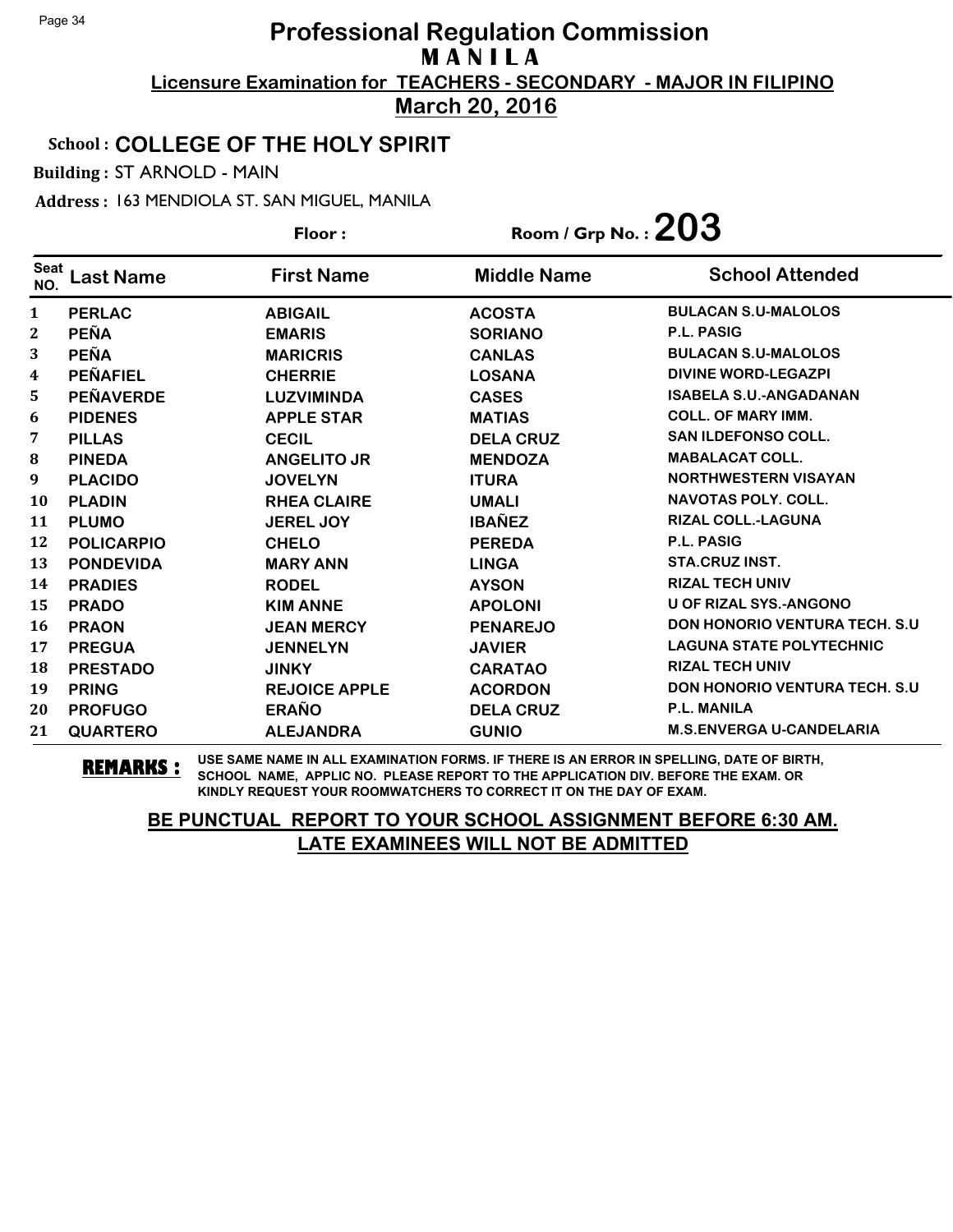# Professional Regulation Commission

## M A N I L A

**Licensure Examination for TEACHERS - SECONDARY - MAJOR IN FILIPINO**

**March 20, 2016**

**School : COLLEGE OF THE HOLY SPIRIT**

**Building :** ST ARNOLD - MAIN

**Address :** 163 MENDIOLA ST. SAN MIGUEL, MANILA

**Floor :** 

**Room / Grp No. : 203**

| Seat NO. | Last Name | First Name | Middle Name | School Attended |
|---|---|---|---|---|
| 1 | PERLAC | ABIGAIL | ACOSTA | BULACAN S.U-MALOLOS |
| 2 | PEÑA | EMARIS | SORIANO | P.L. PASIG |
| 3 | PEÑA | MARICRIS | CANLAS | BULACAN S.U-MALOLOS |
| 4 | PEÑAFIEL | CHERRIE | LOSANA | DIVINE WORD-LEGAZPI |
| 5 | PEÑAVERDE | LUZVIMINDA | CASES | ISABELA S.U.-ANGADANAN |
| 6 | PIDENES | APPLE STAR | MATIAS | COLL. OF MARY IMM. |
| 7 | PILLAS | CECIL | DELA CRUZ | SAN ILDEFONSO COLL. |
| 8 | PINEDA | ANGELITO JR | MENDOZA | MABALACAT COLL. |
| 9 | PLACIDO | JOVELYN | ITURA | NORTHWESTERN VISAYAN |
| 10 | PLADIN | RHEA CLAIRE | UMALI | NAVOTAS POLY. COLL. |
| 11 | PLUMO | JEREL JOY | IBAÑEZ | RIZAL COLL.-LAGUNA |
| 12 | POLICARPIO | CHELO | PEREDA | P.L. PASIG |
| 13 | PONDEVIDA | MARY ANN | LINGA | STA.CRUZ INST. |
| 14 | PRADIES | RODEL | AYSON | RIZAL TECH UNIV |
| 15 | PRADO | KIM ANNE | APOLONI | U OF RIZAL SYS.-ANGONO |
| 16 | PRAON | JEAN MERCY | PENAREJO | DON HONORIO VENTURA TECH. S.U |
| 17 | PREGUA | JENNELYN | JAVIER | LAGUNA STATE POLYTECHNIC |
| 18 | PRESTADO | JINKY | CARATAO | RIZAL TECH UNIV |
| 19 | PRING | REJOICE APPLE | ACORDON | DON HONORIO VENTURA TECH. S.U |
| 20 | PROFUGO | ERAÑO | DELA CRUZ | P.L. MANILA |
| 21 | QUARTERO | ALEJANDRA | GUNIO | M.S.ENVERGA U-CANDELARIA |

**REMARKS :** USE SAME NAME IN ALL EXAMINATION FORMS. IF THERE IS AN ERROR IN SPELLING, DATE OF BIRTH, SCHOOL NAME, APPLIC NO. PLEASE REPORT TO THE APPLICATION DIV. BEFORE THE EXAM. OR KINDLY REQUEST YOUR ROOMWATCHERS TO CORRECT IT ON THE DAY OF EXAM.

**BE PUNCTUAL REPORT TO YOUR SCHOOL ASSIGNMENT BEFORE 6:30 AM.**
**LATE EXAMINEES WILL NOT BE ADMITTED**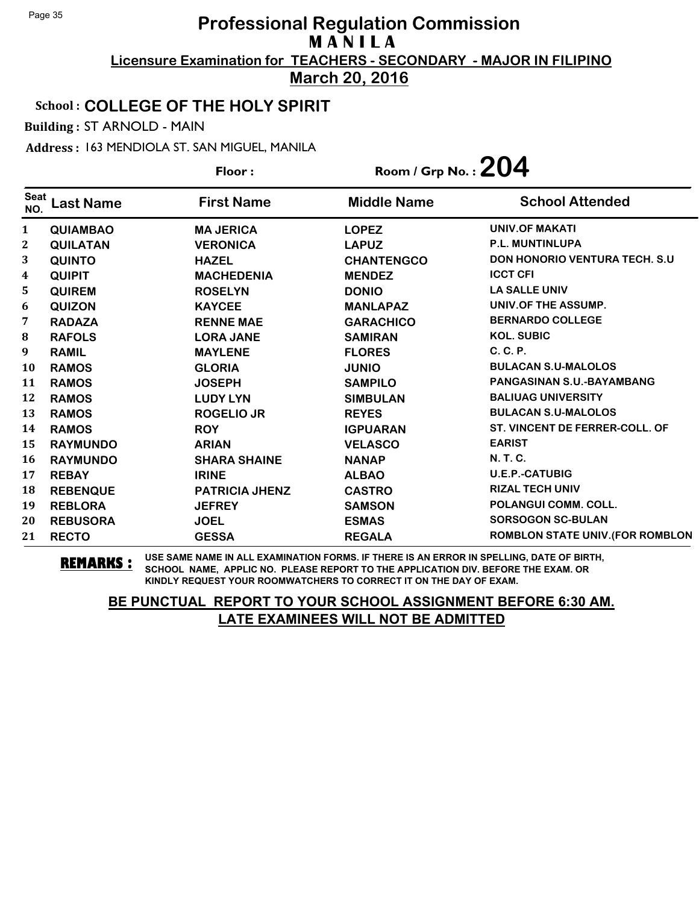# Professional Regulation Commission
## MANILA
**Licensure Examination for TEACHERS - SECONDARY - MAJOR IN FILIPINO**

**March 20, 2016**

**School : COLLEGE OF THE HOLY SPIRIT**

**Building :** ST ARNOLD - MAIN

**Address :** 163 MENDIOLA ST. SAN MIGUEL, MANILA

**Floor :** **Room / Grp No. : 204**

| Seat NO. | Last Name | First Name | Middle Name | School Attended |
|---|---|---|---|---|
| 1 | QUIAMBAO | MA JERICA | LOPEZ | UNIV.OF MAKATI |
| 2 | QUILATAN | VERONICA | LAPUZ | P.L. MUNTINLUPA |
| 3 | QUINTO | HAZEL | CHANTENGCO | DON HONORIO VENTURA TECH. S.U |
| 4 | QUIPIT | MACHEDENIA | MENDEZ | ICCT CFI |
| 5 | QUIREM | ROSELYN | DONIO | LA SALLE UNIV |
| 6 | QUIZON | KAYCEE | MANLAPAZ | UNIV.OF THE ASSUMP. |
| 7 | RADAZA | RENNE MAE | GARACHICO | BERNARDO COLLEGE |
| 8 | RAFOLS | LORA JANE | SAMIRAN | KOL. SUBIC |
| 9 | RAMIL | MAYLENE | FLORES | C. C. P. |
| 10 | RAMOS | GLORIA | JUNIO | BULACAN S.U-MALOLOS |
| 11 | RAMOS | JOSEPH | SAMPILO | PANGASINAN S.U.-BAYAMBANG |
| 12 | RAMOS | LUDY LYN | SIMBULAN | BALIUAG UNIVERSITY |
| 13 | RAMOS | ROGELIO JR | REYES | BULACAN S.U-MALOLOS |
| 14 | RAMOS | ROY | IGPUARAN | ST. VINCENT DE FERRER-COLL. OF |
| 15 | RAYMUNDO | ARIAN | VELASCO | EARIST |
| 16 | RAYMUNDO | SHARA SHAINE | NANAP | N. T. C. |
| 17 | REBAY | IRINE | ALBAO | U.E.P.-CATUBIG |
| 18 | REBENQUE | PATRICIA JHENZ | CASTRO | RIZAL TECH UNIV |
| 19 | REBLORA | JEFREY | SAMSON | POLANGUI COMM. COLL. |
| 20 | REBUSORA | JOEL | ESMAS | SORSOGON SC-BULAN |
| 21 | RECTO | GESSA | REGALA | ROMBLON STATE UNIV.(FOR ROMBLON |

**REMARKS :** USE SAME NAME IN ALL EXAMINATION FORMS. IF THERE IS AN ERROR IN SPELLING, DATE OF BIRTH, SCHOOL NAME, APPLIC NO. PLEASE REPORT TO THE APPLICATION DIV. BEFORE THE EXAM. OR KINDLY REQUEST YOUR ROOMWATCHERS TO CORRECT IT ON THE DAY OF EXAM.

**BE PUNCTUAL REPORT TO YOUR SCHOOL ASSIGNMENT BEFORE 6:30 AM.**
**LATE EXAMINEES WILL NOT BE ADMITTED**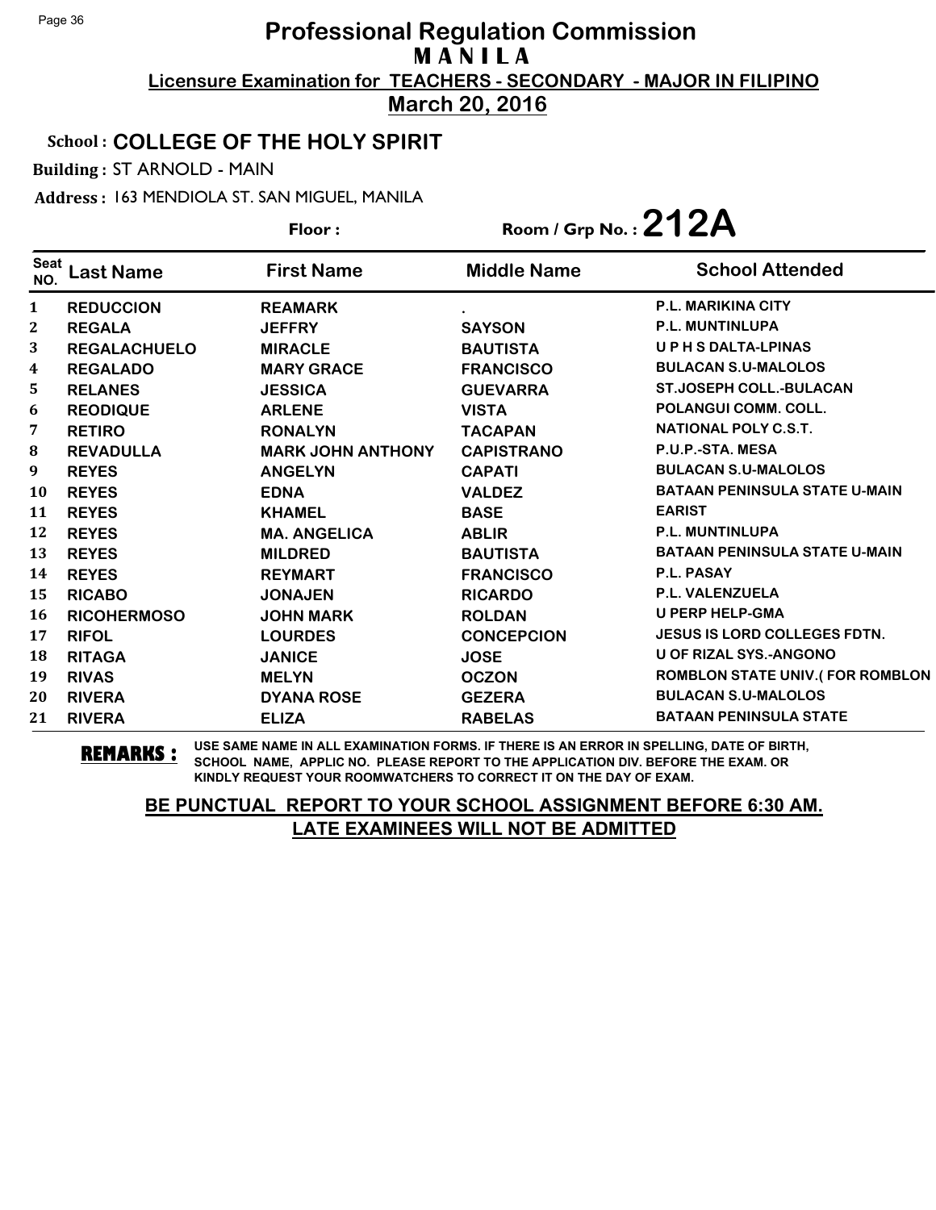# Professional Regulation Commission
## M A N I L A
### Licensure Examination for TEACHERS - SECONDARY - MAJOR IN FILIPINO
### March 20, 2016

**School : COLLEGE OF THE HOLY SPIRIT**

**Building :** ST ARNOLD - MAIN

**Address :** 163 MENDIOLA ST. SAN MIGUEL, MANILA

**Floor :** **Room / Grp No. : 212A**

| Seat NO. | Last Name | First Name | Middle Name | School Attended |
|---|---|---|---|---|
| 1 | REDUCCION | REAMARK | . | P.L. MARIKINA CITY |
| 2 | REGALA | JEFFRY | SAYSON | P.L. MUNTINLUPA |
| 3 | REGALACHUELO | MIRACLE | BAUTISTA | U P H S DALTA-LPINAS |
| 4 | REGALADO | MARY GRACE | FRANCISCO | BULACAN S.U-MALOLOS |
| 5 | RELANES | JESSICA | GUEVARRA | ST.JOSEPH COLL.-BULACAN |
| 6 | REODIQUE | ARLENE | VISTA | POLANGUI COMM. COLL. |
| 7 | RETIRO | RONALYN | TACAPAN | NATIONAL POLY C.S.T. |
| 8 | REVADULLA | MARK JOHN ANTHONY | CAPISTRANO | P.U.P.-STA. MESA |
| 9 | REYES | ANGELYN | CAPATI | BULACAN S.U-MALOLOS |
| 10 | REYES | EDNA | VALDEZ | BATAAN PENINSULA STATE U-MAIN |
| 11 | REYES | KHAMEL | BASE | EARIST |
| 12 | REYES | MA. ANGELICA | ABLIR | P.L. MUNTINLUPA |
| 13 | REYES | MILDRED | BAUTISTA | BATAAN PENINSULA STATE U-MAIN |
| 14 | REYES | REYMART | FRANCISCO | P.L. PASAY |
| 15 | RICABO | JONAJEN | RICARDO | P.L. VALENZUELA |
| 16 | RICOHERMOSO | JOHN MARK | ROLDAN | U PERP HELP-GMA |
| 17 | RIFOL | LOURDES | CONCEPCION | JESUS IS LORD COLLEGES FDTN. |
| 18 | RITAGA | JANICE | JOSE | U OF RIZAL SYS.-ANGONO |
| 19 | RIVAS | MELYN | OCZON | ROMBLON STATE UNIV.( FOR ROMBLON |
| 20 | RIVERA | DYANA ROSE | GEZERA | BULACAN S.U-MALOLOS |
| 21 | RIVERA | ELIZA | RABELAS | BATAAN PENINSULA STATE |

**REMARKS :** USE SAME NAME IN ALL EXAMINATION FORMS. IF THERE IS AN ERROR IN SPELLING, DATE OF BIRTH, SCHOOL NAME, APPLIC NO. PLEASE REPORT TO THE APPLICATION DIV. BEFORE THE EXAM. OR KINDLY REQUEST YOUR ROOMWATCHERS TO CORRECT IT ON THE DAY OF EXAM.

**BE PUNCTUAL REPORT TO YOUR SCHOOL ASSIGNMENT BEFORE 6:30 AM. LATE EXAMINEES WILL NOT BE ADMITTED**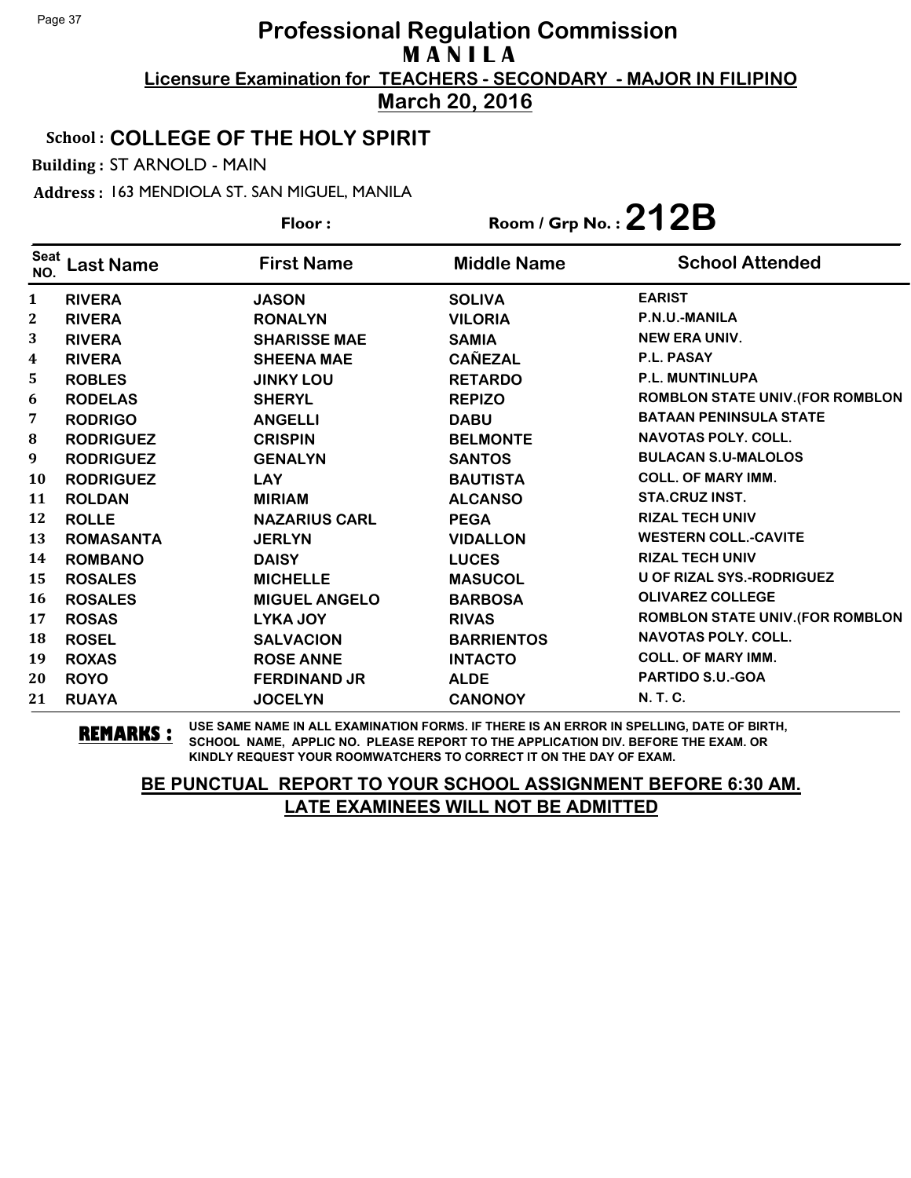# Professional Regulation Commission
## M A N I L A
### Licensure Examination for TEACHERS - SECONDARY - MAJOR IN FILIPINO
### March 20, 2016

**School : COLLEGE OF THE HOLY SPIRIT**

**Building :** ST ARNOLD - MAIN

**Address :** 163 MENDIOLA ST. SAN MIGUEL, MANILA

**Floor :** **Room / Grp No. : 212B**

| Seat NO. | Last Name | First Name | Middle Name | School Attended |
|---|---|---|---|---|
| 1 | RIVERA | JASON | SOLIVA | EARIST |
| 2 | RIVERA | RONALYN | VILORIA | P.N.U.-MANILA |
| 3 | RIVERA | SHARISSE MAE | SAMIA | NEW ERA UNIV. |
| 4 | RIVERA | SHEENA MAE | CAÑEZAL | P.L. PASAY |
| 5 | ROBLES | JINKY LOU | RETARDO | P.L. MUNTINLUPA |
| 6 | RODELAS | SHERYL | REPIZO | ROMBLON STATE UNIV.(FOR ROMBLON |
| 7 | RODRIGO | ANGELLI | DABU | BATAAN PENINSULA STATE |
| 8 | RODRIGUEZ | CRISPIN | BELMONTE | NAVOTAS POLY. COLL. |
| 9 | RODRIGUEZ | GENALYN | SANTOS | BULACAN S.U-MALOLOS |
| 10 | RODRIGUEZ | LAY | BAUTISTA | COLL. OF MARY IMM. |
| 11 | ROLDAN | MIRIAM | ALCANSO | STA.CRUZ INST. |
| 12 | ROLLE | NAZARIUS CARL | PEGA | RIZAL TECH UNIV |
| 13 | ROMASANTA | JERLYN | VIDALLON | WESTERN COLL.-CAVITE |
| 14 | ROMBANO | DAISY | LUCES | RIZAL TECH UNIV |
| 15 | ROSALES | MICHELLE | MASUCOL | U OF RIZAL SYS.-RODRIGUEZ |
| 16 | ROSALES | MIGUEL ANGELO | BARBOSA | OLIVAREZ COLLEGE |
| 17 | ROSAS | LYKA JOY | RIVAS | ROMBLON STATE UNIV.(FOR ROMBLON |
| 18 | ROSEL | SALVACION | BARRIENTOS | NAVOTAS POLY. COLL. |
| 19 | ROXAS | ROSE ANNE | INTACTO | COLL. OF MARY IMM. |
| 20 | ROYO | FERDINAND JR | ALDE | PARTIDO S.U.-GOA |
| 21 | RUAYA | JOCELYN | CANONOY | N. T. C. |

**REMARKS :** USE SAME NAME IN ALL EXAMINATION FORMS. IF THERE IS AN ERROR IN SPELLING, DATE OF BIRTH, SCHOOL NAME, APPLIC NO. PLEASE REPORT TO THE APPLICATION DIV. BEFORE THE EXAM. OR KINDLY REQUEST YOUR ROOMWATCHERS TO CORRECT IT ON THE DAY OF EXAM.

**BE PUNCTUAL REPORT TO YOUR SCHOOL ASSIGNMENT BEFORE 6:30 AM.**
**LATE EXAMINEES WILL NOT BE ADMITTED**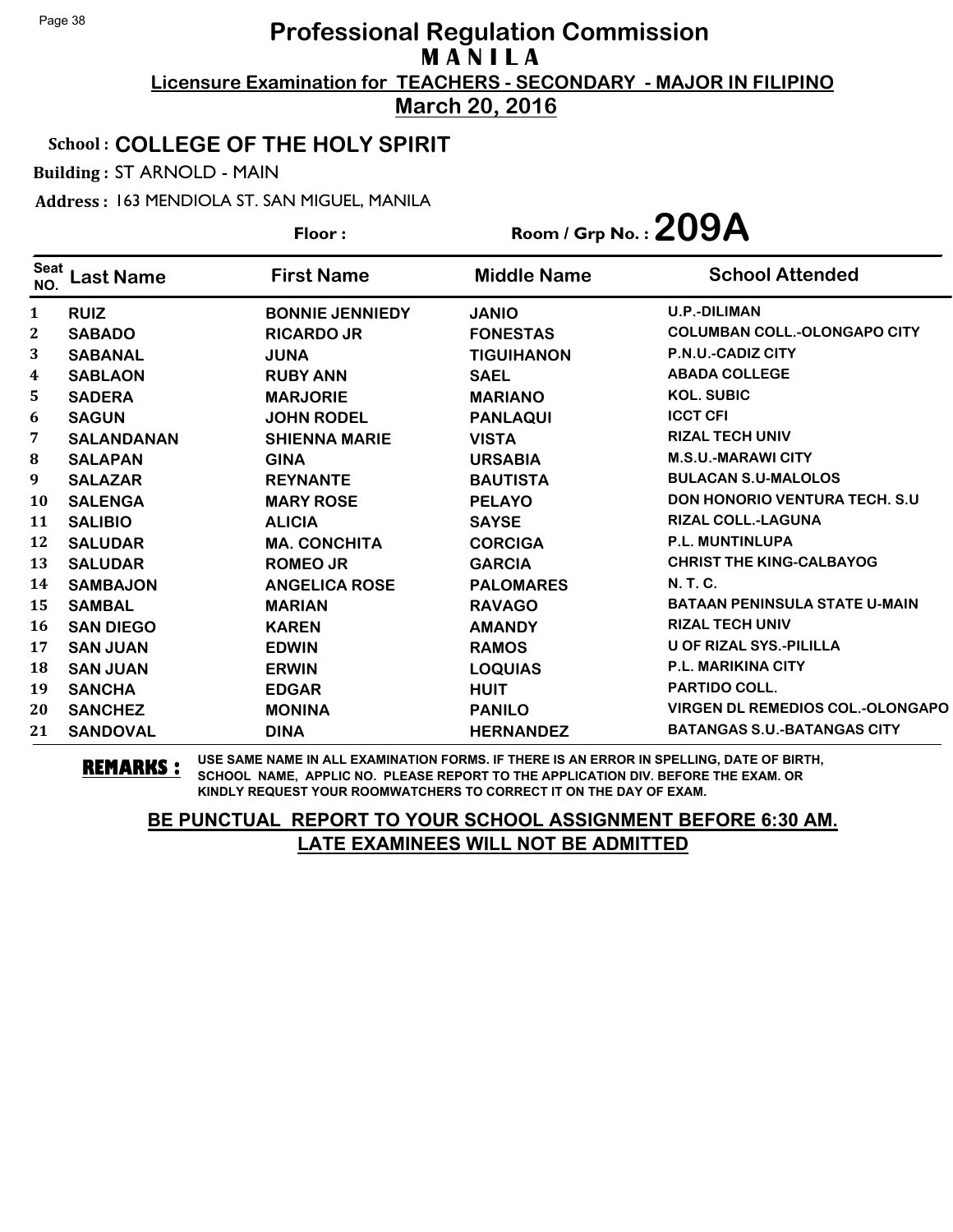# Professional Regulation Commission
## M A N I L A
### Licensure Examination for TEACHERS - SECONDARY - MAJOR IN FILIPINO
### March 20, 2016

**School : COLLEGE OF THE HOLY SPIRIT**

**Building :** ST ARNOLD - MAIN

**Address :** 163 MENDIOLA ST. SAN MIGUEL, MANILA

**Floor :** **Room / Grp No. : 209A**

| Seat NO. | Last Name | First Name | Middle Name | School Attended |
|---|---|---|---|---|
| 1 | RUIZ | BONNIE JENNIEDY | JANIO | U.P.-DILIMAN |
| 2 | SABADO | RICARDO JR | FONESTAS | COLUMBAN COLL.-OLONGAPO CITY |
| 3 | SABANAL | JUNA | TIGUIHANON | P.N.U.-CADIZ CITY |
| 4 | SABLAON | RUBY ANN | SAEL | ABADA COLLEGE |
| 5 | SADERA | MARJORIE | MARIANO | KOL. SUBIC |
| 6 | SAGUN | JOHN RODEL | PANLAQUI | ICCT CFI |
| 7 | SALANDANAN | SHIENNA MARIE | VISTA | RIZAL TECH UNIV |
| 8 | SALAPAN | GINA | URSABIA | M.S.U.-MARAWI CITY |
| 9 | SALAZAR | REYNANTE | BAUTISTA | BULACAN S.U-MALOLOS |
| 10 | SALENGA | MARY ROSE | PELAYO | DON HONORIO VENTURA TECH. S.U |
| 11 | SALIBIO | ALICIA | SAYSE | RIZAL COLL.-LAGUNA |
| 12 | SALUDAR | MA. CONCHITA | CORCIGA | P.L. MUNTINLUPA |
| 13 | SALUDAR | ROMEO JR | GARCIA | CHRIST THE KING-CALBAYOG |
| 14 | SAMBAJON | ANGELICA ROSE | PALOMARES | N. T. C. |
| 15 | SAMBAL | MARIAN | RAVAGO | BATAAN PENINSULA STATE U-MAIN |
| 16 | SAN DIEGO | KAREN | AMANDY | RIZAL TECH UNIV |
| 17 | SAN JUAN | EDWIN | RAMOS | U OF RIZAL SYS.-PILILLA |
| 18 | SAN JUAN | ERWIN | LOQUIAS | P.L. MARIKINA CITY |
| 19 | SANCHA | EDGAR | HUIT | PARTIDO COLL. |
| 20 | SANCHEZ | MONINA | PANILO | VIRGEN DL REMEDIOS COL.-OLONGAPO |
| 21 | SANDOVAL | DINA | HERNANDEZ | BATANGAS S.U.-BATANGAS CITY |

**REMARKS :** USE SAME NAME IN ALL EXAMINATION FORMS. IF THERE IS AN ERROR IN SPELLING, DATE OF BIRTH, SCHOOL NAME, APPLIC NO. PLEASE REPORT TO THE APPLICATION DIV. BEFORE THE EXAM. OR KINDLY REQUEST YOUR ROOMWATCHERS TO CORRECT IT ON THE DAY OF EXAM.

**BE PUNCTUAL REPORT TO YOUR SCHOOL ASSIGNMENT BEFORE 6:30 AM. LATE EXAMINEES WILL NOT BE ADMITTED**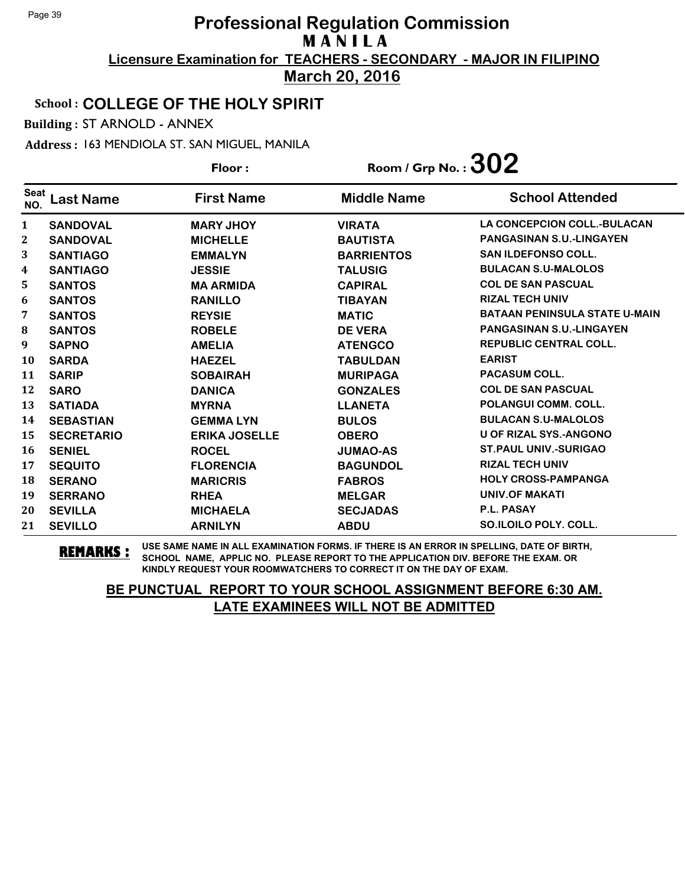# Professional Regulation Commission
## M A N I L A
### Licensure Examination for TEACHERS - SECONDARY - MAJOR IN FILIPINO
### March 20, 2016

**School : COLLEGE OF THE HOLY SPIRIT**

**Building :** ST ARNOLD - ANNEX

**Address :** 163 MENDIOLA ST. SAN MIGUEL, MANILA

**Floor :** 

**Room / Grp No. : 302**

| Seat NO. | Last Name | First Name | Middle Name | School Attended |
|---|---|---|---|---|
| 1 | SANDOVAL | MARY JHOY | VIRATA | LA CONCEPCION COLL.-BULACAN |
| 2 | SANDOVAL | MICHELLE | BAUTISTA | PANGASINAN S.U.-LINGAYEN |
| 3 | SANTIAGO | EMMALYN | BARRIENTOS | SAN ILDEFONSO COLL. |
| 4 | SANTIAGO | JESSIE | TALUSIG | BULACAN S.U-MALOLOS |
| 5 | SANTOS | MA ARMIDA | CAPIRAL | COL DE SAN PASCUAL |
| 6 | SANTOS | RANILLO | TIBAYAN | RIZAL TECH UNIV |
| 7 | SANTOS | REYSIE | MATIC | BATAAN PENINSULA STATE U-MAIN |
| 8 | SANTOS | ROBELE | DE VERA | PANGASINAN S.U.-LINGAYEN |
| 9 | SAPNO | AMELIA | ATENGCO | REPUBLIC CENTRAL COLL. |
| 10 | SARDA | HAEZEL | TABULDAN | EARIST |
| 11 | SARIP | SOBAIRAH | MURIPAGA | PACASUM COLL. |
| 12 | SARO | DANICA | GONZALES | COL DE SAN PASCUAL |
| 13 | SATIADA | MYRNA | LLANETA | POLANGUI COMM. COLL. |
| 14 | SEBASTIAN | GEMMA LYN | BULOS | BULACAN S.U-MALOLOS |
| 15 | SECRETARIO | ERIKA JOSELLE | OBERO | U OF RIZAL SYS.-ANGONO |
| 16 | SENIEL | ROCEL | JUMAO-AS | ST.PAUL UNIV.-SURIGAO |
| 17 | SEQUITO | FLORENCIA | BAGUNDOL | RIZAL TECH UNIV |
| 18 | SERANO | MARICRIS | FABROS | HOLY CROSS-PAMPANGA |
| 19 | SERRANO | RHEA | MELGAR | UNIV.OF MAKATI |
| 20 | SEVILLA | MICHAELA | SECJADAS | P.L. PASAY |
| 21 | SEVILLO | ARNILYN | ABDU | SO.ILOILO POLY. COLL. |

**REMARKS :** USE SAME NAME IN ALL EXAMINATION FORMS. IF THERE IS AN ERROR IN SPELLING, DATE OF BIRTH, SCHOOL NAME, APPLIC NO. PLEASE REPORT TO THE APPLICATION DIV. BEFORE THE EXAM. OR KINDLY REQUEST YOUR ROOMWATCHERS TO CORRECT IT ON THE DAY OF EXAM.

**BE PUNCTUAL REPORT TO YOUR SCHOOL ASSIGNMENT BEFORE 6:30 AM.**
**LATE EXAMINEES WILL NOT BE ADMITTED**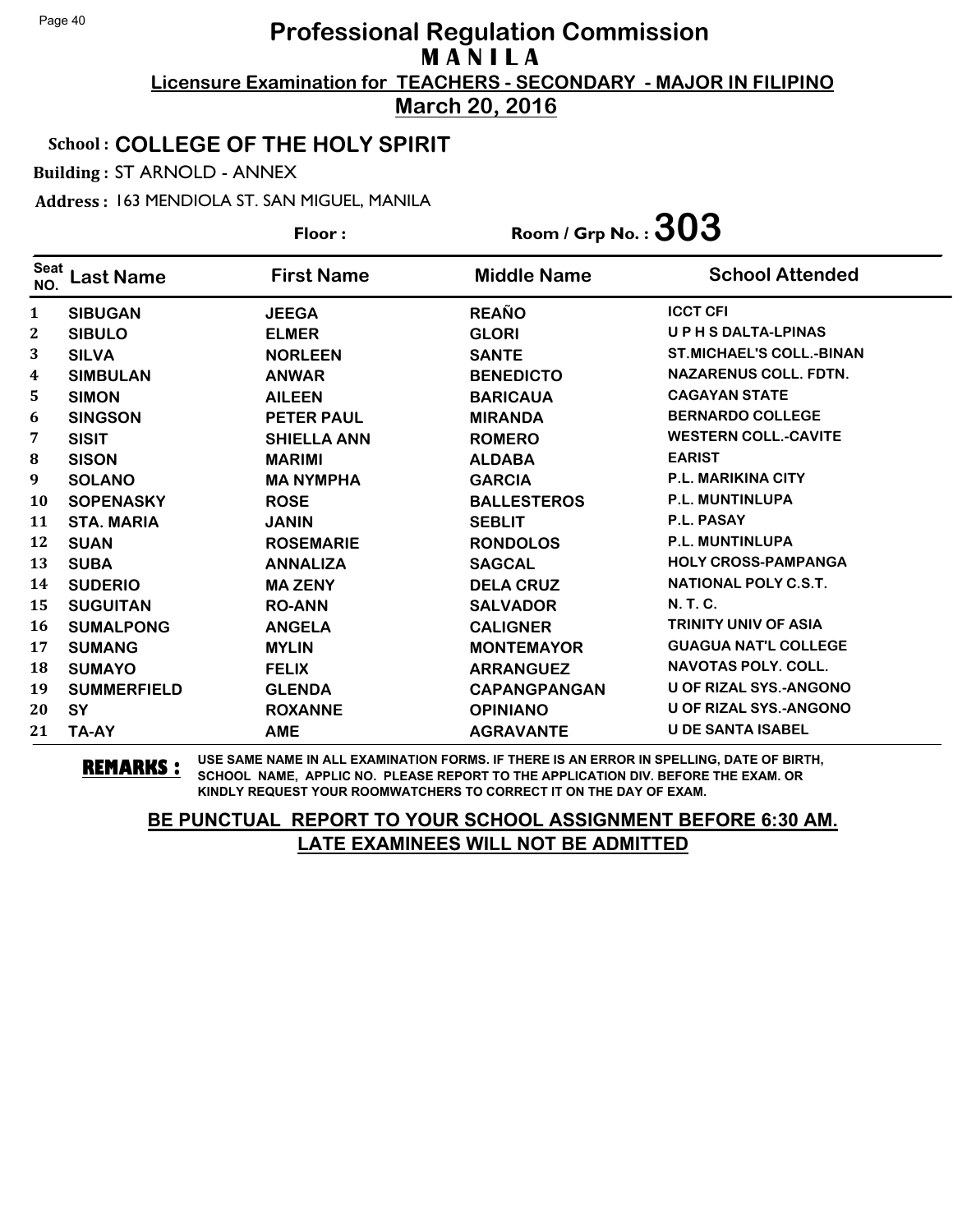# Professional Regulation Commission
## M A N I L A
### Licensure Examination for TEACHERS - SECONDARY - MAJOR IN FILIPINO
### March 20, 2016

**School : COLLEGE OF THE HOLY SPIRIT**

**Building :** ST ARNOLD - ANNEX

**Address :** 163 MENDIOLA ST. SAN MIGUEL, MANILA

**Floor :** 

**Room / Grp No. : 303**

| Seat NO. | Last Name | First Name | Middle Name | School Attended |
|---|---|---|---|---|
| 1 | SIBUGAN | JEEGA | REAÑO | ICCT CFI |
| 2 | SIBULO | ELMER | GLORI | U P H S DALTA-LPINAS |
| 3 | SILVA | NORLEEN | SANTE | ST.MICHAEL'S COLL.-BINAN |
| 4 | SIMBULAN | ANWAR | BENEDICTO | NAZARENUS COLL. FDTN. |
| 5 | SIMON | AILEEN | BARICAUA | CAGAYAN STATE |
| 6 | SINGSON | PETER PAUL | MIRANDA | BERNARDO COLLEGE |
| 7 | SISIT | SHIELLA ANN | ROMERO | WESTERN COLL.-CAVITE |
| 8 | SISON | MARIMI | ALDABA | EARIST |
| 9 | SOLANO | MA NYMPHA | GARCIA | P.L. MARIKINA CITY |
| 10 | SOPENASKY | ROSE | BALLESTEROS | P.L. MUNTINLUPA |
| 11 | STA. MARIA | JANIN | SEBLIT | P.L. PASAY |
| 12 | SUAN | ROSEMARIE | RONDOLOS | P.L. MUNTINLUPA |
| 13 | SUBA | ANNALIZA | SAGCAL | HOLY CROSS-PAMPANGA |
| 14 | SUDERIO | MA ZENY | DELA CRUZ | NATIONAL POLY C.S.T. |
| 15 | SUGUITAN | RO-ANN | SALVADOR | N. T. C. |
| 16 | SUMALPONG | ANGELA | CALIGNER | TRINITY UNIV OF ASIA |
| 17 | SUMANG | MYLIN | MONTEMAYOR | GUAGUA NAT'L COLLEGE |
| 18 | SUMAYO | FELIX | ARRANGUEZ | NAVOTAS POLY. COLL. |
| 19 | SUMMERFIELD | GLENDA | CAPANGPANGAN | U OF RIZAL SYS.-ANGONO |
| 20 | SY | ROXANNE | OPINIANO | U OF RIZAL SYS.-ANGONO |
| 21 | TA-AY | AME | AGRAVANTE | U DE SANTA ISABEL |

**REMARKS :** USE SAME NAME IN ALL EXAMINATION FORMS. IF THERE IS AN ERROR IN SPELLING, DATE OF BIRTH, SCHOOL NAME, APPLIC NO. PLEASE REPORT TO THE APPLICATION DIV. BEFORE THE EXAM. OR KINDLY REQUEST YOUR ROOMWATCHERS TO CORRECT IT ON THE DAY OF EXAM.

**BE PUNCTUAL REPORT TO YOUR SCHOOL ASSIGNMENT BEFORE 6:30 AM. LATE EXAMINEES WILL NOT BE ADMITTED**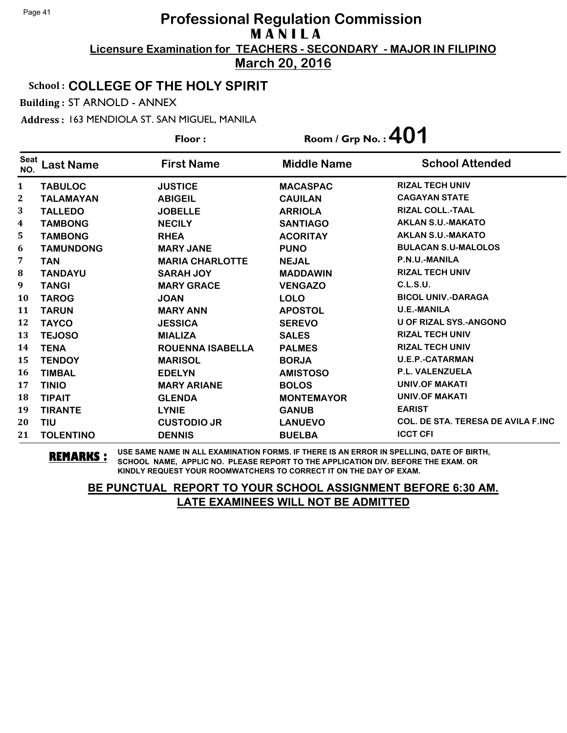# Professional Regulation Commission
## MANILA
### Licensure Examination for TEACHERS - SECONDARY - MAJOR IN FILIPINO
### March 20, 2016

**School : COLLEGE OF THE HOLY SPIRIT**

**Building :** ST ARNOLD - ANNEX

**Address :** 163 MENDIOLA ST. SAN MIGUEL, MANILA

**Floor :** 

**Room / Grp No. : 401**

| Seat NO. | Last Name | First Name | Middle Name | School Attended |
|---|---|---|---|---|
| 1 | TABULOC | JUSTICE | MACASPAC | RIZAL TECH UNIV |
| 2 | TALAMAYAN | ABIGEIL | CAUILAN | CAGAYAN STATE |
| 3 | TALLEDO | JOBELLE | ARRIOLA | RIZAL COLL.-TAAL |
| 4 | TAMBONG | NECILY | SANTIAGO | AKLAN S.U.-MAKATO |
| 5 | TAMBONG | RHEA | ACORITAY | AKLAN S.U.-MAKATO |
| 6 | TAMUNDONG | MARY JANE | PUNO | BULACAN S.U-MALOLOS |
| 7 | TAN | MARIA CHARLOTTE | NEJAL | P.N.U.-MANILA |
| 8 | TANDAYU | SARAH JOY | MADDAWIN | RIZAL TECH UNIV |
| 9 | TANGI | MARY GRACE | VENGAZO | C.L.S.U. |
| 10 | TAROG | JOAN | LOLO | BICOL UNIV.-DARAGA |
| 11 | TARUN | MARY ANN | APOSTOL | U.E.-MANILA |
| 12 | TAYCO | JESSICA | SEREVO | U OF RIZAL SYS.-ANGONO |
| 13 | TEJOSO | MIALIZA | SALES | RIZAL TECH UNIV |
| 14 | TENA | ROUENNA ISABELLA | PALMES | RIZAL TECH UNIV |
| 15 | TENDOY | MARISOL | BORJA | U.E.P.-CATARMAN |
| 16 | TIMBAL | EDELYN | AMISTOSO | P.L. VALENZUELA |
| 17 | TINIO | MARY ARIANE | BOLOS | UNIV.OF MAKATI |
| 18 | TIPAIT | GLENDA | MONTEMAYOR | UNIV.OF MAKATI |
| 19 | TIRANTE | LYNIE | GANUB | EARIST |
| 20 | TIU | CUSTODIO JR | LANUEVO | COL. DE STA. TERESA DE AVILA F.INC |
| 21 | TOLENTINO | DENNIS | BUELBA | ICCT CFI |

**REMARKS :** USE SAME NAME IN ALL EXAMINATION FORMS. IF THERE IS AN ERROR IN SPELLING, DATE OF BIRTH, SCHOOL NAME, APPLIC NO. PLEASE REPORT TO THE APPLICATION DIV. BEFORE THE EXAM. OR KINDLY REQUEST YOUR ROOMWATCHERS TO CORRECT IT ON THE DAY OF EXAM.

**BE PUNCTUAL REPORT TO YOUR SCHOOL ASSIGNMENT BEFORE 6:30 AM.**
**LATE EXAMINEES WILL NOT BE ADMITTED**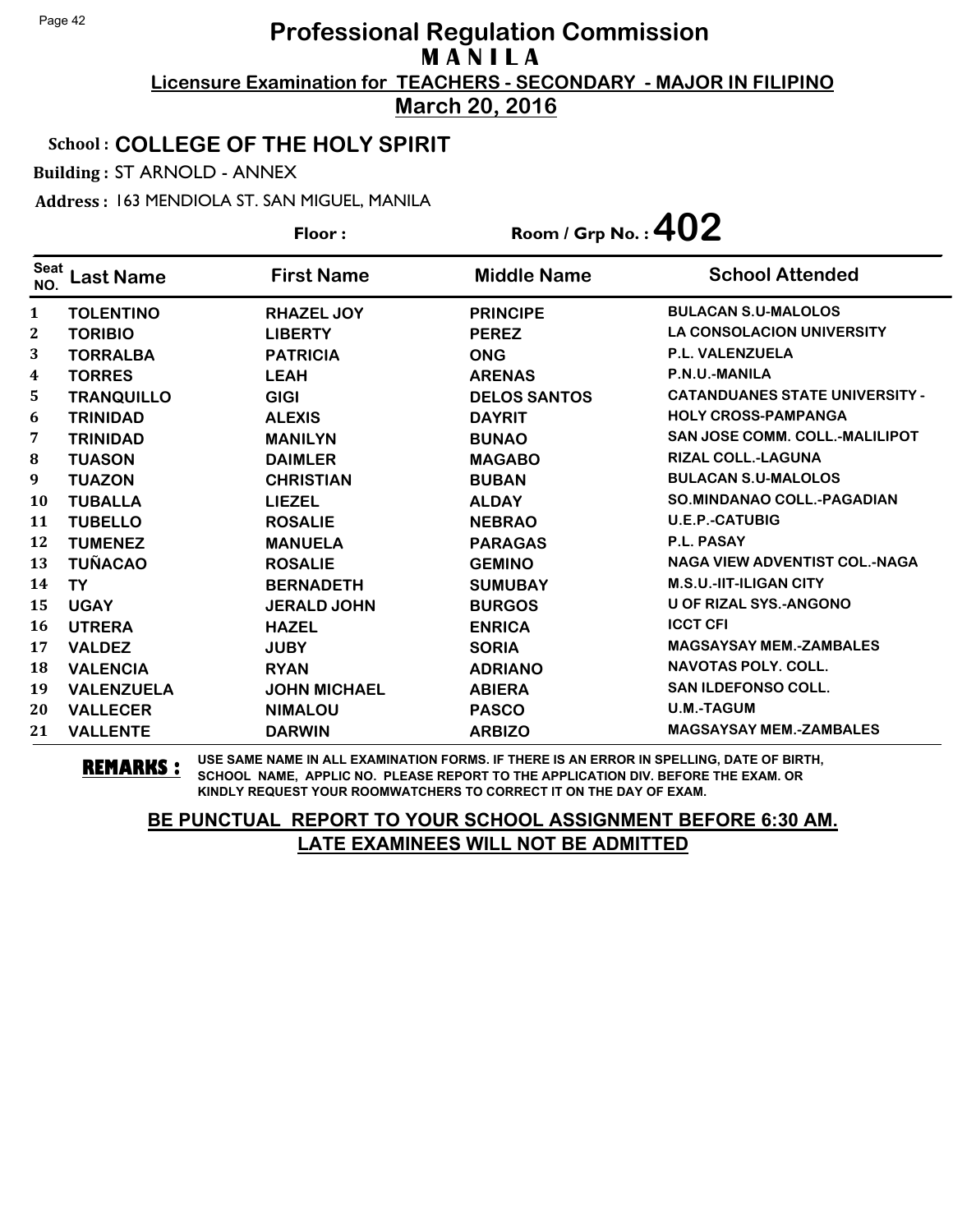# Professional Regulation Commission
## M A N I L A
### Licensure Examination for TEACHERS - SECONDARY - MAJOR IN FILIPINO
### March 20, 2016

**School : COLLEGE OF THE HOLY SPIRIT**

**Building :** ST ARNOLD - ANNEX

**Address :** 163 MENDIOLA ST. SAN MIGUEL, MANILA

**Floor :** **Room / Grp No. : 402**

| Seat NO. | Last Name | First Name | Middle Name | School Attended |
|---|---|---|---|---|
| 1 | TOLENTINO | RHAZEL JOY | PRINCIPE | BULACAN S.U-MALOLOS |
| 2 | TORIBIO | LIBERTY | PEREZ | LA CONSOLACION UNIVERSITY |
| 3 | TORRALBA | PATRICIA | ONG | P.L. VALENZUELA |
| 4 | TORRES | LEAH | ARENAS | P.N.U.-MANILA |
| 5 | TRANQUILLO | GIGI | DELOS SANTOS | CATANDUANES STATE UNIVERSITY - |
| 6 | TRINIDAD | ALEXIS | DAYRIT | HOLY CROSS-PAMPANGA |
| 7 | TRINIDAD | MANILYN | BUNAO | SAN JOSE COMM. COLL.-MALILIPOT |
| 8 | TUASON | DAIMLER | MAGABO | RIZAL COLL.-LAGUNA |
| 9 | TUAZON | CHRISTIAN | BUBAN | BULACAN S.U-MALOLOS |
| 10 | TUBALLA | LIEZEL | ALDAY | SO.MINDANAO COLL.-PAGADIAN |
| 11 | TUBELLO | ROSALIE | NEBRAO | U.E.P.-CATUBIG |
| 12 | TUMENEZ | MANUELA | PARAGAS | P.L. PASAY |
| 13 | TUÑACAO | ROSALIE | GEMINO | NAGA VIEW ADVENTIST COL.-NAGA |
| 14 | TY | BERNADETH | SUMUBAY | M.S.U.-IIT-ILIGAN CITY |
| 15 | UGAY | JERALD JOHN | BURGOS | U OF RIZAL SYS.-ANGONO |
| 16 | UTRERA | HAZEL | ENRICA | ICCT CFI |
| 17 | VALDEZ | JUBY | SORIA | MAGSAYSAY MEM.-ZAMBALES |
| 18 | VALENCIA | RYAN | ADRIANO | NAVOTAS POLY. COLL. |
| 19 | VALENZUELA | JOHN MICHAEL | ABIERA | SAN ILDEFONSO COLL. |
| 20 | VALLECER | NIMALOU | PASCO | U.M.-TAGUM |
| 21 | VALLENTE | DARWIN | ARBIZO | MAGSAYSAY MEM.-ZAMBALES |

**REMARKS :** USE SAME NAME IN ALL EXAMINATION FORMS. IF THERE IS AN ERROR IN SPELLING, DATE OF BIRTH, SCHOOL NAME, APPLIC NO. PLEASE REPORT TO THE APPLICATION DIV. BEFORE THE EXAM. OR KINDLY REQUEST YOUR ROOMWATCHERS TO CORRECT IT ON THE DAY OF EXAM.

**BE PUNCTUAL REPORT TO YOUR SCHOOL ASSIGNMENT BEFORE 6:30 AM.**
**LATE EXAMINEES WILL NOT BE ADMITTED**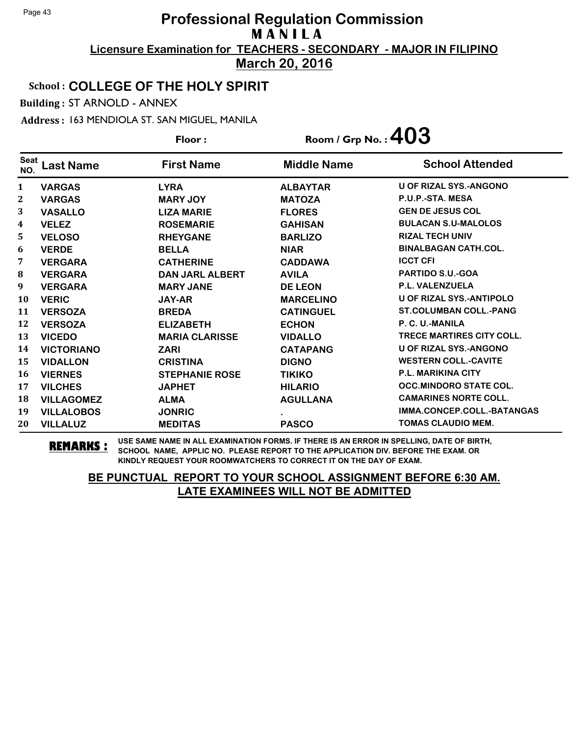# Professional Regulation Commission
## M A N I L A
**Licensure Examination for TEACHERS - SECONDARY - MAJOR IN FILIPINO**

**March 20, 2016**

School : **COLLEGE OF THE HOLY SPIRIT**

Building : ST ARNOLD - ANNEX

Address : 163 MENDIOLA ST. SAN MIGUEL, MANILA

Floor :

Room / Grp No. : **403**

| Seat NO. | Last Name | First Name | Middle Name | School Attended |
|---|---|---|---|---|
| 1 | VARGAS | LYRA | ALBAYTAR | U OF RIZAL SYS.-ANGONO |
| 2 | VARGAS | MARY JOY | MATOZA | P.U.P.-STA. MESA |
| 3 | VASALLO | LIZA MARIE | FLORES | GEN DE JESUS COL |
| 4 | VELEZ | ROSEMARIE | GAHISAN | BULACAN S.U-MALOLOS |
| 5 | VELOSO | RHEYGANE | BARLIZO | RIZAL TECH UNIV |
| 6 | VERDE | BELLA | NIAR | BINALBAGAN CATH.COL. |
| 7 | VERGARA | CATHERINE | CADDAWA | ICCT CFI |
| 8 | VERGARA | DAN JARL ALBERT | AVILA | PARTIDO S.U.-GOA |
| 9 | VERGARA | MARY JANE | DE LEON | P.L. VALENZUELA |
| 10 | VERIC | JAY-AR | MARCELINO | U OF RIZAL SYS.-ANTIPOLO |
| 11 | VERSOZA | BREDA | CATINGUEL | ST.COLUMBAN COLL.-PANG |
| 12 | VERSOZA | ELIZABETH | ECHON | P. C. U.-MANILA |
| 13 | VICEDO | MARIA CLARISSE | VIDALLO | TRECE MARTIRES CITY COLL. |
| 14 | VICTORIANO | ZARI | CATAPANG | U OF RIZAL SYS.-ANGONO |
| 15 | VIDALLON | CRISTINA | DIGNO | WESTERN COLL.-CAVITE |
| 16 | VIERNES | STEPHANIE ROSE | TIKIKO | P.L. MARIKINA CITY |
| 17 | VILCHES | JAPHET | HILARIO | OCC.MINDORO STATE COL. |
| 18 | VILLAGOMEZ | ALMA | AGULLANA | CAMARINES NORTE COLL. |
| 19 | VILLALOBOS | JONRIC | . | IMMA.CONCEP.COLL.-BATANGAS |
| 20 | VILLALUZ | MEDITAS | PASCO | TOMAS CLAUDIO MEM. |

**REMARKS :** USE SAME NAME IN ALL EXAMINATION FORMS. IF THERE IS AN ERROR IN SPELLING, DATE OF BIRTH, SCHOOL NAME, APPLIC NO. PLEASE REPORT TO THE APPLICATION DIV. BEFORE THE EXAM. OR KINDLY REQUEST YOUR ROOMWATCHERS TO CORRECT IT ON THE DAY OF EXAM.

**BE PUNCTUAL REPORT TO YOUR SCHOOL ASSIGNMENT BEFORE 6:30 AM. LATE EXAMINEES WILL NOT BE ADMITTED**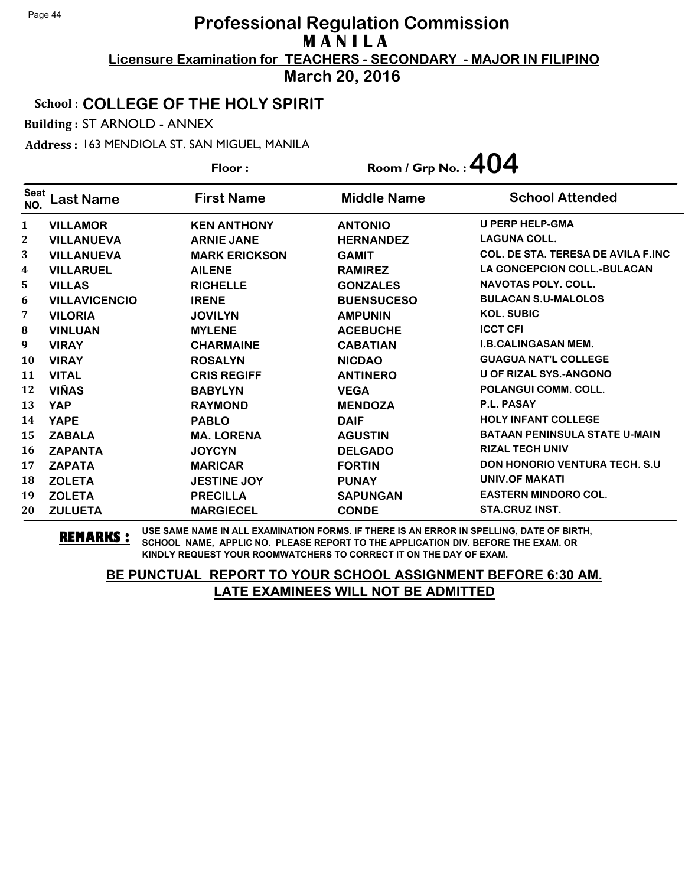# Professional Regulation Commission
## M A N I L A
### Licensure Examination for TEACHERS - SECONDARY - MAJOR IN FILIPINO
### March 20, 2016

**School : COLLEGE OF THE HOLY SPIRIT**

**Building :** ST ARNOLD - ANNEX

**Address :** 163 MENDIOLA ST. SAN MIGUEL, MANILA

**Floor :** **Room / Grp No. : 404**

| Seat NO. | Last Name | First Name | Middle Name | School Attended |
|---|---|---|---|---|
| 1 | VILLAMOR | KEN ANTHONY | ANTONIO | U PERP HELP-GMA |
| 2 | VILLANUEVA | ARNIE JANE | HERNANDEZ | LAGUNA COLL. |
| 3 | VILLANUEVA | MARK ERICKSON | GAMIT | COL. DE STA. TERESA DE AVILA F.INC |
| 4 | VILLARUEL | AILENE | RAMIREZ | LA CONCEPCION COLL.-BULACAN |
| 5 | VILLAS | RICHELLE | GONZALES | NAVOTAS POLY. COLL. |
| 6 | VILLAVICENCIO | IRENE | BUENSUCESO | BULACAN S.U-MALOLOS |
| 7 | VILORIA | JOVILYN | AMPUNIN | KOL. SUBIC |
| 8 | VINLUAN | MYLENE | ACEBUCHE | ICCT CFI |
| 9 | VIRAY | CHARMAINE | CABATIAN | I.B.CALINGASAN MEM. |
| 10 | VIRAY | ROSALYN | NICDAO | GUAGUA NAT'L COLLEGE |
| 11 | VITAL | CRIS REGIFF | ANTINERO | U OF RIZAL SYS.-ANGONO |
| 12 | VIÑAS | BABYLYN | VEGA | POLANGUI COMM. COLL. |
| 13 | YAP | RAYMOND | MENDOZA | P.L. PASAY |
| 14 | YAPE | PABLO | DAIF | HOLY INFANT COLLEGE |
| 15 | ZABALA | MA. LORENA | AGUSTIN | BATAAN PENINSULA STATE U-MAIN |
| 16 | ZAPANTA | JOYCYN | DELGADO | RIZAL TECH UNIV |
| 17 | ZAPATA | MARICAR | FORTIN | DON HONORIO VENTURA TECH. S.U |
| 18 | ZOLETA | JESTINE JOY | PUNAY | UNIV.OF MAKATI |
| 19 | ZOLETA | PRECILLA | SAPUNGAN | EASTERN MINDORO COL. |
| 20 | ZULUETA | MARGIECEL | CONDE | STA.CRUZ INST. |

**REMARKS :** USE SAME NAME IN ALL EXAMINATION FORMS. IF THERE IS AN ERROR IN SPELLING, DATE OF BIRTH, SCHOOL NAME, APPLIC NO. PLEASE REPORT TO THE APPLICATION DIV. BEFORE THE EXAM. OR KINDLY REQUEST YOUR ROOMWATCHERS TO CORRECT IT ON THE DAY OF EXAM.

**BE PUNCTUAL REPORT TO YOUR SCHOOL ASSIGNMENT BEFORE 6:30 AM. LATE EXAMINEES WILL NOT BE ADMITTED**